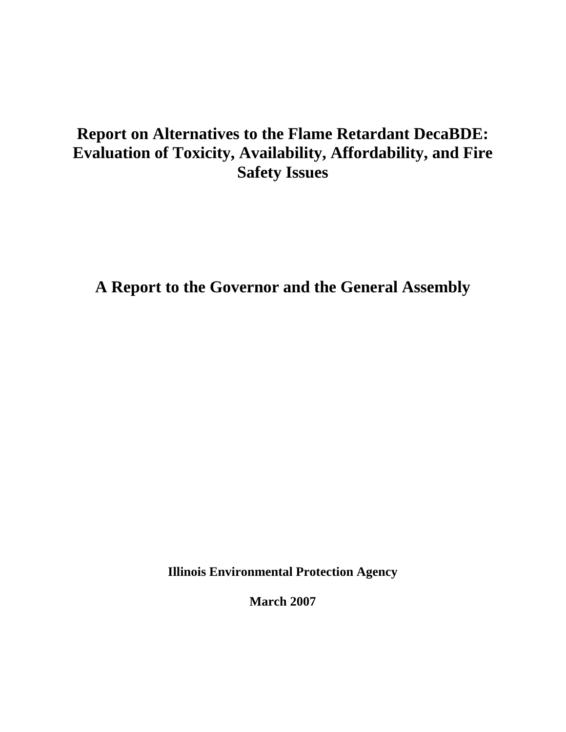# Report on Alternatives to the Flame Retardant DecaBDE: Evaluation of Toxicity, Availability, Affordability, and Fire Safety Issues

## A Report to the Governor and the General Assembly

**Illinois Environmental Protection Agency**

**March 2007**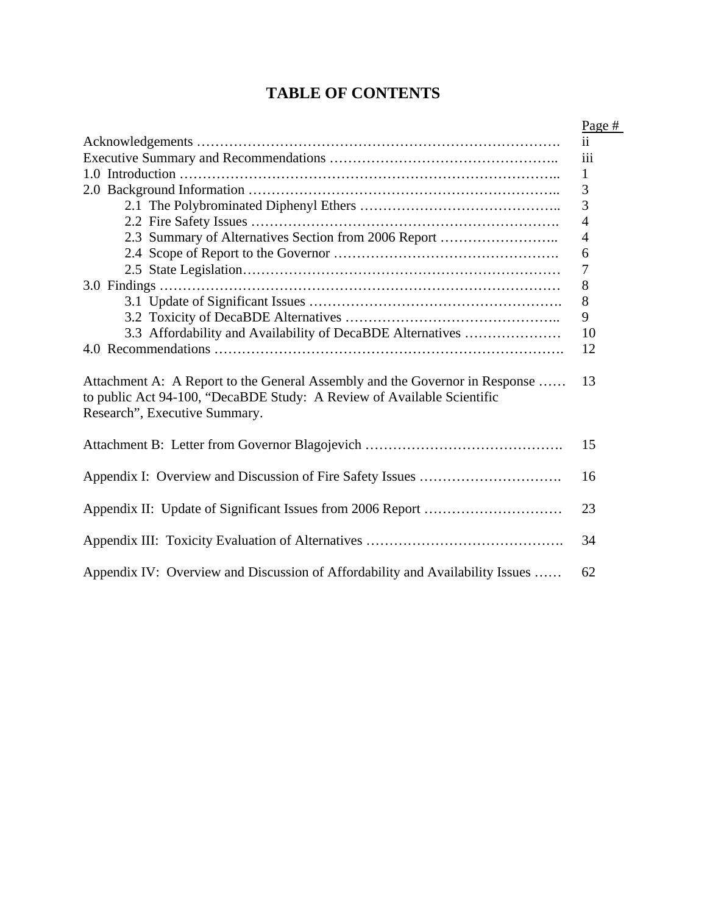# TABLE OF CONTENTS

| | Page # |
|---|---|
| Acknowledgements | ii |
| Executive Summary and Recommendations | iii |
| 1.0 Introduction | 1 |
| 2.0 Background Information | 3 |
| 2.1 The Polybrominated Diphenyl Ethers | 3 |
| 2.2 Fire Safety Issues | 4 |
| 2.3 Summary of Alternatives Section from 2006 Report | 4 |
| 2.4 Scope of Report to the Governor | 6 |
| 2.5 State Legislation | 7 |
| 3.0 Findings | 8 |
| 3.1 Update of Significant Issues | 8 |
| 3.2 Toxicity of DecaBDE Alternatives | 9 |
| 3.3 Affordability and Availability of DecaBDE Alternatives | 10 |
| 4.0 Recommendations | 12 |
| Attachment A: A Report to the General Assembly and the Governor in Response to public Act 94-100, "DecaBDE Study: A Review of Available Scientific Research", Executive Summary. | 13 |
| Attachment B: Letter from Governor Blagojevich | 15 |
| Appendix I: Overview and Discussion of Fire Safety Issues | 16 |
| Appendix II: Update of Significant Issues from 2006 Report | 23 |
| Appendix III: Toxicity Evaluation of Alternatives | 34 |
| Appendix IV: Overview and Discussion of Affordability and Availability Issues | 62 |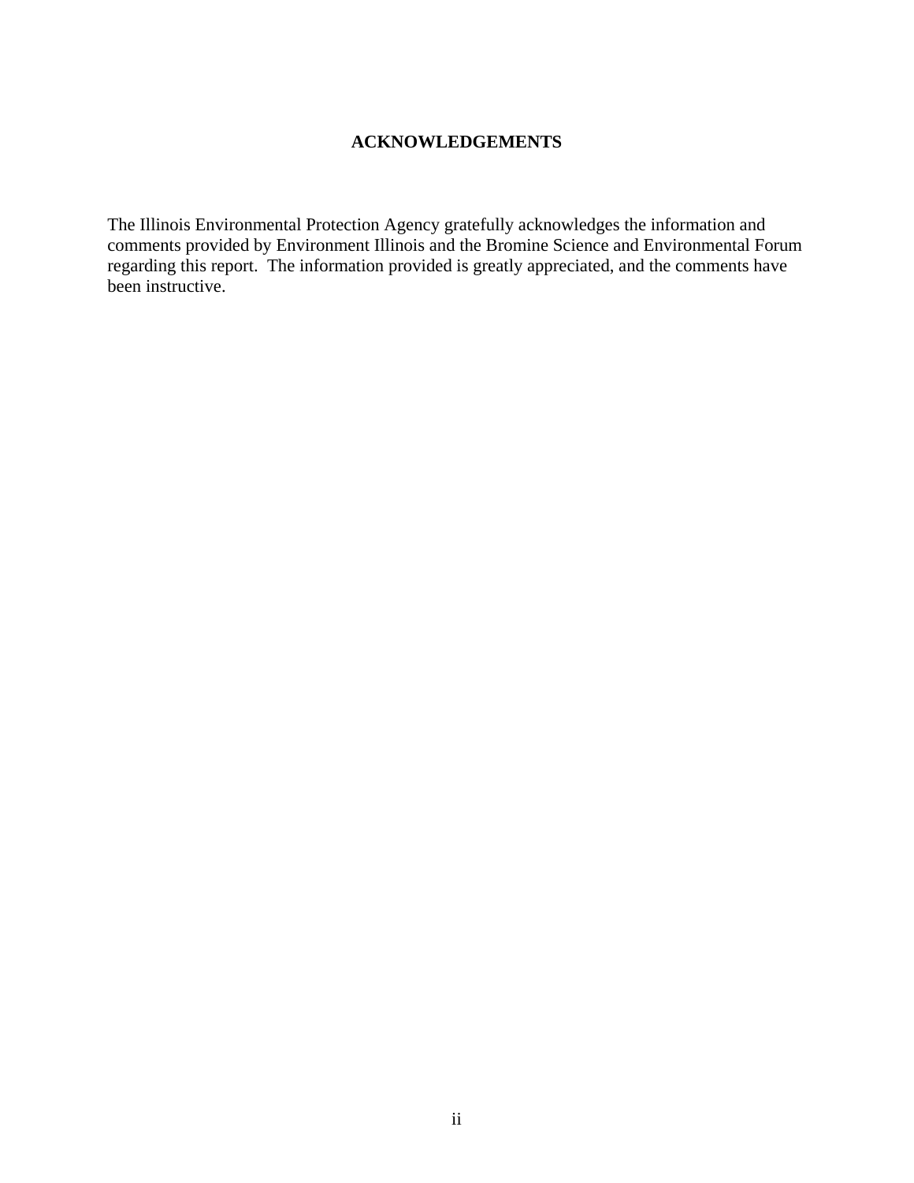# ACKNOWLEDGEMENTS

The Illinois Environmental Protection Agency gratefully acknowledges the information and comments provided by Environment Illinois and the Bromine Science and Environmental Forum regarding this report. The information provided is greatly appreciated, and the comments have been instructive.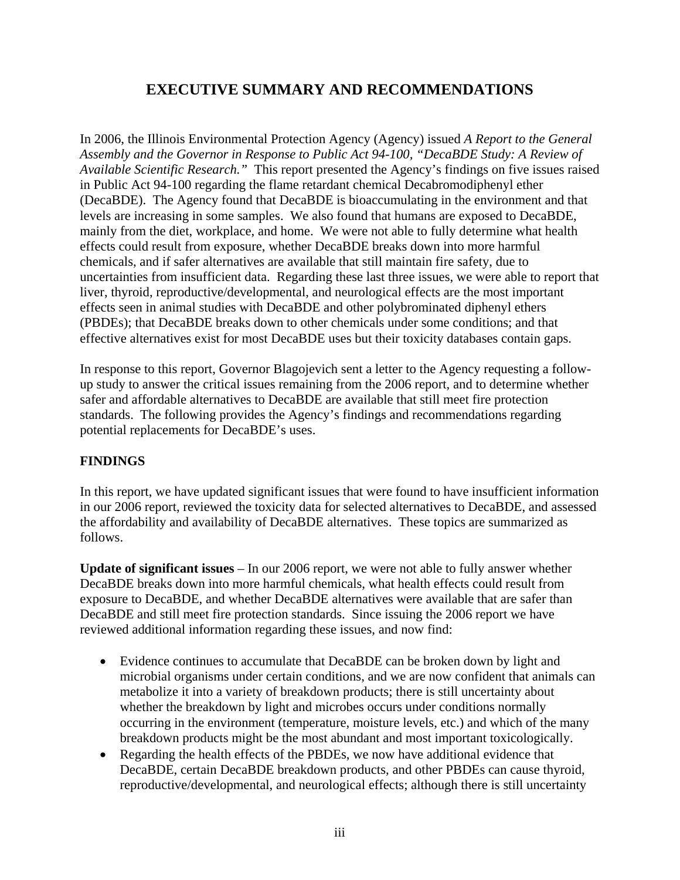# EXECUTIVE SUMMARY AND RECOMMENDATIONS

In 2006, the Illinois Environmental Protection Agency (Agency) issued *A Report to the General Assembly and the Governor in Response to Public Act 94-100, "DecaBDE Study: A Review of Available Scientific Research."* This report presented the Agency's findings on five issues raised in Public Act 94-100 regarding the flame retardant chemical Decabromodiphenyl ether (DecaBDE). The Agency found that DecaBDE is bioaccumulating in the environment and that levels are increasing in some samples. We also found that humans are exposed to DecaBDE, mainly from the diet, workplace, and home. We were not able to fully determine what health effects could result from exposure, whether DecaBDE breaks down into more harmful chemicals, and if safer alternatives are available that still maintain fire safety, due to uncertainties from insufficient data. Regarding these last three issues, we were able to report that liver, thyroid, reproductive/developmental, and neurological effects are the most important effects seen in animal studies with DecaBDE and other polybrominated diphenyl ethers (PBDEs); that DecaBDE breaks down to other chemicals under some conditions; and that effective alternatives exist for most DecaBDE uses but their toxicity databases contain gaps.

In response to this report, Governor Blagojevich sent a letter to the Agency requesting a follow-up study to answer the critical issues remaining from the 2006 report, and to determine whether safer and affordable alternatives to DecaBDE are available that still meet fire protection standards. The following provides the Agency's findings and recommendations regarding potential replacements for DecaBDE's uses.

## FINDINGS

In this report, we have updated significant issues that were found to have insufficient information in our 2006 report, reviewed the toxicity data for selected alternatives to DecaBDE, and assessed the affordability and availability of DecaBDE alternatives. These topics are summarized as follows.

**Update of significant issues** – In our 2006 report, we were not able to fully answer whether DecaBDE breaks down into more harmful chemicals, what health effects could result from exposure to DecaBDE, and whether DecaBDE alternatives were available that are safer than DecaBDE and still meet fire protection standards. Since issuing the 2006 report we have reviewed additional information regarding these issues, and now find:

- Evidence continues to accumulate that DecaBDE can be broken down by light and microbial organisms under certain conditions, and we are now confident that animals can metabolize it into a variety of breakdown products; there is still uncertainty about whether the breakdown by light and microbes occurs under conditions normally occurring in the environment (temperature, moisture levels, etc.) and which of the many breakdown products might be the most abundant and most important toxicologically.
- Regarding the health effects of the PBDEs, we now have additional evidence that DecaBDE, certain DecaBDE breakdown products, and other PBDEs can cause thyroid, reproductive/developmental, and neurological effects; although there is still uncertainty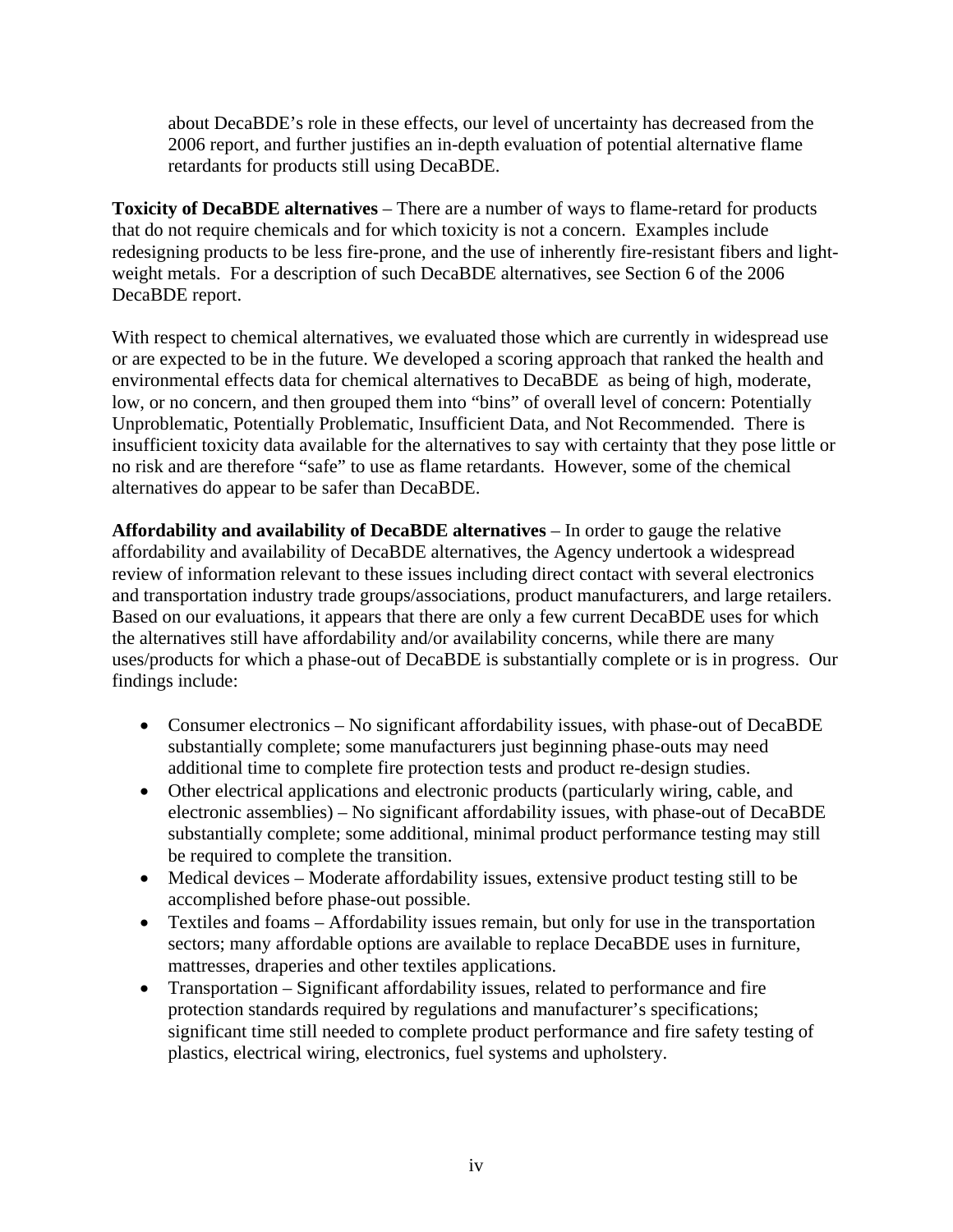about DecaBDE's role in these effects, our level of uncertainty has decreased from the 2006 report, and further justifies an in-depth evaluation of potential alternative flame retardants for products still using DecaBDE.

**Toxicity of DecaBDE alternatives** – There are a number of ways to flame-retard for products that do not require chemicals and for which toxicity is not a concern. Examples include redesigning products to be less fire-prone, and the use of inherently fire-resistant fibers and light-weight metals. For a description of such DecaBDE alternatives, see Section 6 of the 2006 DecaBDE report.

With respect to chemical alternatives, we evaluated those which are currently in widespread use or are expected to be in the future. We developed a scoring approach that ranked the health and environmental effects data for chemical alternatives to DecaBDE as being of high, moderate, low, or no concern, and then grouped them into "bins" of overall level of concern: Potentially Unproblematic, Potentially Problematic, Insufficient Data, and Not Recommended. There is insufficient toxicity data available for the alternatives to say with certainty that they pose little or no risk and are therefore "safe" to use as flame retardants. However, some of the chemical alternatives do appear to be safer than DecaBDE.

**Affordability and availability of DecaBDE alternatives** – In order to gauge the relative affordability and availability of DecaBDE alternatives, the Agency undertook a widespread review of information relevant to these issues including direct contact with several electronics and transportation industry trade groups/associations, product manufacturers, and large retailers. Based on our evaluations, it appears that there are only a few current DecaBDE uses for which the alternatives still have affordability and/or availability concerns, while there are many uses/products for which a phase-out of DecaBDE is substantially complete or is in progress. Our findings include:

- Consumer electronics – No significant affordability issues, with phase-out of DecaBDE substantially complete; some manufacturers just beginning phase-outs may need additional time to complete fire protection tests and product re-design studies.
- Other electrical applications and electronic products (particularly wiring, cable, and electronic assemblies) – No significant affordability issues, with phase-out of DecaBDE substantially complete; some additional, minimal product performance testing may still be required to complete the transition.
- Medical devices – Moderate affordability issues, extensive product testing still to be accomplished before phase-out possible.
- Textiles and foams – Affordability issues remain, but only for use in the transportation sectors; many affordable options are available to replace DecaBDE uses in furniture, mattresses, draperies and other textiles applications.
- Transportation – Significant affordability issues, related to performance and fire protection standards required by regulations and manufacturer's specifications; significant time still needed to complete product performance and fire safety testing of plastics, electrical wiring, electronics, fuel systems and upholstery.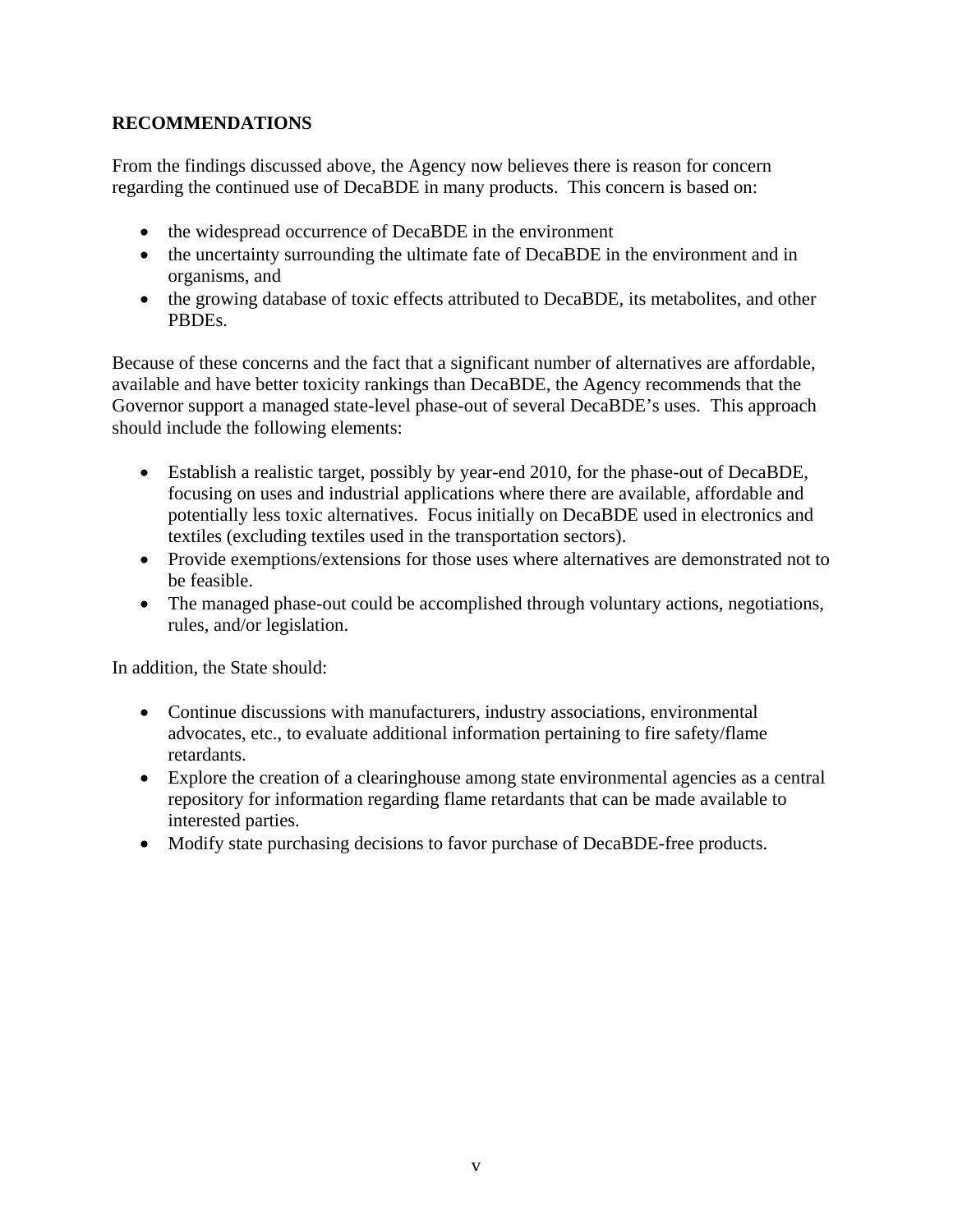## RECOMMENDATIONS

From the findings discussed above, the Agency now believes there is reason for concern regarding the continued use of DecaBDE in many products. This concern is based on:

- the widespread occurrence of DecaBDE in the environment
- the uncertainty surrounding the ultimate fate of DecaBDE in the environment and in organisms, and
- the growing database of toxic effects attributed to DecaBDE, its metabolites, and other PBDEs.

Because of these concerns and the fact that a significant number of alternatives are affordable, available and have better toxicity rankings than DecaBDE, the Agency recommends that the Governor support a managed state-level phase-out of several DecaBDE's uses. This approach should include the following elements:

- Establish a realistic target, possibly by year-end 2010, for the phase-out of DecaBDE, focusing on uses and industrial applications where there are available, affordable and potentially less toxic alternatives. Focus initially on DecaBDE used in electronics and textiles (excluding textiles used in the transportation sectors).
- Provide exemptions/extensions for those uses where alternatives are demonstrated not to be feasible.
- The managed phase-out could be accomplished through voluntary actions, negotiations, rules, and/or legislation.

In addition, the State should:

- Continue discussions with manufacturers, industry associations, environmental advocates, etc., to evaluate additional information pertaining to fire safety/flame retardants.
- Explore the creation of a clearinghouse among state environmental agencies as a central repository for information regarding flame retardants that can be made available to interested parties.
- Modify state purchasing decisions to favor purchase of DecaBDE-free products.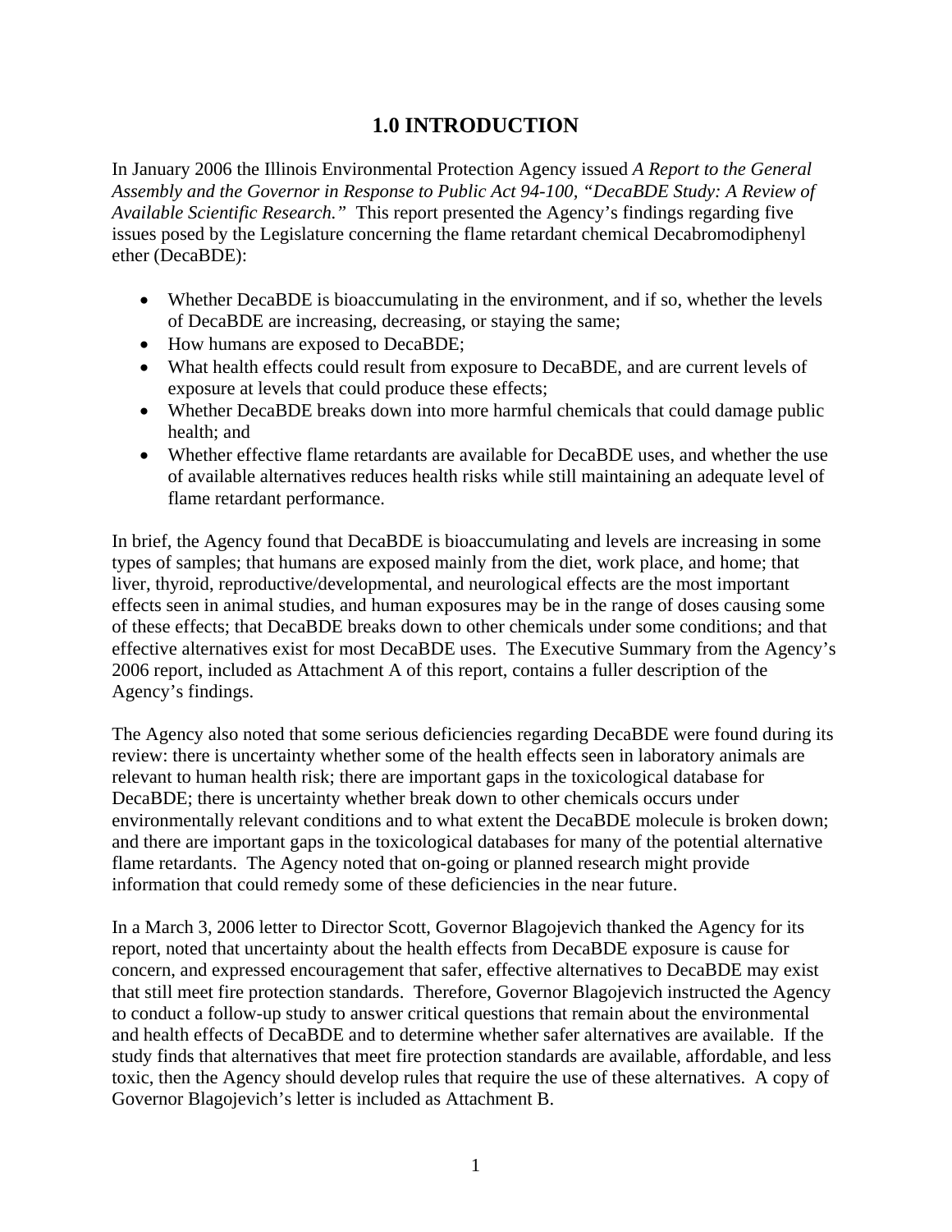# 1.0 INTRODUCTION

In January 2006 the Illinois Environmental Protection Agency issued *A Report to the General Assembly and the Governor in Response to Public Act 94-100, "DecaBDE Study: A Review of Available Scientific Research."* This report presented the Agency's findings regarding five issues posed by the Legislature concerning the flame retardant chemical Decabromodiphenyl ether (DecaBDE):

- Whether DecaBDE is bioaccumulating in the environment, and if so, whether the levels of DecaBDE are increasing, decreasing, or staying the same;
- How humans are exposed to DecaBDE;
- What health effects could result from exposure to DecaBDE, and are current levels of exposure at levels that could produce these effects;
- Whether DecaBDE breaks down into more harmful chemicals that could damage public health; and
- Whether effective flame retardants are available for DecaBDE uses, and whether the use of available alternatives reduces health risks while still maintaining an adequate level of flame retardant performance.

In brief, the Agency found that DecaBDE is bioaccumulating and levels are increasing in some types of samples; that humans are exposed mainly from the diet, work place, and home; that liver, thyroid, reproductive/developmental, and neurological effects are the most important effects seen in animal studies, and human exposures may be in the range of doses causing some of these effects; that DecaBDE breaks down to other chemicals under some conditions; and that effective alternatives exist for most DecaBDE uses. The Executive Summary from the Agency's 2006 report, included as Attachment A of this report, contains a fuller description of the Agency's findings.

The Agency also noted that some serious deficiencies regarding DecaBDE were found during its review: there is uncertainty whether some of the health effects seen in laboratory animals are relevant to human health risk; there are important gaps in the toxicological database for DecaBDE; there is uncertainty whether break down to other chemicals occurs under environmentally relevant conditions and to what extent the DecaBDE molecule is broken down; and there are important gaps in the toxicological databases for many of the potential alternative flame retardants. The Agency noted that on-going or planned research might provide information that could remedy some of these deficiencies in the near future.

In a March 3, 2006 letter to Director Scott, Governor Blagojevich thanked the Agency for its report, noted that uncertainty about the health effects from DecaBDE exposure is cause for concern, and expressed encouragement that safer, effective alternatives to DecaBDE may exist that still meet fire protection standards. Therefore, Governor Blagojevich instructed the Agency to conduct a follow-up study to answer critical questions that remain about the environmental and health effects of DecaBDE and to determine whether safer alternatives are available. If the study finds that alternatives that meet fire protection standards are available, affordable, and less toxic, then the Agency should develop rules that require the use of these alternatives. A copy of Governor Blagojevich's letter is included as Attachment B.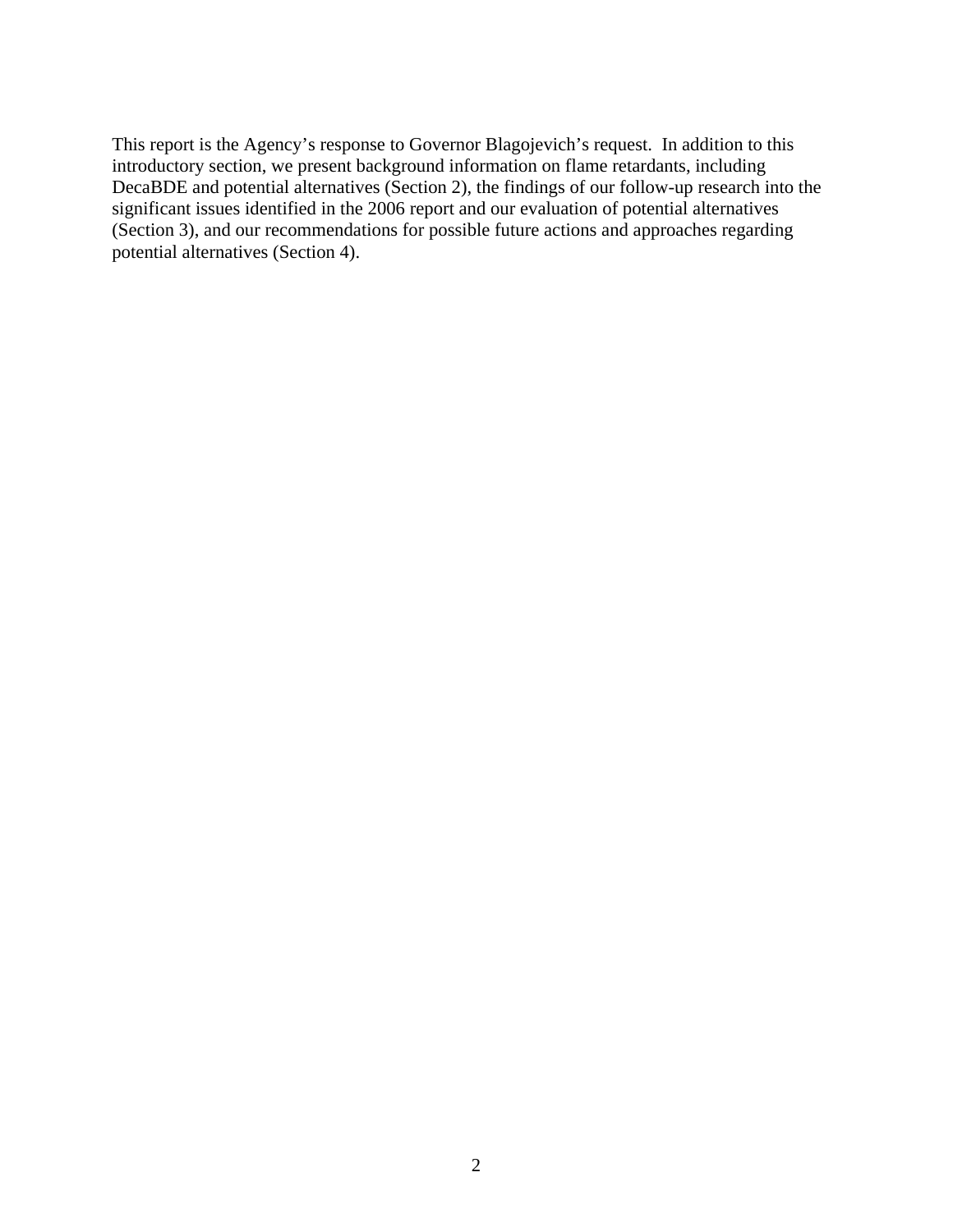This report is the Agency's response to Governor Blagojevich's request. In addition to this introductory section, we present background information on flame retardants, including DecaBDE and potential alternatives (Section 2), the findings of our follow-up research into the significant issues identified in the 2006 report and our evaluation of potential alternatives (Section 3), and our recommendations for possible future actions and approaches regarding potential alternatives (Section 4).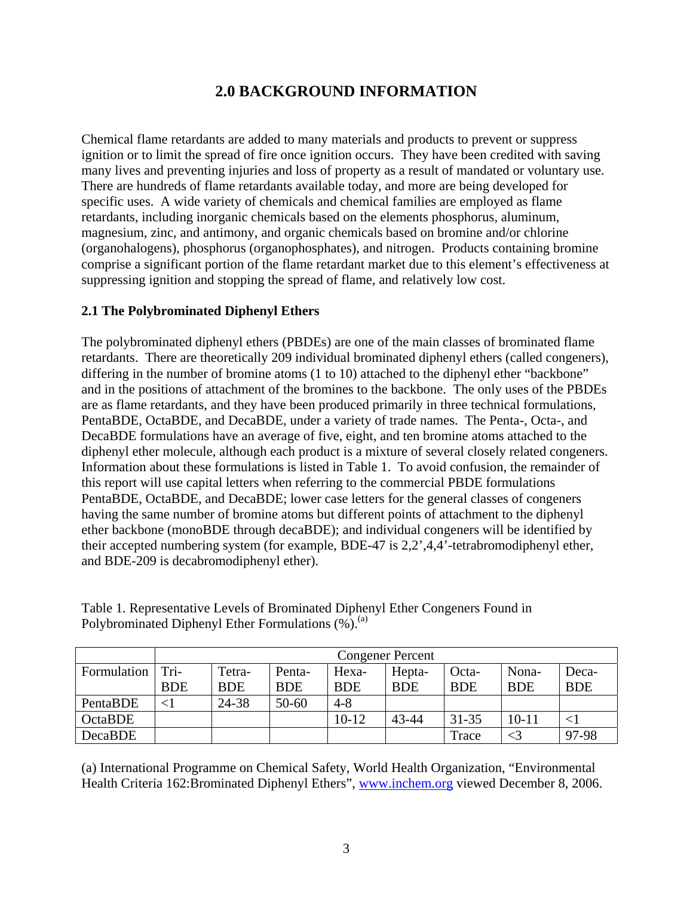# 2.0 BACKGROUND INFORMATION

Chemical flame retardants are added to many materials and products to prevent or suppress ignition or to limit the spread of fire once ignition occurs. They have been credited with saving many lives and preventing injuries and loss of property as a result of mandated or voluntary use. There are hundreds of flame retardants available today, and more are being developed for specific uses. A wide variety of chemicals and chemical families are employed as flame retardants, including inorganic chemicals based on the elements phosphorus, aluminum, magnesium, zinc, and antimony, and organic chemicals based on bromine and/or chlorine (organohalogens), phosphorus (organophosphates), and nitrogen. Products containing bromine comprise a significant portion of the flame retardant market due to this element's effectiveness at suppressing ignition and stopping the spread of flame, and relatively low cost.

## 2.1 The Polybrominated Diphenyl Ethers

The polybrominated diphenyl ethers (PBDEs) are one of the main classes of brominated flame retardants. There are theoretically 209 individual brominated diphenyl ethers (called congeners), differing in the number of bromine atoms (1 to 10) attached to the diphenyl ether "backbone" and in the positions of attachment of the bromines to the backbone. The only uses of the PBDEs are as flame retardants, and they have been produced primarily in three technical formulations, PentaBDE, OctaBDE, and DecaBDE, under a variety of trade names. The Penta-, Octa-, and DecaBDE formulations have an average of five, eight, and ten bromine atoms attached to the diphenyl ether molecule, although each product is a mixture of several closely related congeners. Information about these formulations is listed in Table 1. To avoid confusion, the remainder of this report will use capital letters when referring to the commercial PBDE formulations PentaBDE, OctaBDE, and DecaBDE; lower case letters for the general classes of congeners having the same number of bromine atoms but different points of attachment to the diphenyl ether backbone (monoBDE through decaBDE); and individual congeners will be identified by their accepted numbering system (for example, BDE-47 is 2,2',4,4'-tetrabromodiphenyl ether, and BDE-209 is decabromodiphenyl ether).

Table 1. Representative Levels of Brominated Diphenyl Ether Congeners Found in Polybrominated Diphenyl Ether Formulations (%).[(a)]

| | Congener Percent | | | | | | | |
|---|---|---|---|---|---|---|---|---|
| Formulation | Tri-BDE | Tetra-BDE | Penta-BDE | Hexa-BDE | Hepta-BDE | Octa-BDE | Nona-BDE | Deca-BDE |
| PentaBDE | <1 | 24-38 | 50-60 | 4-8 | | | | |
| OctaBDE | | | | 10-12 | 43-44 | 31-35 | 10-11 | <1 |
| DecaBDE | | | | | | Trace | <3 | 97-98 |

(a) International Programme on Chemical Safety, World Health Organization, "Environmental Health Criteria 162:Brominated Diphenyl Ethers", www.inchem.org viewed December 8, 2006.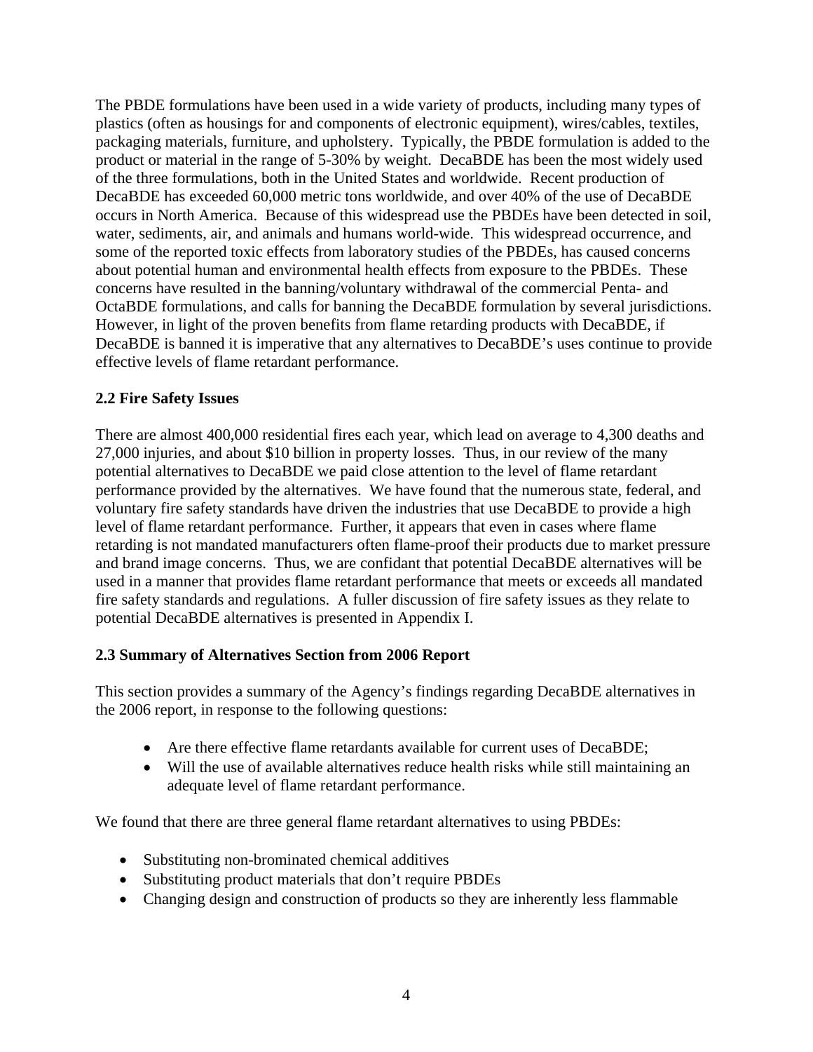The PBDE formulations have been used in a wide variety of products, including many types of plastics (often as housings for and components of electronic equipment), wires/cables, textiles, packaging materials, furniture, and upholstery. Typically, the PBDE formulation is added to the product or material in the range of 5-30% by weight. DecaBDE has been the most widely used of the three formulations, both in the United States and worldwide. Recent production of DecaBDE has exceeded 60,000 metric tons worldwide, and over 40% of the use of DecaBDE occurs in North America. Because of this widespread use the PBDEs have been detected in soil, water, sediments, air, and animals and humans world-wide. This widespread occurrence, and some of the reported toxic effects from laboratory studies of the PBDEs, has caused concerns about potential human and environmental health effects from exposure to the PBDEs. These concerns have resulted in the banning/voluntary withdrawal of the commercial Penta- and OctaBDE formulations, and calls for banning the DecaBDE formulation by several jurisdictions. However, in light of the proven benefits from flame retarding products with DecaBDE, if DecaBDE is banned it is imperative that any alternatives to DecaBDE's uses continue to provide effective levels of flame retardant performance.

### 2.2 Fire Safety Issues

There are almost 400,000 residential fires each year, which lead on average to 4,300 deaths and 27,000 injuries, and about $10 billion in property losses. Thus, in our review of the many potential alternatives to DecaBDE we paid close attention to the level of flame retardant performance provided by the alternatives. We have found that the numerous state, federal, and voluntary fire safety standards have driven the industries that use DecaBDE to provide a high level of flame retardant performance. Further, it appears that even in cases where flame retarding is not mandated manufacturers often flame-proof their products due to market pressure and brand image concerns. Thus, we are confidant that potential DecaBDE alternatives will be used in a manner that provides flame retardant performance that meets or exceeds all mandated fire safety standards and regulations. A fuller discussion of fire safety issues as they relate to potential DecaBDE alternatives is presented in Appendix I.

### 2.3 Summary of Alternatives Section from 2006 Report

This section provides a summary of the Agency's findings regarding DecaBDE alternatives in the 2006 report, in response to the following questions:

- Are there effective flame retardants available for current uses of DecaBDE;
- Will the use of available alternatives reduce health risks while still maintaining an adequate level of flame retardant performance.

We found that there are three general flame retardant alternatives to using PBDEs:

- Substituting non-brominated chemical additives
- Substituting product materials that don't require PBDEs
- Changing design and construction of products so they are inherently less flammable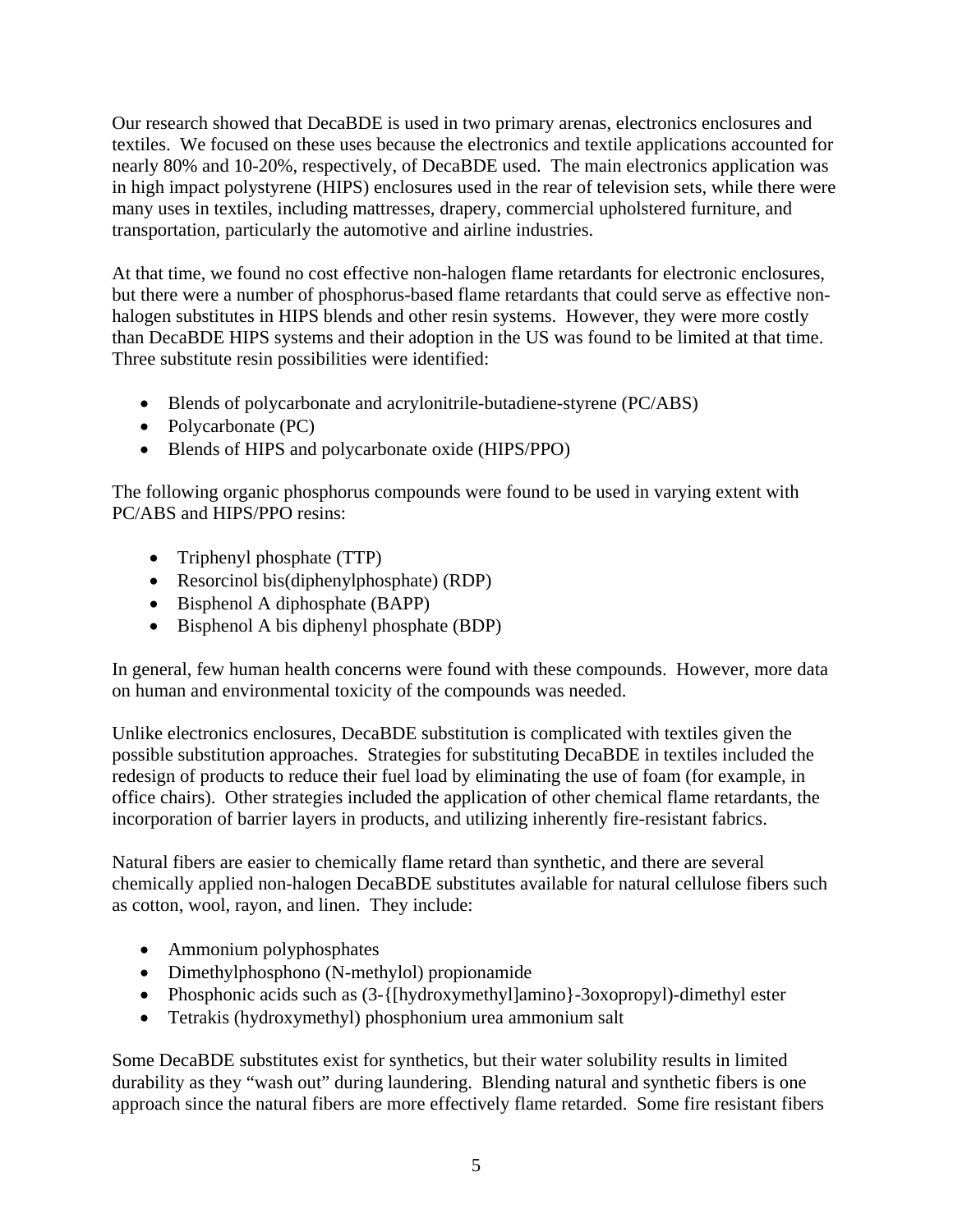Our research showed that DecaBDE is used in two primary arenas, electronics enclosures and textiles. We focused on these uses because the electronics and textile applications accounted for nearly 80% and 10-20%, respectively, of DecaBDE used. The main electronics application was in high impact polystyrene (HIPS) enclosures used in the rear of television sets, while there were many uses in textiles, including mattresses, drapery, commercial upholstered furniture, and transportation, particularly the automotive and airline industries.

At that time, we found no cost effective non-halogen flame retardants for electronic enclosures, but there were a number of phosphorus-based flame retardants that could serve as effective non-halogen substitutes in HIPS blends and other resin systems. However, they were more costly than DecaBDE HIPS systems and their adoption in the US was found to be limited at that time. Three substitute resin possibilities were identified:

- Blends of polycarbonate and acrylonitrile-butadiene-styrene (PC/ABS)
- Polycarbonate (PC)
- Blends of HIPS and polycarbonate oxide (HIPS/PPO)

The following organic phosphorus compounds were found to be used in varying extent with PC/ABS and HIPS/PPO resins:

- Triphenyl phosphate (TTP)
- Resorcinol bis(diphenylphosphate) (RDP)
- Bisphenol A diphosphate (BAPP)
- Bisphenol A bis diphenyl phosphate (BDP)

In general, few human health concerns were found with these compounds. However, more data on human and environmental toxicity of the compounds was needed.

Unlike electronics enclosures, DecaBDE substitution is complicated with textiles given the possible substitution approaches. Strategies for substituting DecaBDE in textiles included the redesign of products to reduce their fuel load by eliminating the use of foam (for example, in office chairs). Other strategies included the application of other chemical flame retardants, the incorporation of barrier layers in products, and utilizing inherently fire-resistant fabrics.

Natural fibers are easier to chemically flame retard than synthetic, and there are several chemically applied non-halogen DecaBDE substitutes available for natural cellulose fibers such as cotton, wool, rayon, and linen. They include:

- Ammonium polyphosphates
- Dimethylphosphono (N-methylol) propionamide
- Phosphonic acids such as (3-{[hydroxymethyl]amino}-3oxopropyl)-dimethyl ester
- Tetrakis (hydroxymethyl) phosphonium urea ammonium salt

Some DecaBDE substitutes exist for synthetics, but their water solubility results in limited durability as they "wash out" during laundering. Blending natural and synthetic fibers is one approach since the natural fibers are more effectively flame retarded. Some fire resistant fibers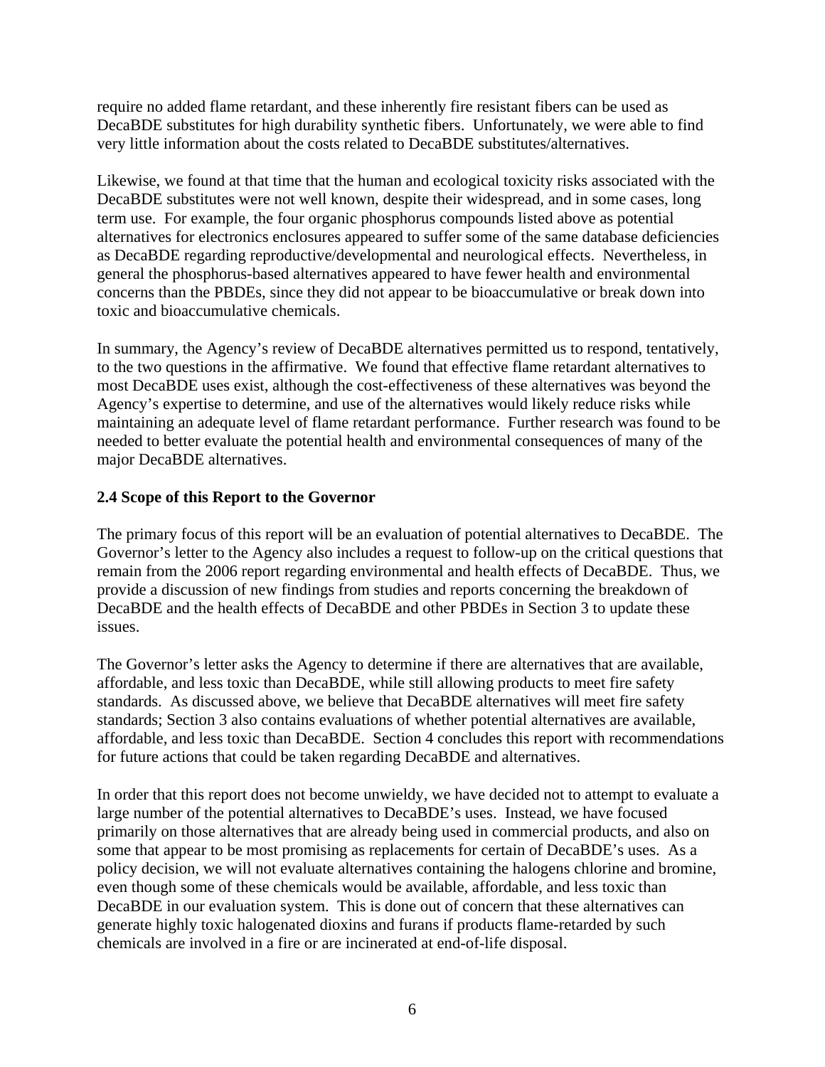require no added flame retardant, and these inherently fire resistant fibers can be used as DecaBDE substitutes for high durability synthetic fibers. Unfortunately, we were able to find very little information about the costs related to DecaBDE substitutes/alternatives.

Likewise, we found at that time that the human and ecological toxicity risks associated with the DecaBDE substitutes were not well known, despite their widespread, and in some cases, long term use. For example, the four organic phosphorus compounds listed above as potential alternatives for electronics enclosures appeared to suffer some of the same database deficiencies as DecaBDE regarding reproductive/developmental and neurological effects. Nevertheless, in general the phosphorus-based alternatives appeared to have fewer health and environmental concerns than the PBDEs, since they did not appear to be bioaccumulative or break down into toxic and bioaccumulative chemicals.

In summary, the Agency's review of DecaBDE alternatives permitted us to respond, tentatively, to the two questions in the affirmative. We found that effective flame retardant alternatives to most DecaBDE uses exist, although the cost-effectiveness of these alternatives was beyond the Agency's expertise to determine, and use of the alternatives would likely reduce risks while maintaining an adequate level of flame retardant performance. Further research was found to be needed to better evaluate the potential health and environmental consequences of many of the major DecaBDE alternatives.

### 2.4 Scope of this Report to the Governor

The primary focus of this report will be an evaluation of potential alternatives to DecaBDE. The Governor's letter to the Agency also includes a request to follow-up on the critical questions that remain from the 2006 report regarding environmental and health effects of DecaBDE. Thus, we provide a discussion of new findings from studies and reports concerning the breakdown of DecaBDE and the health effects of DecaBDE and other PBDEs in Section 3 to update these issues.

The Governor's letter asks the Agency to determine if there are alternatives that are available, affordable, and less toxic than DecaBDE, while still allowing products to meet fire safety standards. As discussed above, we believe that DecaBDE alternatives will meet fire safety standards; Section 3 also contains evaluations of whether potential alternatives are available, affordable, and less toxic than DecaBDE. Section 4 concludes this report with recommendations for future actions that could be taken regarding DecaBDE and alternatives.

In order that this report does not become unwieldy, we have decided not to attempt to evaluate a large number of the potential alternatives to DecaBDE's uses. Instead, we have focused primarily on those alternatives that are already being used in commercial products, and also on some that appear to be most promising as replacements for certain of DecaBDE's uses. As a policy decision, we will not evaluate alternatives containing the halogens chlorine and bromine, even though some of these chemicals would be available, affordable, and less toxic than DecaBDE in our evaluation system. This is done out of concern that these alternatives can generate highly toxic halogenated dioxins and furans if products flame-retarded by such chemicals are involved in a fire or are incinerated at end-of-life disposal.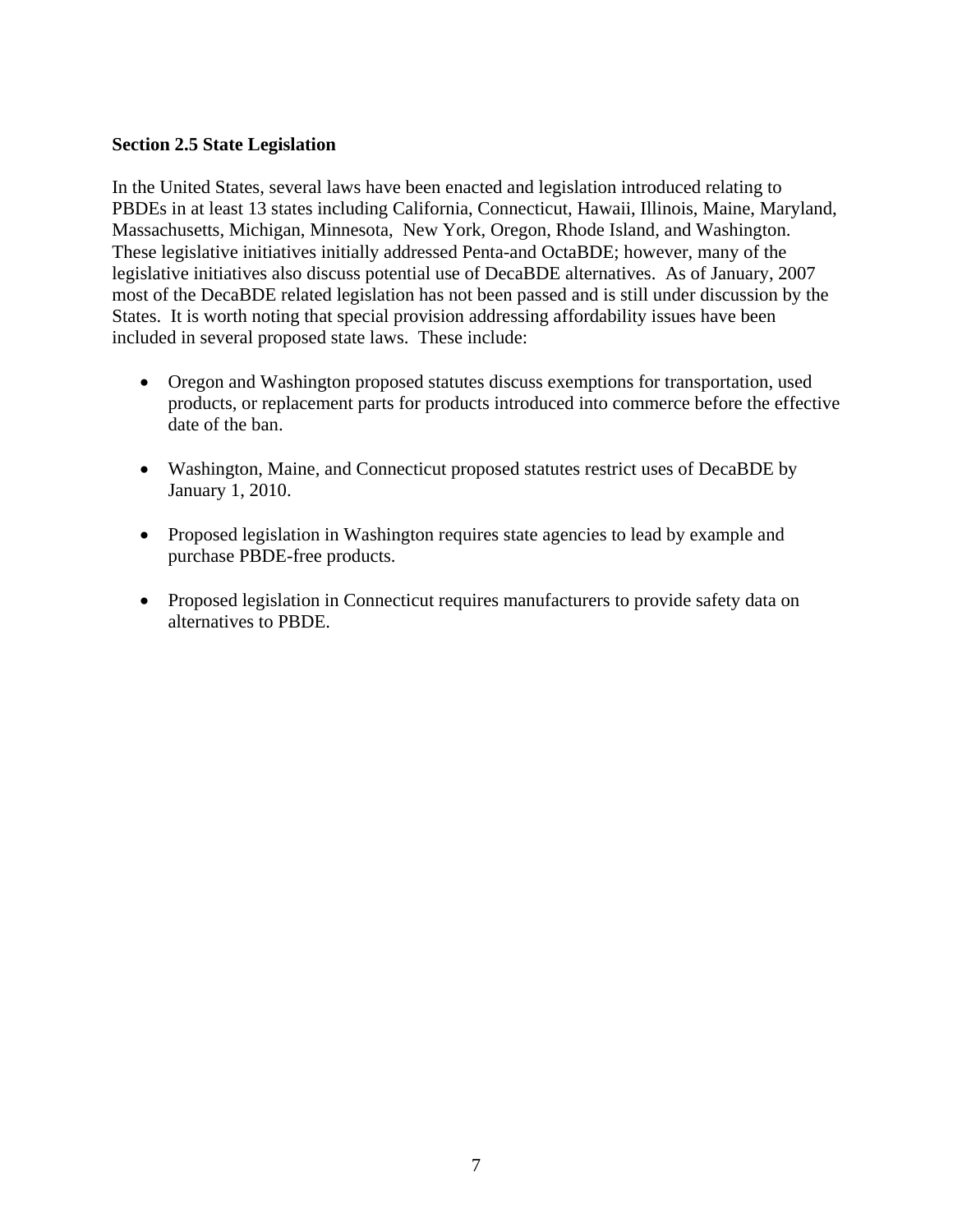### Section 2.5 State Legislation

In the United States, several laws have been enacted and legislation introduced relating to PBDEs in at least 13 states including California, Connecticut, Hawaii, Illinois, Maine, Maryland, Massachusetts, Michigan, Minnesota, New York, Oregon, Rhode Island, and Washington. These legislative initiatives initially addressed Penta-and OctaBDE; however, many of the legislative initiatives also discuss potential use of DecaBDE alternatives. As of January, 2007 most of the DecaBDE related legislation has not been passed and is still under discussion by the States. It is worth noting that special provision addressing affordability issues have been included in several proposed state laws. These include:

- Oregon and Washington proposed statutes discuss exemptions for transportation, used products, or replacement parts for products introduced into commerce before the effective date of the ban.

- Washington, Maine, and Connecticut proposed statutes restrict uses of DecaBDE by January 1, 2010.

- Proposed legislation in Washington requires state agencies to lead by example and purchase PBDE-free products.

- Proposed legislation in Connecticut requires manufacturers to provide safety data on alternatives to PBDE.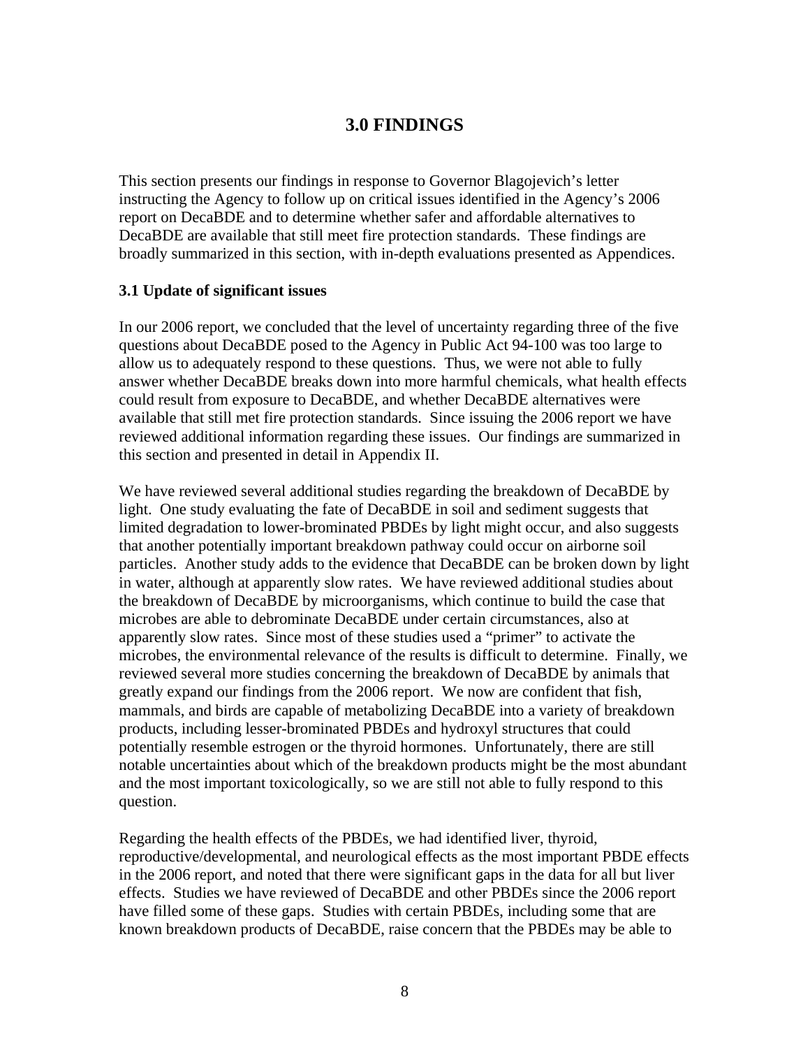# 3.0 FINDINGS

This section presents our findings in response to Governor Blagojevich's letter instructing the Agency to follow up on critical issues identified in the Agency's 2006 report on DecaBDE and to determine whether safer and affordable alternatives to DecaBDE are available that still meet fire protection standards. These findings are broadly summarized in this section, with in-depth evaluations presented as Appendices.

## 3.1 Update of significant issues

In our 2006 report, we concluded that the level of uncertainty regarding three of the five questions about DecaBDE posed to the Agency in Public Act 94-100 was too large to allow us to adequately respond to these questions. Thus, we were not able to fully answer whether DecaBDE breaks down into more harmful chemicals, what health effects could result from exposure to DecaBDE, and whether DecaBDE alternatives were available that still met fire protection standards. Since issuing the 2006 report we have reviewed additional information regarding these issues. Our findings are summarized in this section and presented in detail in Appendix II.

We have reviewed several additional studies regarding the breakdown of DecaBDE by light. One study evaluating the fate of DecaBDE in soil and sediment suggests that limited degradation to lower-brominated PBDEs by light might occur, and also suggests that another potentially important breakdown pathway could occur on airborne soil particles. Another study adds to the evidence that DecaBDE can be broken down by light in water, although at apparently slow rates. We have reviewed additional studies about the breakdown of DecaBDE by microorganisms, which continue to build the case that microbes are able to debrominate DecaBDE under certain circumstances, also at apparently slow rates. Since most of these studies used a "primer" to activate the microbes, the environmental relevance of the results is difficult to determine. Finally, we reviewed several more studies concerning the breakdown of DecaBDE by animals that greatly expand our findings from the 2006 report. We now are confident that fish, mammals, and birds are capable of metabolizing DecaBDE into a variety of breakdown products, including lesser-brominated PBDEs and hydroxyl structures that could potentially resemble estrogen or the thyroid hormones. Unfortunately, there are still notable uncertainties about which of the breakdown products might be the most abundant and the most important toxicologically, so we are still not able to fully respond to this question.

Regarding the health effects of the PBDEs, we had identified liver, thyroid, reproductive/developmental, and neurological effects as the most important PBDE effects in the 2006 report, and noted that there were significant gaps in the data for all but liver effects. Studies we have reviewed of DecaBDE and other PBDEs since the 2006 report have filled some of these gaps. Studies with certain PBDEs, including some that are known breakdown products of DecaBDE, raise concern that the PBDEs may be able to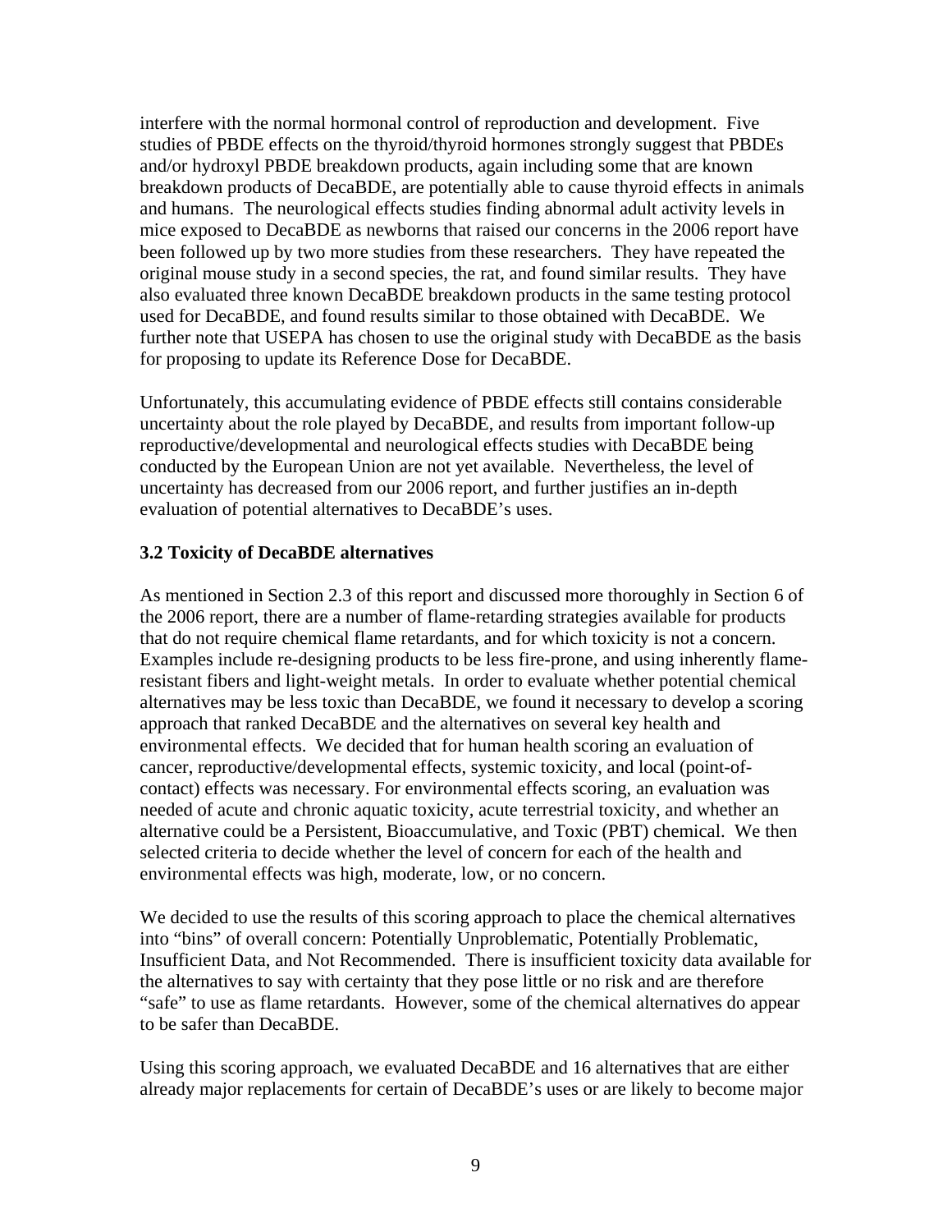interfere with the normal hormonal control of reproduction and development. Five studies of PBDE effects on the thyroid/thyroid hormones strongly suggest that PBDEs and/or hydroxyl PBDE breakdown products, again including some that are known breakdown products of DecaBDE, are potentially able to cause thyroid effects in animals and humans. The neurological effects studies finding abnormal adult activity levels in mice exposed to DecaBDE as newborns that raised our concerns in the 2006 report have been followed up by two more studies from these researchers. They have repeated the original mouse study in a second species, the rat, and found similar results. They have also evaluated three known DecaBDE breakdown products in the same testing protocol used for DecaBDE, and found results similar to those obtained with DecaBDE. We further note that USEPA has chosen to use the original study with DecaBDE as the basis for proposing to update its Reference Dose for DecaBDE.

Unfortunately, this accumulating evidence of PBDE effects still contains considerable uncertainty about the role played by DecaBDE, and results from important follow-up reproductive/developmental and neurological effects studies with DecaBDE being conducted by the European Union are not yet available. Nevertheless, the level of uncertainty has decreased from our 2006 report, and further justifies an in-depth evaluation of potential alternatives to DecaBDE's uses.

### 3.2 Toxicity of DecaBDE alternatives

As mentioned in Section 2.3 of this report and discussed more thoroughly in Section 6 of the 2006 report, there are a number of flame-retarding strategies available for products that do not require chemical flame retardants, and for which toxicity is not a concern. Examples include re-designing products to be less fire-prone, and using inherently flame-resistant fibers and light-weight metals. In order to evaluate whether potential chemical alternatives may be less toxic than DecaBDE, we found it necessary to develop a scoring approach that ranked DecaBDE and the alternatives on several key health and environmental effects. We decided that for human health scoring an evaluation of cancer, reproductive/developmental effects, systemic toxicity, and local (point-of-contact) effects was necessary. For environmental effects scoring, an evaluation was needed of acute and chronic aquatic toxicity, acute terrestrial toxicity, and whether an alternative could be a Persistent, Bioaccumulative, and Toxic (PBT) chemical. We then selected criteria to decide whether the level of concern for each of the health and environmental effects was high, moderate, low, or no concern.

We decided to use the results of this scoring approach to place the chemical alternatives into "bins" of overall concern: Potentially Unproblematic, Potentially Problematic, Insufficient Data, and Not Recommended. There is insufficient toxicity data available for the alternatives to say with certainty that they pose little or no risk and are therefore "safe" to use as flame retardants. However, some of the chemical alternatives do appear to be safer than DecaBDE.

Using this scoring approach, we evaluated DecaBDE and 16 alternatives that are either already major replacements for certain of DecaBDE's uses or are likely to become major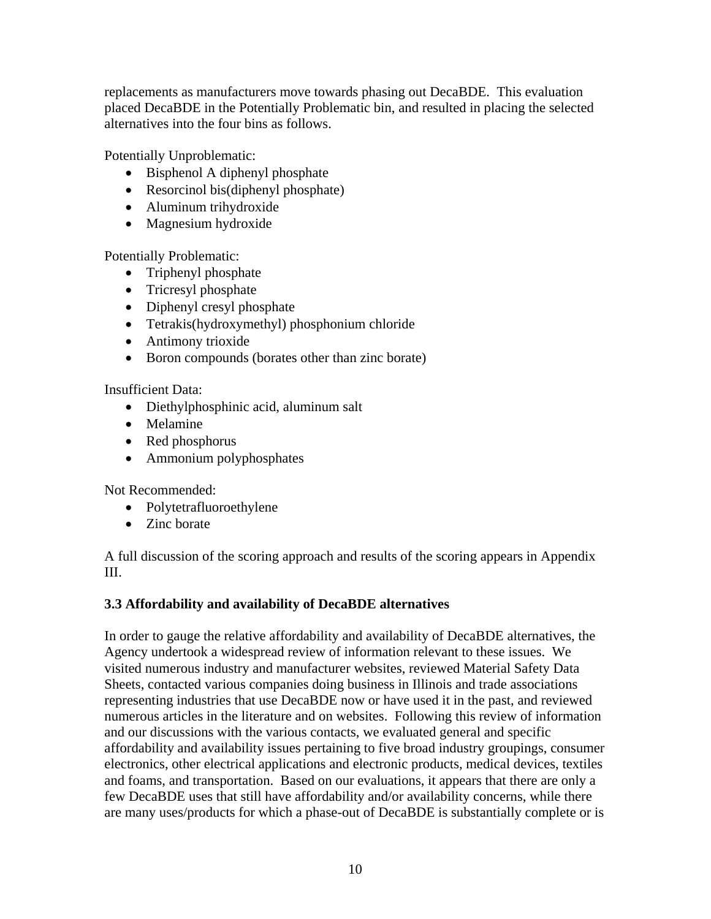replacements as manufacturers move towards phasing out DecaBDE. This evaluation placed DecaBDE in the Potentially Problematic bin, and resulted in placing the selected alternatives into the four bins as follows.

Potentially Unproblematic:

- Bisphenol A diphenyl phosphate
- Resorcinol bis(diphenyl phosphate)
- Aluminum trihydroxide
- Magnesium hydroxide

Potentially Problematic:

- Triphenyl phosphate
- Tricresyl phosphate
- Diphenyl cresyl phosphate
- Tetrakis(hydroxymethyl) phosphonium chloride
- Antimony trioxide
- Boron compounds (borates other than zinc borate)

Insufficient Data:

- Diethylphosphinic acid, aluminum salt
- Melamine
- Red phosphorus
- Ammonium polyphosphates

Not Recommended:

- Polytetrafluoroethylene
- Zinc borate

A full discussion of the scoring approach and results of the scoring appears in Appendix III.

### 3.3 Affordability and availability of DecaBDE alternatives

In order to gauge the relative affordability and availability of DecaBDE alternatives, the Agency undertook a widespread review of information relevant to these issues. We visited numerous industry and manufacturer websites, reviewed Material Safety Data Sheets, contacted various companies doing business in Illinois and trade associations representing industries that use DecaBDE now or have used it in the past, and reviewed numerous articles in the literature and on websites. Following this review of information and our discussions with the various contacts, we evaluated general and specific affordability and availability issues pertaining to five broad industry groupings, consumer electronics, other electrical applications and electronic products, medical devices, textiles and foams, and transportation. Based on our evaluations, it appears that there are only a few DecaBDE uses that still have affordability and/or availability concerns, while there are many uses/products for which a phase-out of DecaBDE is substantially complete or is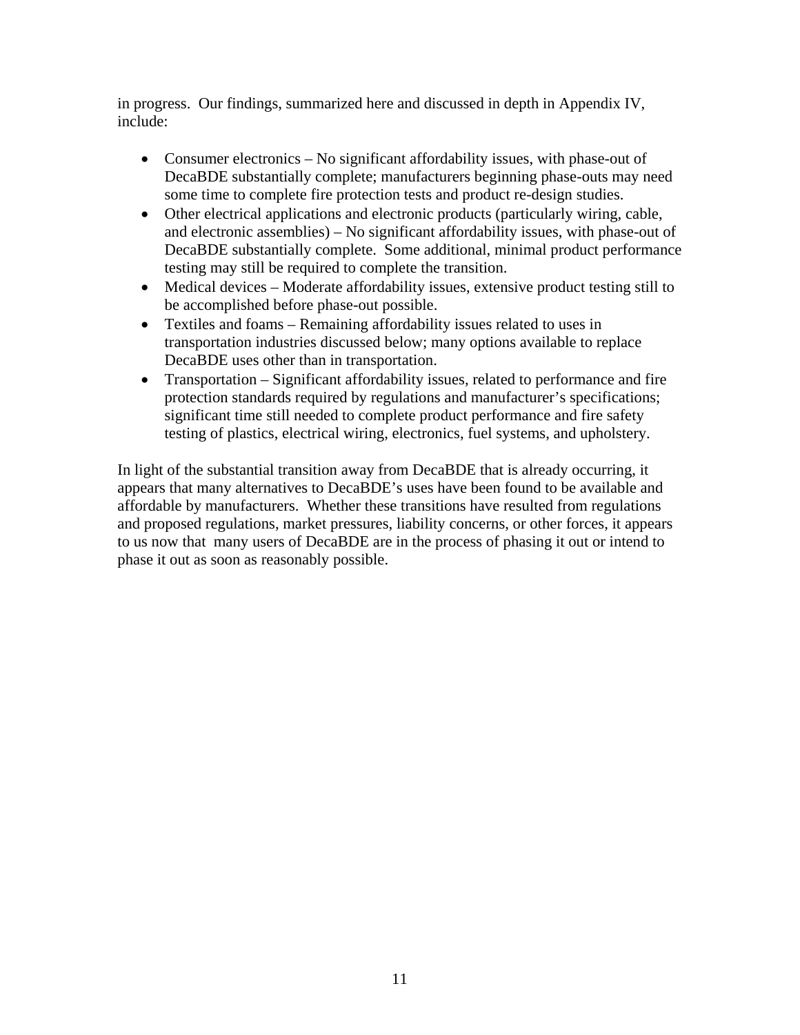in progress. Our findings, summarized here and discussed in depth in Appendix IV, include:

- Consumer electronics – No significant affordability issues, with phase-out of DecaBDE substantially complete; manufacturers beginning phase-outs may need some time to complete fire protection tests and product re-design studies.
- Other electrical applications and electronic products (particularly wiring, cable, and electronic assemblies) – No significant affordability issues, with phase-out of DecaBDE substantially complete. Some additional, minimal product performance testing may still be required to complete the transition.
- Medical devices – Moderate affordability issues, extensive product testing still to be accomplished before phase-out possible.
- Textiles and foams – Remaining affordability issues related to uses in transportation industries discussed below; many options available to replace DecaBDE uses other than in transportation.
- Transportation – Significant affordability issues, related to performance and fire protection standards required by regulations and manufacturer's specifications; significant time still needed to complete product performance and fire safety testing of plastics, electrical wiring, electronics, fuel systems, and upholstery.

In light of the substantial transition away from DecaBDE that is already occurring, it appears that many alternatives to DecaBDE's uses have been found to be available and affordable by manufacturers. Whether these transitions have resulted from regulations and proposed regulations, market pressures, liability concerns, or other forces, it appears to us now that many users of DecaBDE are in the process of phasing it out or intend to phase it out as soon as reasonably possible.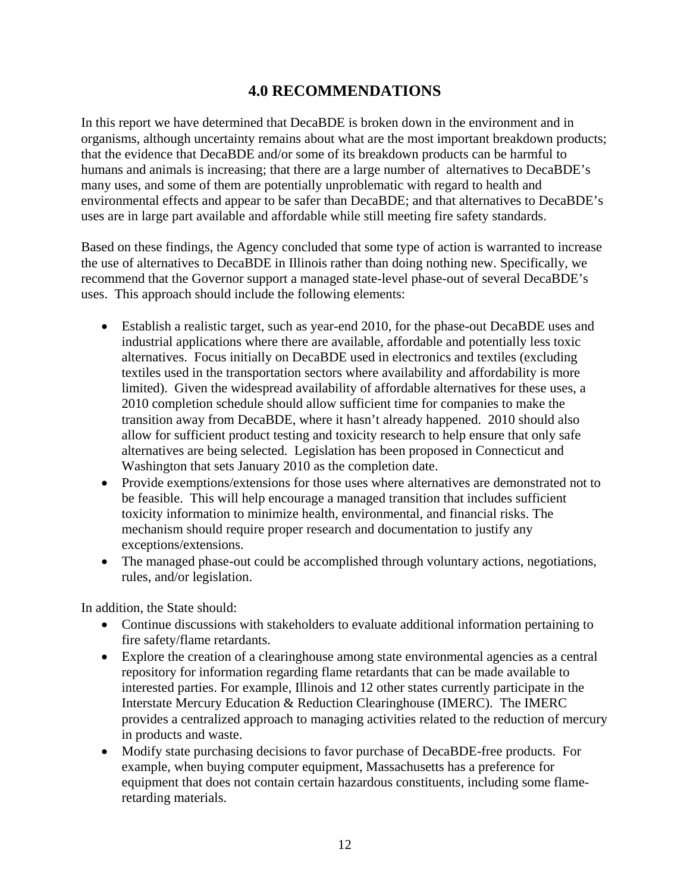# 4.0 RECOMMENDATIONS

In this report we have determined that DecaBDE is broken down in the environment and in organisms, although uncertainty remains about what are the most important breakdown products; that the evidence that DecaBDE and/or some of its breakdown products can be harmful to humans and animals is increasing; that there are a large number of alternatives to DecaBDE's many uses, and some of them are potentially unproblematic with regard to health and environmental effects and appear to be safer than DecaBDE; and that alternatives to DecaBDE's uses are in large part available and affordable while still meeting fire safety standards.

Based on these findings, the Agency concluded that some type of action is warranted to increase the use of alternatives to DecaBDE in Illinois rather than doing nothing new. Specifically, we recommend that the Governor support a managed state-level phase-out of several DecaBDE's uses. This approach should include the following elements:

- Establish a realistic target, such as year-end 2010, for the phase-out DecaBDE uses and industrial applications where there are available, affordable and potentially less toxic alternatives. Focus initially on DecaBDE used in electronics and textiles (excluding textiles used in the transportation sectors where availability and affordability is more limited). Given the widespread availability of affordable alternatives for these uses, a 2010 completion schedule should allow sufficient time for companies to make the transition away from DecaBDE, where it hasn't already happened. 2010 should also allow for sufficient product testing and toxicity research to help ensure that only safe alternatives are being selected. Legislation has been proposed in Connecticut and Washington that sets January 2010 as the completion date.
- Provide exemptions/extensions for those uses where alternatives are demonstrated not to be feasible. This will help encourage a managed transition that includes sufficient toxicity information to minimize health, environmental, and financial risks. The mechanism should require proper research and documentation to justify any exceptions/extensions.
- The managed phase-out could be accomplished through voluntary actions, negotiations, rules, and/or legislation.

In addition, the State should:

- Continue discussions with stakeholders to evaluate additional information pertaining to fire safety/flame retardants.
- Explore the creation of a clearinghouse among state environmental agencies as a central repository for information regarding flame retardants that can be made available to interested parties. For example, Illinois and 12 other states currently participate in the Interstate Mercury Education & Reduction Clearinghouse (IMERC). The IMERC provides a centralized approach to managing activities related to the reduction of mercury in products and waste.
- Modify state purchasing decisions to favor purchase of DecaBDE-free products. For example, when buying computer equipment, Massachusetts has a preference for equipment that does not contain certain hazardous constituents, including some flame-retarding materials.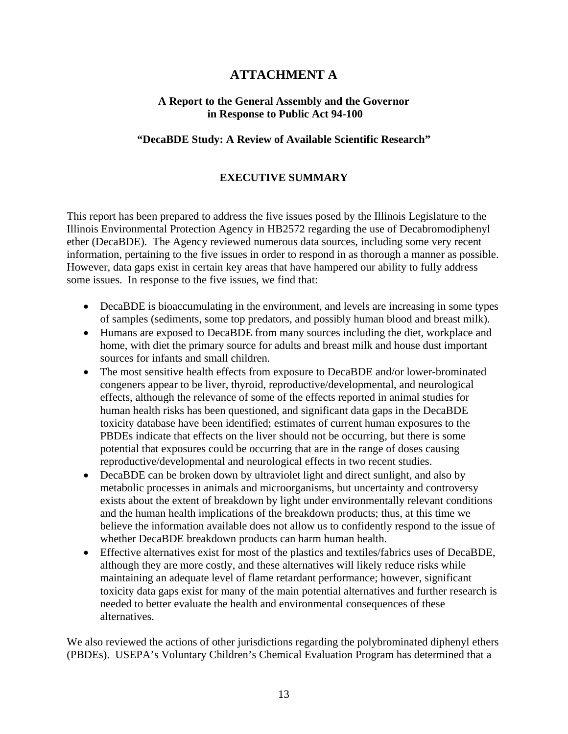# ATTACHMENT A

### A Report to the General Assembly and the Governor in Response to Public Act 94-100

### "DecaBDE Study: A Review of Available Scientific Research"

### EXECUTIVE SUMMARY

This report has been prepared to address the five issues posed by the Illinois Legislature to the Illinois Environmental Protection Agency in HB2572 regarding the use of Decabromodiphenyl ether (DecaBDE). The Agency reviewed numerous data sources, including some very recent information, pertaining to the five issues in order to respond in as thorough a manner as possible. However, data gaps exist in certain key areas that have hampered our ability to fully address some issues. In response to the five issues, we find that:

- DecaBDE is bioaccumulating in the environment, and levels are increasing in some types of samples (sediments, some top predators, and possibly human blood and breast milk).
- Humans are exposed to DecaBDE from many sources including the diet, workplace and home, with diet the primary source for adults and breast milk and house dust important sources for infants and small children.
- The most sensitive health effects from exposure to DecaBDE and/or lower-brominated congeners appear to be liver, thyroid, reproductive/developmental, and neurological effects, although the relevance of some of the effects reported in animal studies for human health risks has been questioned, and significant data gaps in the DecaBDE toxicity database have been identified; estimates of current human exposures to the PBDEs indicate that effects on the liver should not be occurring, but there is some potential that exposures could be occurring that are in the range of doses causing reproductive/developmental and neurological effects in two recent studies.
- DecaBDE can be broken down by ultraviolet light and direct sunlight, and also by metabolic processes in animals and microorganisms, but uncertainty and controversy exists about the extent of breakdown by light under environmentally relevant conditions and the human health implications of the breakdown products; thus, at this time we believe the information available does not allow us to confidently respond to the issue of whether DecaBDE breakdown products can harm human health.
- Effective alternatives exist for most of the plastics and textiles/fabrics uses of DecaBDE, although they are more costly, and these alternatives will likely reduce risks while maintaining an adequate level of flame retardant performance; however, significant toxicity data gaps exist for many of the main potential alternatives and further research is needed to better evaluate the health and environmental consequences of these alternatives.

We also reviewed the actions of other jurisdictions regarding the polybrominated diphenyl ethers (PBDEs). USEPA's Voluntary Children's Chemical Evaluation Program has determined that a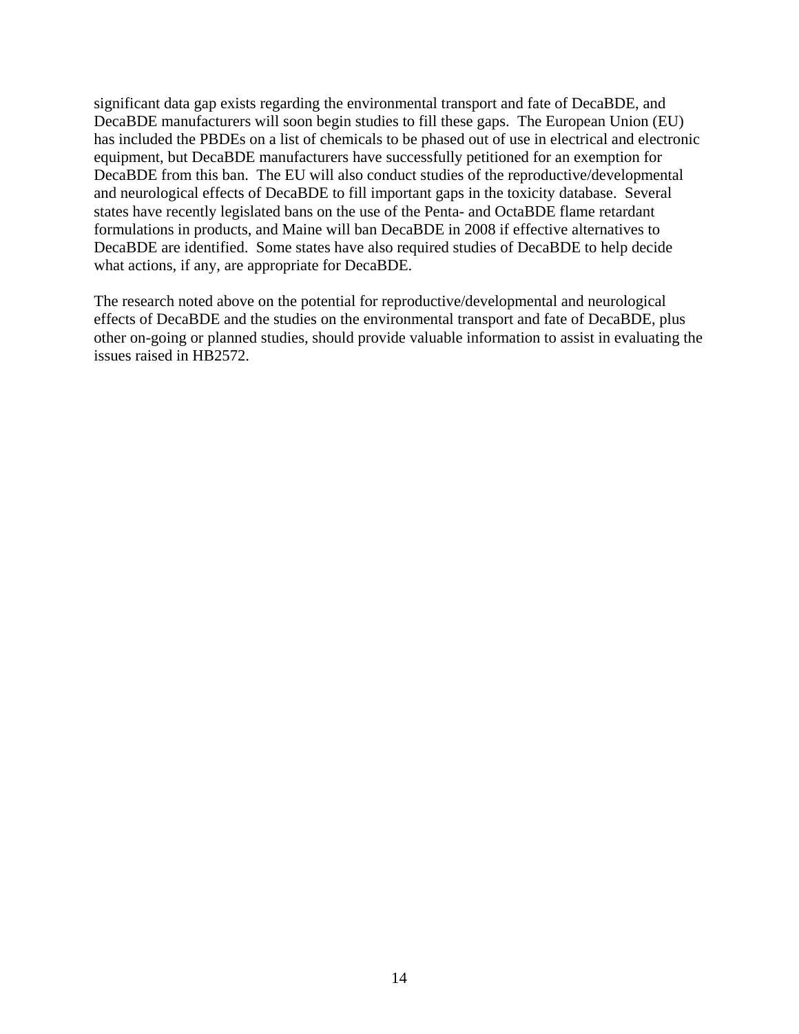significant data gap exists regarding the environmental transport and fate of DecaBDE, and DecaBDE manufacturers will soon begin studies to fill these gaps. The European Union (EU) has included the PBDEs on a list of chemicals to be phased out of use in electrical and electronic equipment, but DecaBDE manufacturers have successfully petitioned for an exemption for DecaBDE from this ban. The EU will also conduct studies of the reproductive/developmental and neurological effects of DecaBDE to fill important gaps in the toxicity database. Several states have recently legislated bans on the use of the Penta- and OctaBDE flame retardant formulations in products, and Maine will ban DecaBDE in 2008 if effective alternatives to DecaBDE are identified. Some states have also required studies of DecaBDE to help decide what actions, if any, are appropriate for DecaBDE.

The research noted above on the potential for reproductive/developmental and neurological effects of DecaBDE and the studies on the environmental transport and fate of DecaBDE, plus other on-going or planned studies, should provide valuable information to assist in evaluating the issues raised in HB2572.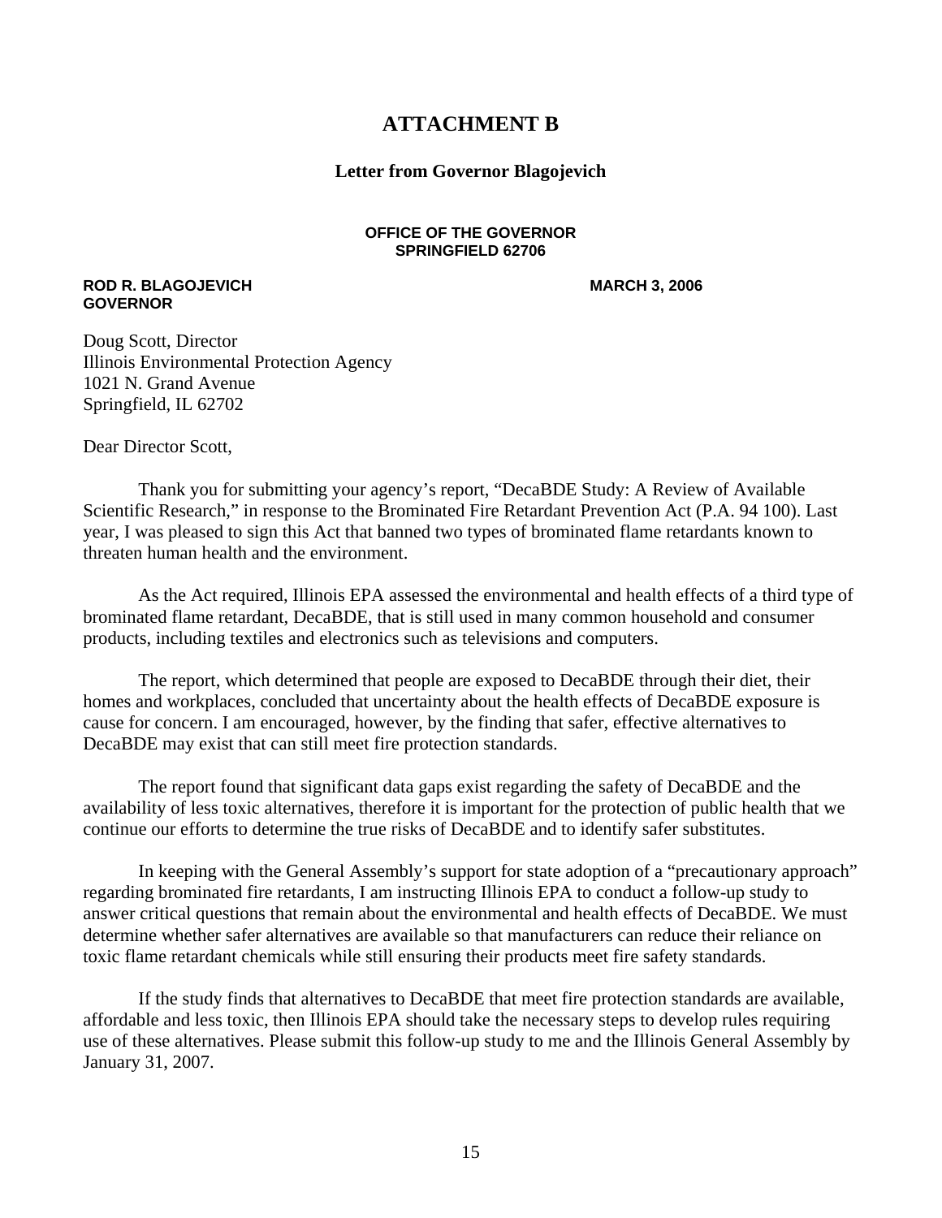# ATTACHMENT B

## Letter from Governor Blagojevich

**OFFICE OF THE GOVERNOR**
**SPRINGFIELD 62706**

**ROD R. BLAGOJEVICH**
**GOVERNOR**

**MARCH 3, 2006**

Doug Scott, Director
Illinois Environmental Protection Agency
1021 N. Grand Avenue
Springfield, IL 62702

Dear Director Scott,

Thank you for submitting your agency's report, "DecaBDE Study: A Review of Available Scientific Research," in response to the Brominated Fire Retardant Prevention Act (P.A. 94 100). Last year, I was pleased to sign this Act that banned two types of brominated flame retardants known to threaten human health and the environment.

As the Act required, Illinois EPA assessed the environmental and health effects of a third type of brominated flame retardant, DecaBDE, that is still used in many common household and consumer products, including textiles and electronics such as televisions and computers.

The report, which determined that people are exposed to DecaBDE through their diet, their homes and workplaces, concluded that uncertainty about the health effects of DecaBDE exposure is cause for concern. I am encouraged, however, by the finding that safer, effective alternatives to DecaBDE may exist that can still meet fire protection standards.

The report found that significant data gaps exist regarding the safety of DecaBDE and the availability of less toxic alternatives, therefore it is important for the protection of public health that we continue our efforts to determine the true risks of DecaBDE and to identify safer substitutes.

In keeping with the General Assembly's support for state adoption of a "precautionary approach" regarding brominated fire retardants, I am instructing Illinois EPA to conduct a follow-up study to answer critical questions that remain about the environmental and health effects of DecaBDE. We must determine whether safer alternatives are available so that manufacturers can reduce their reliance on toxic flame retardant chemicals while still ensuring their products meet fire safety standards.

If the study finds that alternatives to DecaBDE that meet fire protection standards are available, affordable and less toxic, then Illinois EPA should take the necessary steps to develop rules requiring use of these alternatives. Please submit this follow-up study to me and the Illinois General Assembly by January 31, 2007.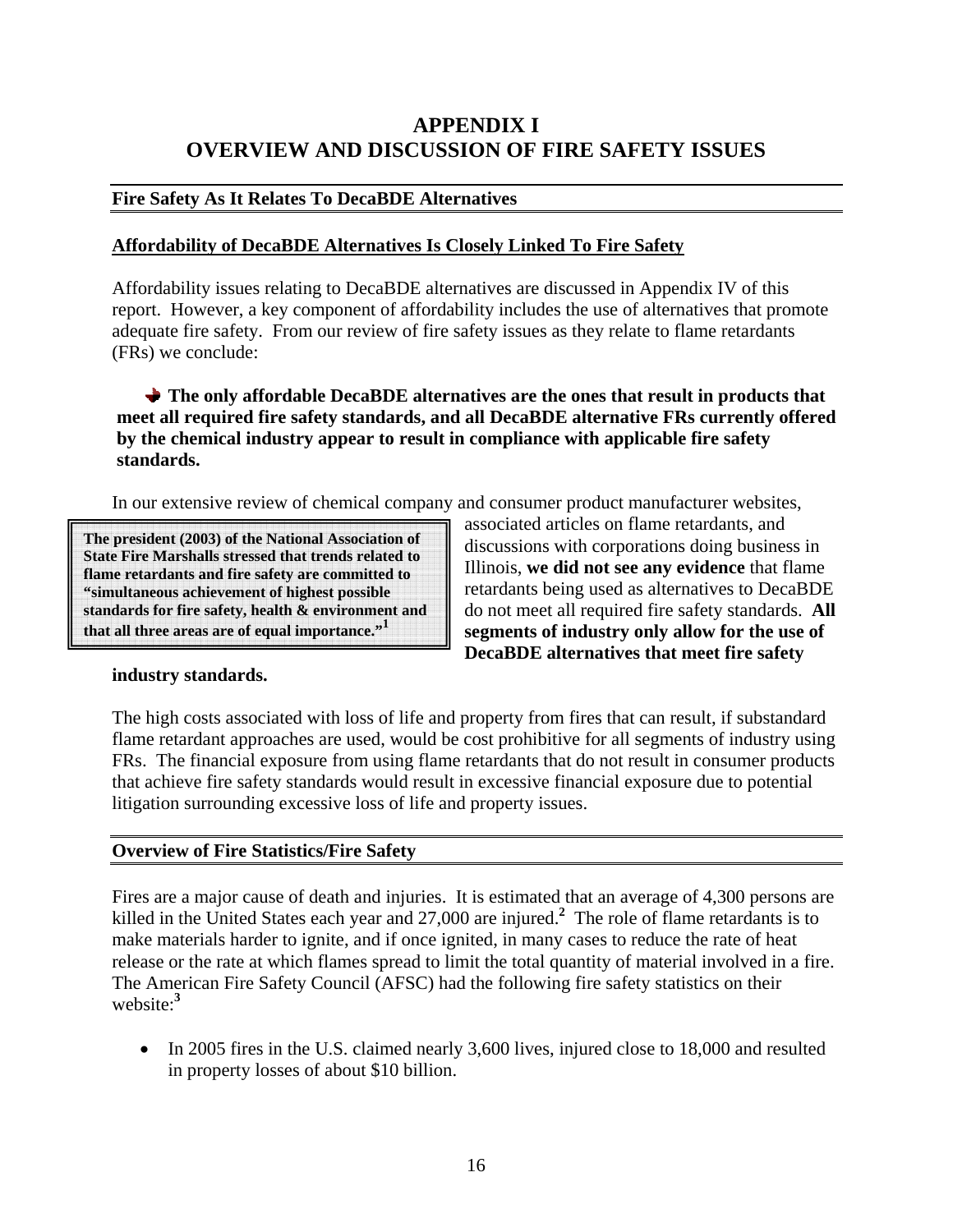# APPENDIX I
# OVERVIEW AND DISCUSSION OF FIRE SAFETY ISSUES

## Fire Safety As It Relates To DecaBDE Alternatives

### Affordability of DecaBDE Alternatives Is Closely Linked To Fire Safety

Affordability issues relating to DecaBDE alternatives are discussed in Appendix IV of this report. However, a key component of affordability includes the use of alternatives that promote adequate fire safety. From our review of fire safety issues as they relate to flame retardants (FRs) we conclude:

➔ **The only affordable DecaBDE alternatives are the ones that result in products that meet all required fire safety standards, and all DecaBDE alternative FRs currently offered by the chemical industry appear to result in compliance with applicable fire safety standards.**

> **The president (2003) of the National Association of State Fire Marshalls stressed that trends related to flame retardants and fire safety are committed to "simultaneous achievement of highest possible standards for fire safety, health & environment and that all three areas are of equal importance."[1]**

In our extensive review of chemical company and consumer product manufacturer websites, associated articles on flame retardants, and discussions with corporations doing business in Illinois, **we did not see any evidence** that flame retardants being used as alternatives to DecaBDE do not meet all required fire safety standards. **All segments of industry only allow for the use of DecaBDE alternatives that meet fire safety industry standards.**

The high costs associated with loss of life and property from fires that can result, if substandard flame retardant approaches are used, would be cost prohibitive for all segments of industry using FRs. The financial exposure from using flame retardants that do not result in consumer products that achieve fire safety standards would result in excessive financial exposure due to potential litigation surrounding excessive loss of life and property issues.

## Overview of Fire Statistics/Fire Safety

Fires are a major cause of death and injuries. It is estimated that an average of 4,300 persons are killed in the United States each year and 27,000 are injured.[2] The role of flame retardants is to make materials harder to ignite, and if once ignited, in many cases to reduce the rate of heat release or the rate at which flames spread to limit the total quantity of material involved in a fire. The American Fire Safety Council (AFSC) had the following fire safety statistics on their website:[3]

- In 2005 fires in the U.S. claimed nearly 3,600 lives, injured close to 18,000 and resulted in property losses of about $10 billion.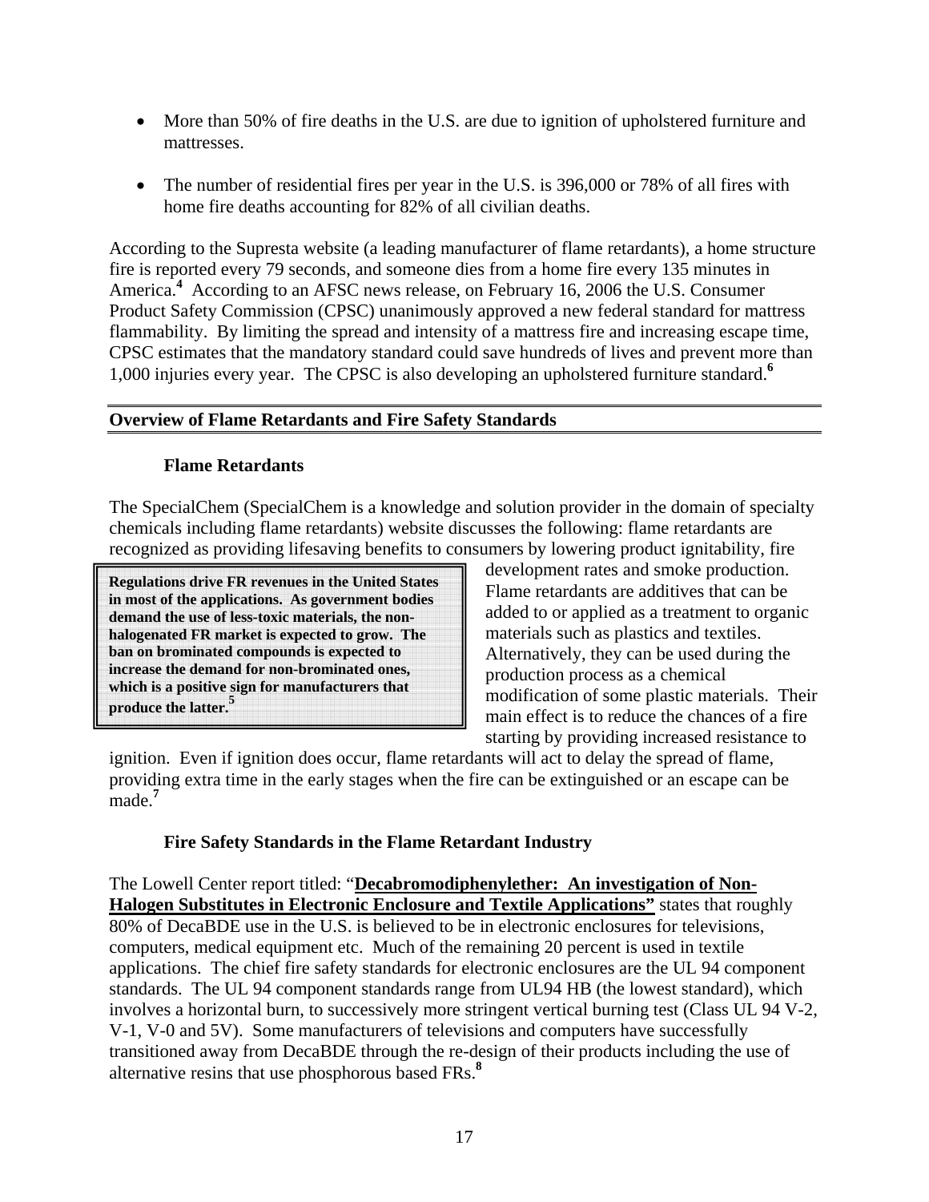- More than 50% of fire deaths in the U.S. are due to ignition of upholstered furniture and mattresses.
- The number of residential fires per year in the U.S. is 396,000 or 78% of all fires with home fire deaths accounting for 82% of all civilian deaths.

According to the Supresta website (a leading manufacturer of flame retardants), a home structure fire is reported every 79 seconds, and someone dies from a home fire every 135 minutes in America.[4] According to an AFSC news release, on February 16, 2006 the U.S. Consumer Product Safety Commission (CPSC) unanimously approved a new federal standard for mattress flammability. By limiting the spread and intensity of a mattress fire and increasing escape time, CPSC estimates that the mandatory standard could save hundreds of lives and prevent more than 1,000 injuries every year. The CPSC is also developing an upholstered furniture standard.[6]

## Overview of Flame Retardants and Fire Safety Standards

### Flame Retardants

The SpecialChem (SpecialChem is a knowledge and solution provider in the domain of specialty chemicals including flame retardants) website discusses the following: flame retardants are recognized as providing lifesaving benefits to consumers by lowering product ignitability, fire development rates and smoke production. Flame retardants are additives that can be added to or applied as a treatment to organic materials such as plastics and textiles. Alternatively, they can be used during the production process as a chemical modification of some plastic materials. Their main effect is to reduce the chances of a fire starting by providing increased resistance to ignition. Even if ignition does occur, flame retardants will act to delay the spread of flame, providing extra time in the early stages when the fire can be extinguished or an escape can be made.[7]

> **Regulations drive FR revenues in the United States in most of the applications. As government bodies demand the use of less-toxic materials, the non-halogenated FR market is expected to grow. The ban on brominated compounds is expected to increase the demand for non-brominated ones, which is a positive sign for manufacturers that produce the latter.[5]**

### Fire Safety Standards in the Flame Retardant Industry

The Lowell Center report titled: "**Decabromodiphenylether: An investigation of Non-Halogen Substitutes in Electronic Enclosure and Textile Applications"** states that roughly 80% of DecaBDE use in the U.S. is believed to be in electronic enclosures for televisions, computers, medical equipment etc. Much of the remaining 20 percent is used in textile applications. The chief fire safety standards for electronic enclosures are the UL 94 component standards. The UL 94 component standards range from UL94 HB (the lowest standard), which involves a horizontal burn, to successively more stringent vertical burning test (Class UL 94 V-2, V-1, V-0 and 5V). Some manufacturers of televisions and computers have successfully transitioned away from DecaBDE through the re-design of their products including the use of alternative resins that use phosphorous based FRs.[8]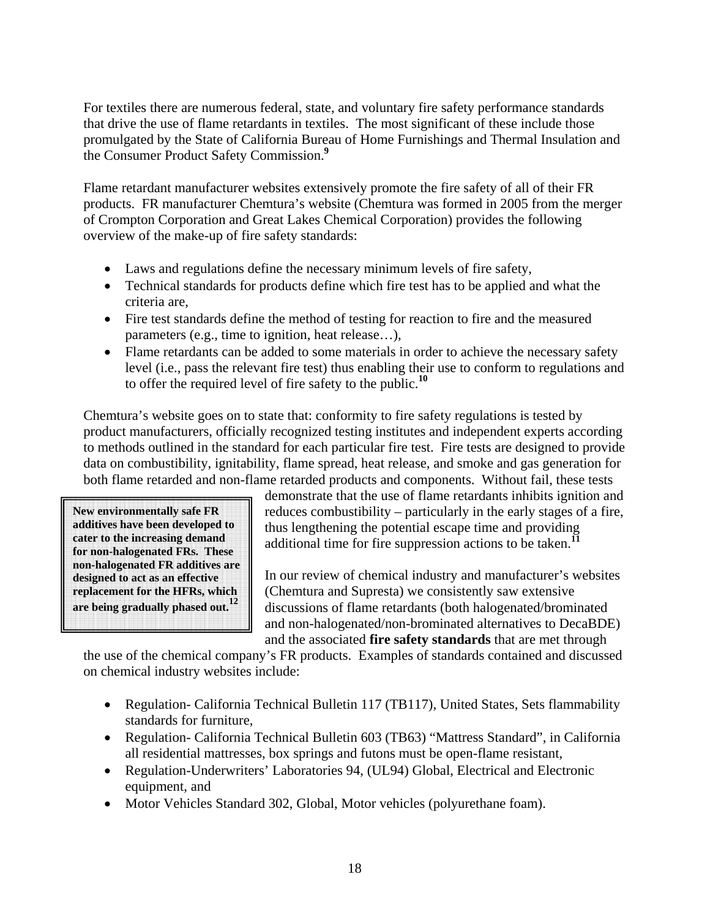For textiles there are numerous federal, state, and voluntary fire safety performance standards that drive the use of flame retardants in textiles. The most significant of these include those promulgated by the State of California Bureau of Home Furnishings and Thermal Insulation and the Consumer Product Safety Commission.[9]

Flame retardant manufacturer websites extensively promote the fire safety of all of their FR products. FR manufacturer Chemtura's website (Chemtura was formed in 2005 from the merger of Crompton Corporation and Great Lakes Chemical Corporation) provides the following overview of the make-up of fire safety standards:

- Laws and regulations define the necessary minimum levels of fire safety,
- Technical standards for products define which fire test has to be applied and what the criteria are,
- Fire test standards define the method of testing for reaction to fire and the measured parameters (e.g., time to ignition, heat release…),
- Flame retardants can be added to some materials in order to achieve the necessary safety level (i.e., pass the relevant fire test) thus enabling their use to conform to regulations and to offer the required level of fire safety to the public.[10]

Chemtura's website goes on to state that: conformity to fire safety regulations is tested by product manufacturers, officially recognized testing institutes and independent experts according to methods outlined in the standard for each particular fire test. Fire tests are designed to provide data on combustibility, ignitability, flame spread, heat release, and smoke and gas generation for both flame retarded and non-flame retarded products and components. Without fail, these tests demonstrate that the use of flame retardants inhibits ignition and reduces combustibility – particularly in the early stages of a fire, thus lengthening the potential escape time and providing additional time for fire suppression actions to be taken.[11]

> **New environmentally safe FR additives have been developed to cater to the increasing demand for non-halogenated FRs. These non-halogenated FR additives are designed to act as an effective replacement for the HFRs, which are being gradually phased out.[12]**

In our review of chemical industry and manufacturer's websites (Chemtura and Supresta) we consistently saw extensive discussions of flame retardants (both halogenated/brominated and non-halogenated/non-brominated alternatives to DecaBDE) and the associated **fire safety standards** that are met through the use of the chemical company's FR products. Examples of standards contained and discussed on chemical industry websites include:

- Regulation- California Technical Bulletin 117 (TB117), United States, Sets flammability standards for furniture,
- Regulation- California Technical Bulletin 603 (TB63) "Mattress Standard", in California all residential mattresses, box springs and futons must be open-flame resistant,
- Regulation-Underwriters' Laboratories 94, (UL94) Global, Electrical and Electronic equipment, and
- Motor Vehicles Standard 302, Global, Motor vehicles (polyurethane foam).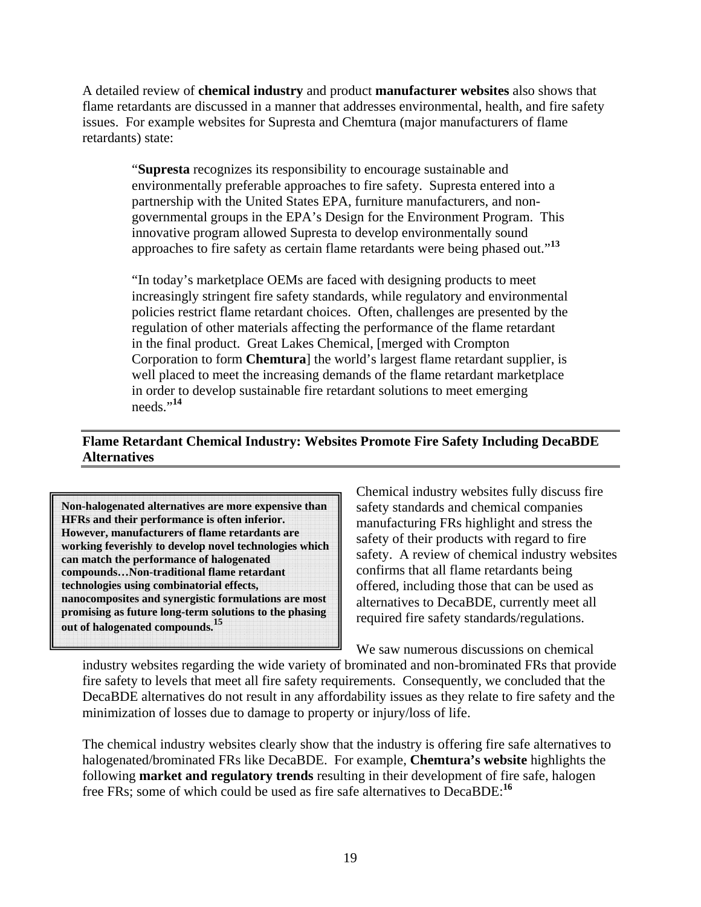A detailed review of **chemical industry** and product **manufacturer websites** also shows that flame retardants are discussed in a manner that addresses environmental, health, and fire safety issues. For example websites for Supresta and Chemtura (major manufacturers of flame retardants) state:

> "**Supresta** recognizes its responsibility to encourage sustainable and environmentally preferable approaches to fire safety. Supresta entered into a partnership with the United States EPA, furniture manufacturers, and non-governmental groups in the EPA's Design for the Environment Program. This innovative program allowed Supresta to develop environmentally sound approaches to fire safety as certain flame retardants were being phased out."[13]
>
> "In today's marketplace OEMs are faced with designing products to meet increasingly stringent fire safety standards, while regulatory and environmental policies restrict flame retardant choices. Often, challenges are presented by the regulation of other materials affecting the performance of the flame retardant in the final product. Great Lakes Chemical, [merged with Crompton Corporation to form **Chemtura**] the world's largest flame retardant supplier, is well placed to meet the increasing demands of the flame retardant marketplace in order to develop sustainable fire retardant solutions to meet emerging needs."[14]

## Flame Retardant Chemical Industry: Websites Promote Fire Safety Including DecaBDE Alternatives

> **Non-halogenated alternatives are more expensive than HFRs and their performance is often inferior. However, manufacturers of flame retardants are working feverishly to develop novel technologies which can match the performance of halogenated compounds…Non-traditional flame retardant technologies using combinatorial effects, nanocomposites and synergistic formulations are most promising as future long-term solutions to the phasing out of halogenated compounds.**[15]

Chemical industry websites fully discuss fire safety standards and chemical companies manufacturing FRs highlight and stress the safety of their products with regard to fire safety. A review of chemical industry websites confirms that all flame retardants being offered, including those that can be used as alternatives to DecaBDE, currently meet all required fire safety standards/regulations.

We saw numerous discussions on chemical industry websites regarding the wide variety of brominated and non-brominated FRs that provide fire safety to levels that meet all fire safety requirements. Consequently, we concluded that the DecaBDE alternatives do not result in any affordability issues as they relate to fire safety and the minimization of losses due to damage to property or injury/loss of life.

The chemical industry websites clearly show that the industry is offering fire safe alternatives to halogenated/brominated FRs like DecaBDE. For example, **Chemtura's website** highlights the following **market and regulatory trends** resulting in their development of fire safe, halogen free FRs; some of which could be used as fire safe alternatives to DecaBDE:[16]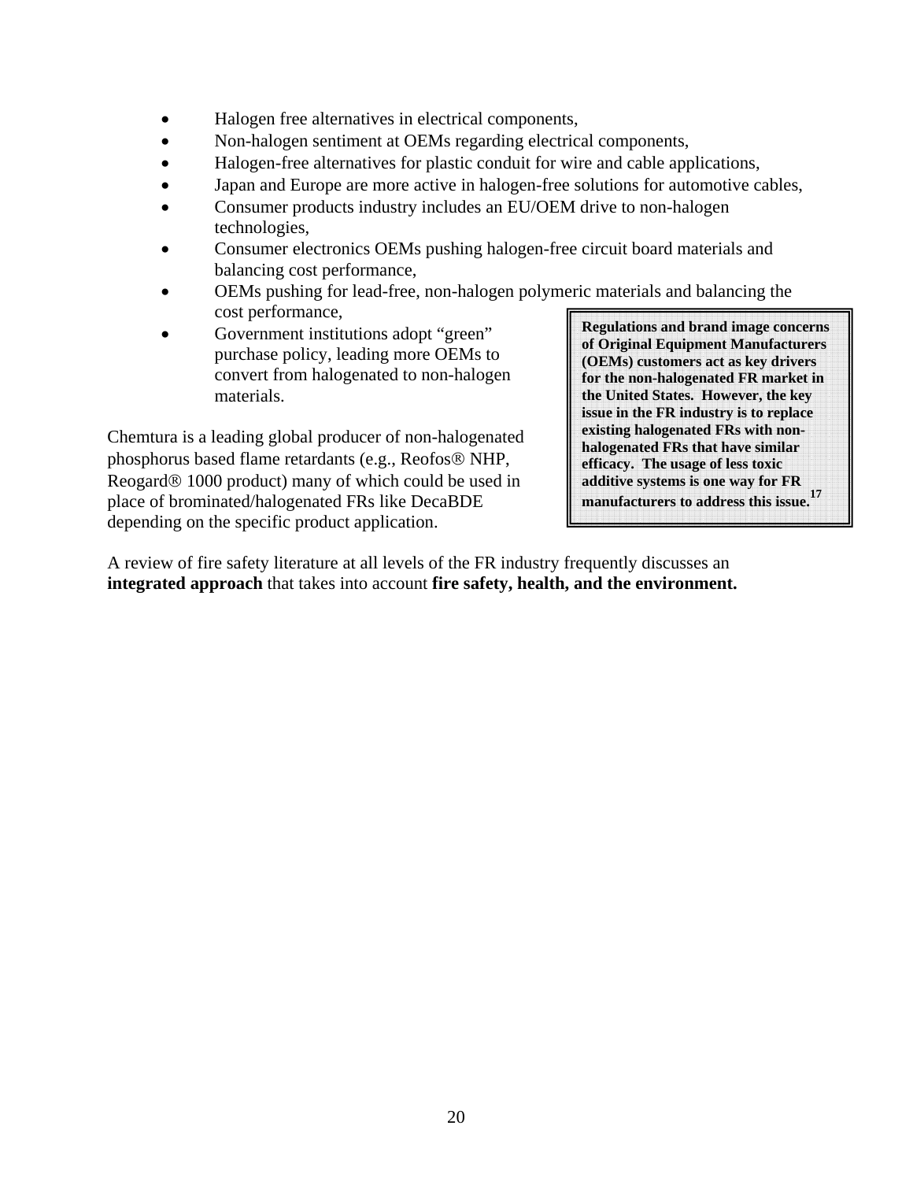- Halogen free alternatives in electrical components,
- Non-halogen sentiment at OEMs regarding electrical components,
- Halogen-free alternatives for plastic conduit for wire and cable applications,
- Japan and Europe are more active in halogen-free solutions for automotive cables,
- Consumer products industry includes an EU/OEM drive to non-halogen technologies,
- Consumer electronics OEMs pushing halogen-free circuit board materials and balancing cost performance,
- OEMs pushing for lead-free, non-halogen polymeric materials and balancing the cost performance,
- Government institutions adopt "green" purchase policy, leading more OEMs to convert from halogenated to non-halogen materials.

**Regulations and brand image concerns of Original Equipment Manufacturers (OEMs) customers act as key drivers for the non-halogenated FR market in the United States. However, the key issue in the FR industry is to replace existing halogenated FRs with non-halogenated FRs that have similar efficacy. The usage of less toxic additive systems is one way for FR manufacturers to address this issue.[17]**

Chemtura is a leading global producer of non-halogenated phosphorus based flame retardants (e.g., Reofos® NHP, Reogard® 1000 product) many of which could be used in place of brominated/halogenated FRs like DecaBDE depending on the specific product application.

A review of fire safety literature at all levels of the FR industry frequently discusses an **integrated approach** that takes into account **fire safety, health, and the environment.**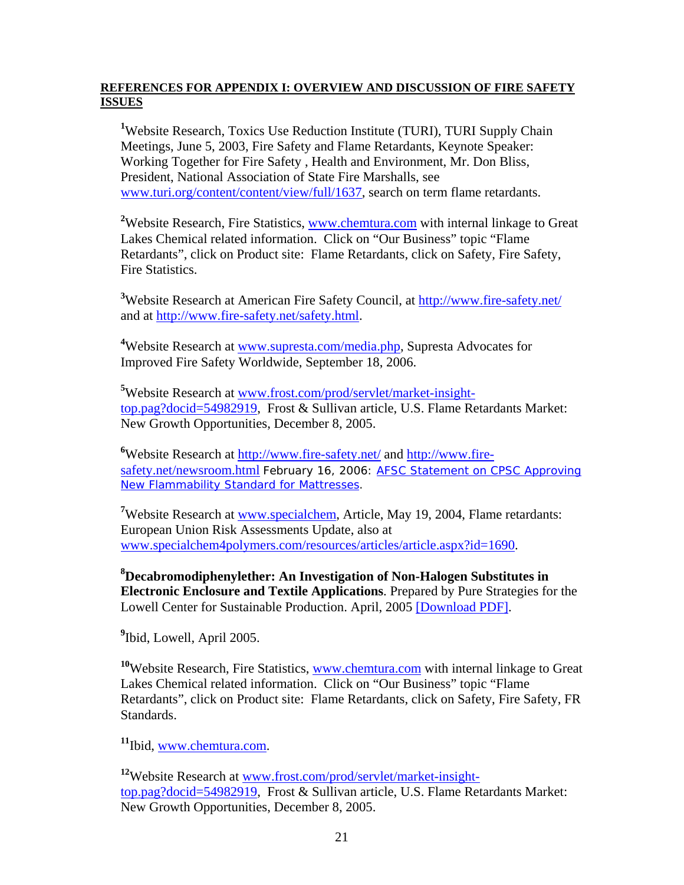**REFERENCES FOR APPENDIX I: OVERVIEW AND DISCUSSION OF FIRE SAFETY ISSUES**

[1]Website Research, Toxics Use Reduction Institute (TURI), TURI Supply Chain Meetings, June 5, 2003, Fire Safety and Flame Retardants, Keynote Speaker: Working Together for Fire Safety , Health and Environment, Mr. Don Bliss, President, National Association of State Fire Marshalls, see www.turi.org/content/content/view/full/1637, search on term flame retardants.

[2]Website Research, Fire Statistics, www.chemtura.com with internal linkage to Great Lakes Chemical related information. Click on "Our Business" topic "Flame Retardants", click on Product site: Flame Retardants, click on Safety, Fire Safety, Fire Statistics.

[3]Website Research at American Fire Safety Council, at http://www.fire-safety.net/ and at http://www.fire-safety.net/safety.html.

[4]Website Research at www.supresta.com/media.php, Supresta Advocates for Improved Fire Safety Worldwide, September 18, 2006.

[5]Website Research at www.frost.com/prod/servlet/market-insight-top.pag?docid=54982919, Frost & Sullivan article, U.S. Flame Retardants Market: New Growth Opportunities, December 8, 2005.

[6]Website Research at http://www.fire-safety.net/ and http://www.fire-safety.net/newsroom.html February 16, 2006: AFSC Statement on CPSC Approving New Flammability Standard for Mattresses.

[7]Website Research at www.specialchem, Article, May 19, 2004, Flame retardants: European Union Risk Assessments Update, also at www.specialchem4polymers.com/resources/articles/article.aspx?id=1690.

[8]**Decabromodiphenylether: An Investigation of Non-Halogen Substitutes in Electronic Enclosure and Textile Applications**. Prepared by Pure Strategies for the Lowell Center for Sustainable Production. April, 2005 [Download PDF].

[9]Ibid, Lowell, April 2005.

[10]Website Research, Fire Statistics, www.chemtura.com with internal linkage to Great Lakes Chemical related information. Click on "Our Business" topic "Flame Retardants", click on Product site: Flame Retardants, click on Safety, Fire Safety, FR Standards.

[11]Ibid, www.chemtura.com.

[12]Website Research at www.frost.com/prod/servlet/market-insight-top.pag?docid=54982919, Frost & Sullivan article, U.S. Flame Retardants Market: New Growth Opportunities, December 8, 2005.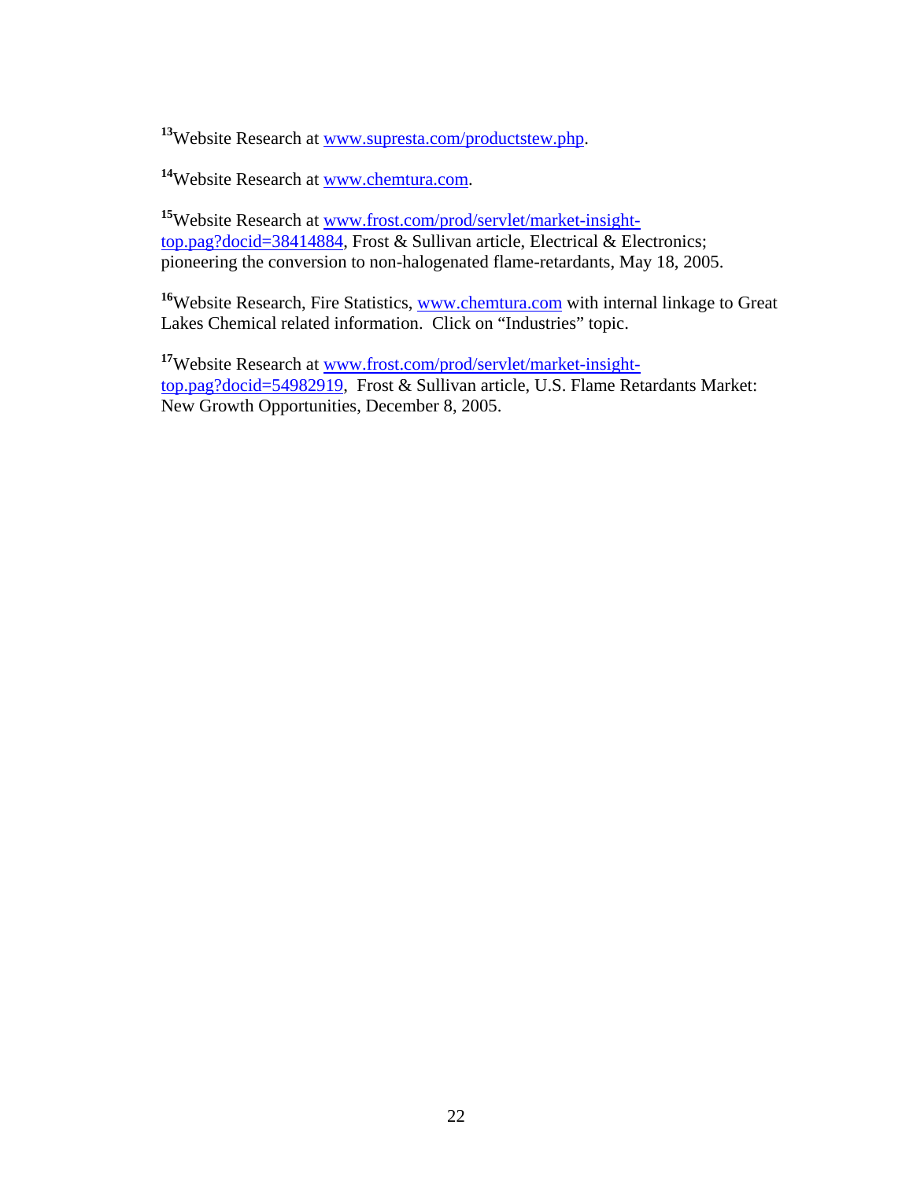[13]Website Research at www.supresta.com/productstew.php.

[14]Website Research at www.chemtura.com.

[15]Website Research at www.frost.com/prod/servlet/market-insight-top.pag?docid=38414884, Frost & Sullivan article, Electrical & Electronics; pioneering the conversion to non-halogenated flame-retardants, May 18, 2005.

[16]Website Research, Fire Statistics, www.chemtura.com with internal linkage to Great Lakes Chemical related information. Click on "Industries" topic.

[17]Website Research at www.frost.com/prod/servlet/market-insight-top.pag?docid=54982919, Frost & Sullivan article, U.S. Flame Retardants Market: New Growth Opportunities, December 8, 2005.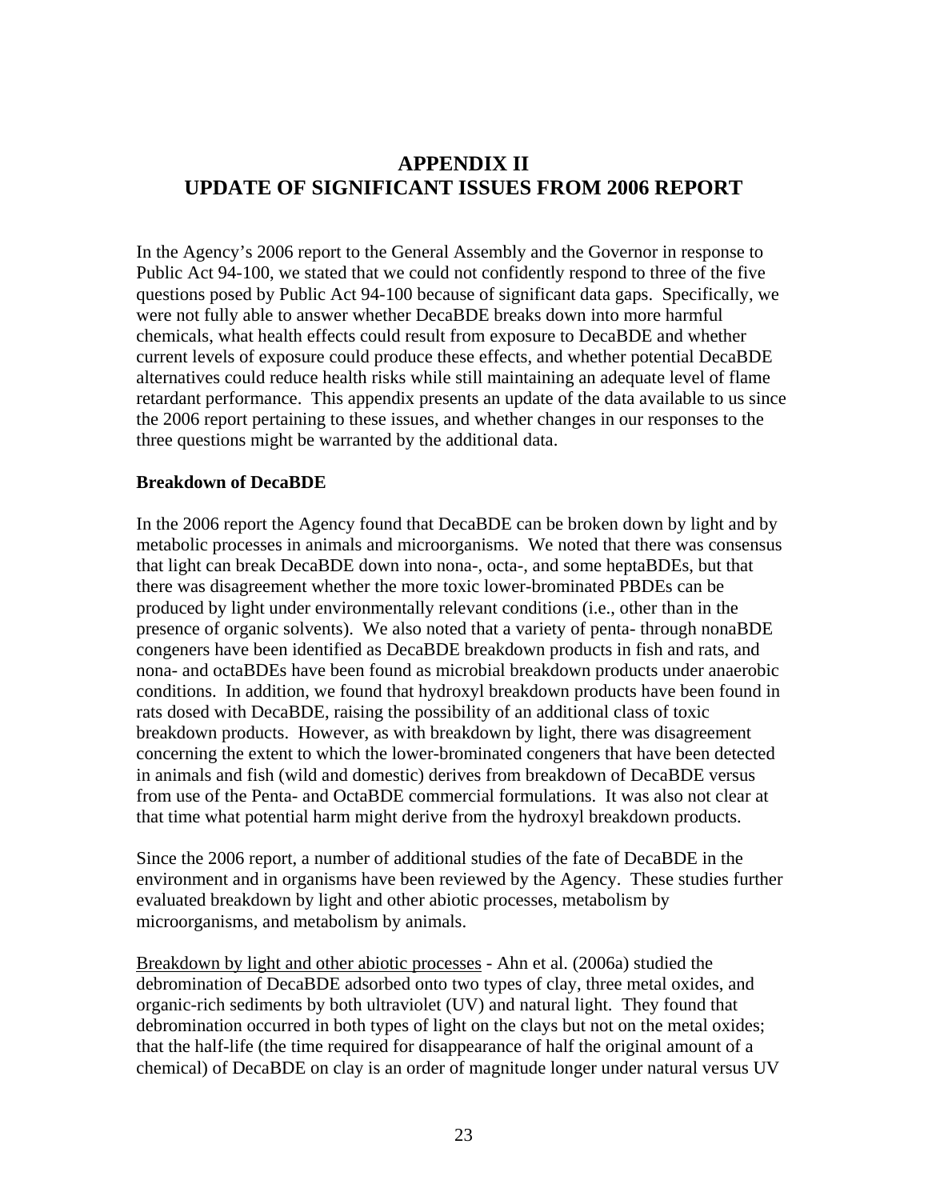# APPENDIX II
# UPDATE OF SIGNIFICANT ISSUES FROM 2006 REPORT

In the Agency's 2006 report to the General Assembly and the Governor in response to Public Act 94-100, we stated that we could not confidently respond to three of the five questions posed by Public Act 94-100 because of significant data gaps. Specifically, we were not fully able to answer whether DecaBDE breaks down into more harmful chemicals, what health effects could result from exposure to DecaBDE and whether current levels of exposure could produce these effects, and whether potential DecaBDE alternatives could reduce health risks while still maintaining an adequate level of flame retardant performance. This appendix presents an update of the data available to us since the 2006 report pertaining to these issues, and whether changes in our responses to the three questions might be warranted by the additional data.

**Breakdown of DecaBDE**

In the 2006 report the Agency found that DecaBDE can be broken down by light and by metabolic processes in animals and microorganisms. We noted that there was consensus that light can break DecaBDE down into nona-, octa-, and some heptaBDEs, but that there was disagreement whether the more toxic lower-brominated PBDEs can be produced by light under environmentally relevant conditions (i.e., other than in the presence of organic solvents). We also noted that a variety of penta- through nonaBDE congeners have been identified as DecaBDE breakdown products in fish and rats, and nona- and octaBDEs have been found as microbial breakdown products under anaerobic conditions. In addition, we found that hydroxyl breakdown products have been found in rats dosed with DecaBDE, raising the possibility of an additional class of toxic breakdown products. However, as with breakdown by light, there was disagreement concerning the extent to which the lower-brominated congeners that have been detected in animals and fish (wild and domestic) derives from breakdown of DecaBDE versus from use of the Penta- and OctaBDE commercial formulations. It was also not clear at that time what potential harm might derive from the hydroxyl breakdown products.

Since the 2006 report, a number of additional studies of the fate of DecaBDE in the environment and in organisms have been reviewed by the Agency. These studies further evaluated breakdown by light and other abiotic processes, metabolism by microorganisms, and metabolism by animals.

<u>Breakdown by light and other abiotic processes</u> - Ahn et al. (2006a) studied the debromination of DecaBDE adsorbed onto two types of clay, three metal oxides, and organic-rich sediments by both ultraviolet (UV) and natural light. They found that debromination occurred in both types of light on the clays but not on the metal oxides; that the half-life (the time required for disappearance of half the original amount of a chemical) of DecaBDE on clay is an order of magnitude longer under natural versus UV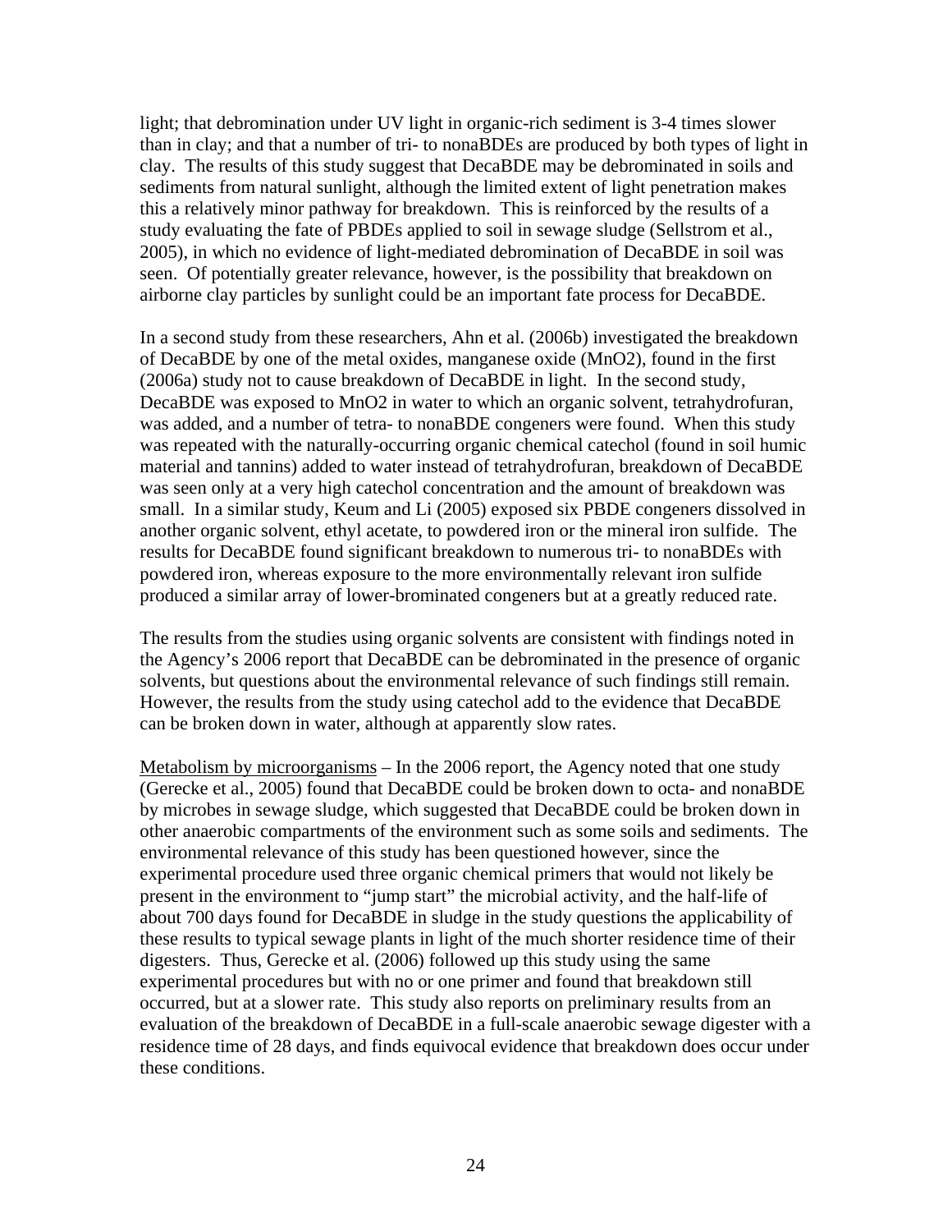light; that debromination under UV light in organic-rich sediment is 3-4 times slower than in clay; and that a number of tri- to nonaBDEs are produced by both types of light in clay. The results of this study suggest that DecaBDE may be debrominated in soils and sediments from natural sunlight, although the limited extent of light penetration makes this a relatively minor pathway for breakdown. This is reinforced by the results of a study evaluating the fate of PBDEs applied to soil in sewage sludge (Sellstrom et al., 2005), in which no evidence of light-mediated debromination of DecaBDE in soil was seen. Of potentially greater relevance, however, is the possibility that breakdown on airborne clay particles by sunlight could be an important fate process for DecaBDE.

In a second study from these researchers, Ahn et al. (2006b) investigated the breakdown of DecaBDE by one of the metal oxides, manganese oxide ($MnO_2$), found in the first (2006a) study not to cause breakdown of DecaBDE in light. In the second study, DecaBDE was exposed to $MnO_2$ in water to which an organic solvent, tetrahydrofuran, was added, and a number of tetra- to nonaBDE congeners were found. When this study was repeated with the naturally-occurring organic chemical catechol (found in soil humic material and tannins) added to water instead of tetrahydrofuran, breakdown of DecaBDE was seen only at a very high catechol concentration and the amount of breakdown was small. In a similar study, Keum and Li (2005) exposed six PBDE congeners dissolved in another organic solvent, ethyl acetate, to powdered iron or the mineral iron sulfide. The results for DecaBDE found significant breakdown to numerous tri- to nonaBDEs with powdered iron, whereas exposure to the more environmentally relevant iron sulfide produced a similar array of lower-brominated congeners but at a greatly reduced rate.

The results from the studies using organic solvents are consistent with findings noted in the Agency's 2006 report that DecaBDE can be debrominated in the presence of organic solvents, but questions about the environmental relevance of such findings still remain. However, the results from the study using catechol add to the evidence that DecaBDE can be broken down in water, although at apparently slow rates.

Metabolism by microorganisms – In the 2006 report, the Agency noted that one study (Gerecke et al., 2005) found that DecaBDE could be broken down to octa- and nonaBDE by microbes in sewage sludge, which suggested that DecaBDE could be broken down in other anaerobic compartments of the environment such as some soils and sediments. The environmental relevance of this study has been questioned however, since the experimental procedure used three organic chemical primers that would not likely be present in the environment to "jump start" the microbial activity, and the half-life of about 700 days found for DecaBDE in sludge in the study questions the applicability of these results to typical sewage plants in light of the much shorter residence time of their digesters. Thus, Gerecke et al. (2006) followed up this study using the same experimental procedures but with no or one primer and found that breakdown still occurred, but at a slower rate. This study also reports on preliminary results from an evaluation of the breakdown of DecaBDE in a full-scale anaerobic sewage digester with a residence time of 28 days, and finds equivocal evidence that breakdown does occur under these conditions.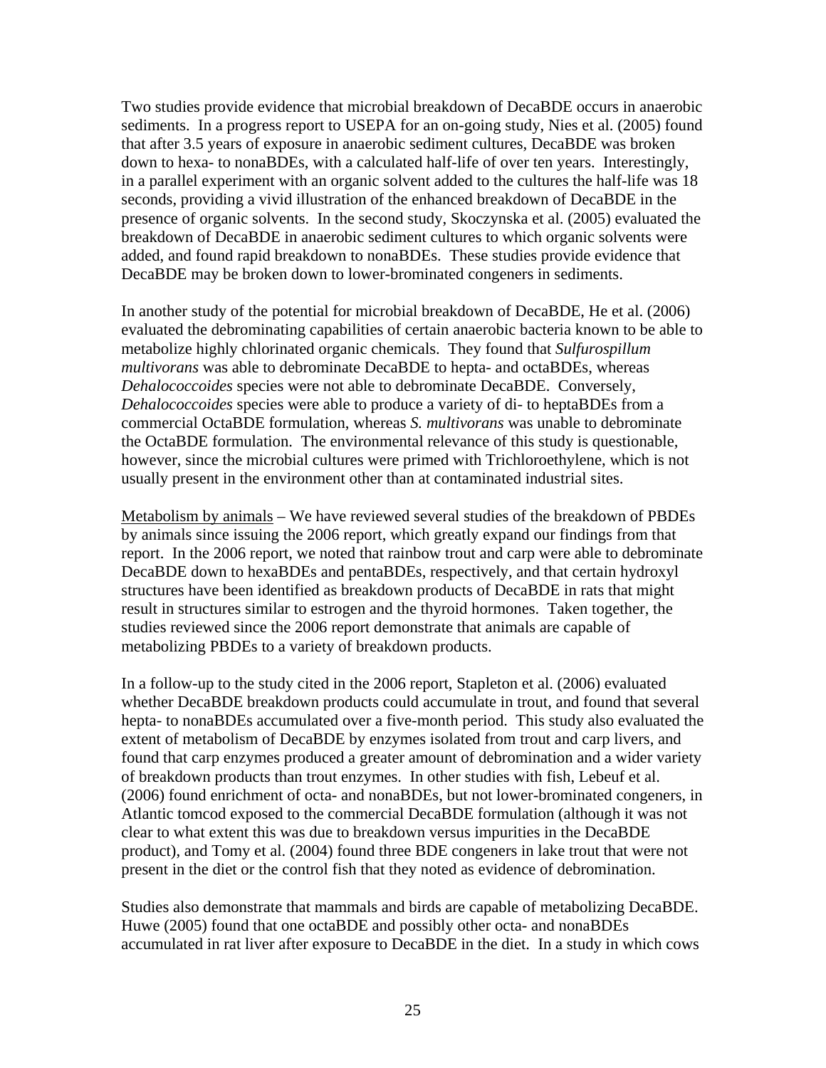Two studies provide evidence that microbial breakdown of DecaBDE occurs in anaerobic sediments. In a progress report to USEPA for an on-going study, Nies et al. (2005) found that after 3.5 years of exposure in anaerobic sediment cultures, DecaBDE was broken down to hexa- to nonaBDEs, with a calculated half-life of over ten years. Interestingly, in a parallel experiment with an organic solvent added to the cultures the half-life was 18 seconds, providing a vivid illustration of the enhanced breakdown of DecaBDE in the presence of organic solvents. In the second study, Skoczynska et al. (2005) evaluated the breakdown of DecaBDE in anaerobic sediment cultures to which organic solvents were added, and found rapid breakdown to nonaBDEs. These studies provide evidence that DecaBDE may be broken down to lower-brominated congeners in sediments.

In another study of the potential for microbial breakdown of DecaBDE, He et al. (2006) evaluated the debrominating capabilities of certain anaerobic bacteria known to be able to metabolize highly chlorinated organic chemicals. They found that *Sulfurospillum multivorans* was able to debrominate DecaBDE to hepta- and octaBDEs, whereas *Dehalococcoides* species were not able to debrominate DecaBDE. Conversely, *Dehalococcoides* species were able to produce a variety of di- to heptaBDEs from a commercial OctaBDE formulation, whereas *S. multivorans* was unable to debrominate the OctaBDE formulation. The environmental relevance of this study is questionable, however, since the microbial cultures were primed with Trichloroethylene, which is not usually present in the environment other than at contaminated industrial sites.

Metabolism by animals – We have reviewed several studies of the breakdown of PBDEs by animals since issuing the 2006 report, which greatly expand our findings from that report. In the 2006 report, we noted that rainbow trout and carp were able to debrominate DecaBDE down to hexaBDEs and pentaBDEs, respectively, and that certain hydroxyl structures have been identified as breakdown products of DecaBDE in rats that might result in structures similar to estrogen and the thyroid hormones. Taken together, the studies reviewed since the 2006 report demonstrate that animals are capable of metabolizing PBDEs to a variety of breakdown products.

In a follow-up to the study cited in the 2006 report, Stapleton et al. (2006) evaluated whether DecaBDE breakdown products could accumulate in trout, and found that several hepta- to nonaBDEs accumulated over a five-month period. This study also evaluated the extent of metabolism of DecaBDE by enzymes isolated from trout and carp livers, and found that carp enzymes produced a greater amount of debromination and a wider variety of breakdown products than trout enzymes. In other studies with fish, Lebeuf et al. (2006) found enrichment of octa- and nonaBDEs, but not lower-brominated congeners, in Atlantic tomcod exposed to the commercial DecaBDE formulation (although it was not clear to what extent this was due to breakdown versus impurities in the DecaBDE product), and Tomy et al. (2004) found three BDE congeners in lake trout that were not present in the diet or the control fish that they noted as evidence of debromination.

Studies also demonstrate that mammals and birds are capable of metabolizing DecaBDE. Huwe (2005) found that one octaBDE and possibly other octa- and nonaBDEs accumulated in rat liver after exposure to DecaBDE in the diet. In a study in which cows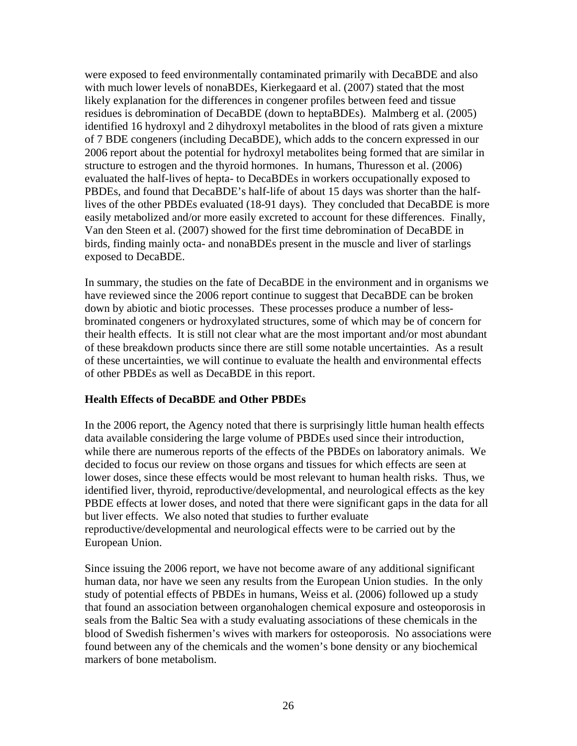were exposed to feed environmentally contaminated primarily with DecaBDE and also with much lower levels of nonaBDEs, Kierkegaard et al. (2007) stated that the most likely explanation for the differences in congener profiles between feed and tissue residues is debromination of DecaBDE (down to heptaBDEs). Malmberg et al. (2005) identified 16 hydroxyl and 2 dihydroxyl metabolites in the blood of rats given a mixture of 7 BDE congeners (including DecaBDE), which adds to the concern expressed in our 2006 report about the potential for hydroxyl metabolites being formed that are similar in structure to estrogen and the thyroid hormones. In humans, Thuresson et al. (2006) evaluated the half-lives of hepta- to DecaBDEs in workers occupationally exposed to PBDEs, and found that DecaBDE's half-life of about 15 days was shorter than the half-lives of the other PBDEs evaluated (18-91 days). They concluded that DecaBDE is more easily metabolized and/or more easily excreted to account for these differences. Finally, Van den Steen et al. (2007) showed for the first time debromination of DecaBDE in birds, finding mainly octa- and nonaBDEs present in the muscle and liver of starlings exposed to DecaBDE.

In summary, the studies on the fate of DecaBDE in the environment and in organisms we have reviewed since the 2006 report continue to suggest that DecaBDE can be broken down by abiotic and biotic processes. These processes produce a number of less-brominated congeners or hydroxylated structures, some of which may be of concern for their health effects. It is still not clear what are the most important and/or most abundant of these breakdown products since there are still some notable uncertainties. As a result of these uncertainties, we will continue to evaluate the health and environmental effects of other PBDEs as well as DecaBDE in this report.

**Health Effects of DecaBDE and Other PBDEs**

In the 2006 report, the Agency noted that there is surprisingly little human health effects data available considering the large volume of PBDEs used since their introduction, while there are numerous reports of the effects of the PBDEs on laboratory animals. We decided to focus our review on those organs and tissues for which effects are seen at lower doses, since these effects would be most relevant to human health risks. Thus, we identified liver, thyroid, reproductive/developmental, and neurological effects as the key PBDE effects at lower doses, and noted that there were significant gaps in the data for all but liver effects. We also noted that studies to further evaluate reproductive/developmental and neurological effects were to be carried out by the European Union.

Since issuing the 2006 report, we have not become aware of any additional significant human data, nor have we seen any results from the European Union studies. In the only study of potential effects of PBDEs in humans, Weiss et al. (2006) followed up a study that found an association between organohalogen chemical exposure and osteoporosis in seals from the Baltic Sea with a study evaluating associations of these chemicals in the blood of Swedish fishermen's wives with markers for osteoporosis. No associations were found between any of the chemicals and the women's bone density or any biochemical markers of bone metabolism.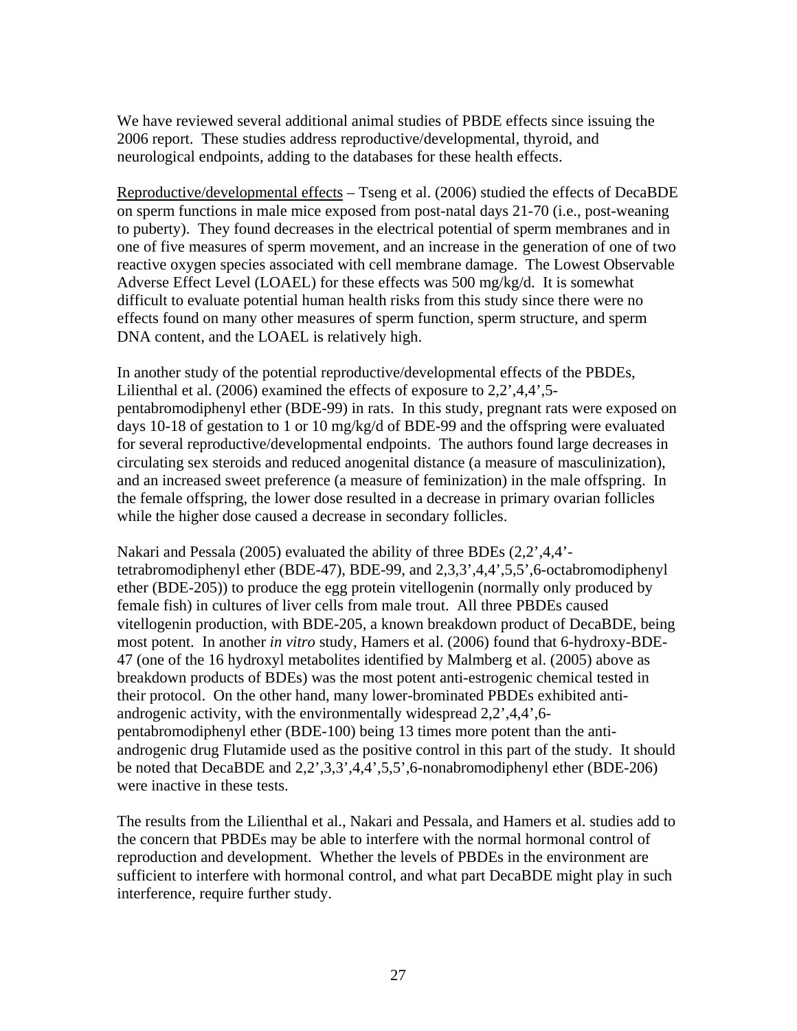We have reviewed several additional animal studies of PBDE effects since issuing the 2006 report. These studies address reproductive/developmental, thyroid, and neurological endpoints, adding to the databases for these health effects.

<u>Reproductive/developmental effects</u> – Tseng et al. (2006) studied the effects of DecaBDE on sperm functions in male mice exposed from post-natal days 21-70 (i.e., post-weaning to puberty). They found decreases in the electrical potential of sperm membranes and in one of five measures of sperm movement, and an increase in the generation of one of two reactive oxygen species associated with cell membrane damage. The Lowest Observable Adverse Effect Level (LOAEL) for these effects was 500 mg/kg/d. It is somewhat difficult to evaluate potential human health risks from this study since there were no effects found on many other measures of sperm function, sperm structure, and sperm DNA content, and the LOAEL is relatively high.

In another study of the potential reproductive/developmental effects of the PBDEs, Lilienthal et al. (2006) examined the effects of exposure to 2,2',4,4',5-pentabromodiphenyl ether (BDE-99) in rats. In this study, pregnant rats were exposed on days 10-18 of gestation to 1 or 10 mg/kg/d of BDE-99 and the offspring were evaluated for several reproductive/developmental endpoints. The authors found large decreases in circulating sex steroids and reduced anogenital distance (a measure of masculinization), and an increased sweet preference (a measure of feminization) in the male offspring. In the female offspring, the lower dose resulted in a decrease in primary ovarian follicles while the higher dose caused a decrease in secondary follicles.

Nakari and Pessala (2005) evaluated the ability of three BDEs (2,2',4,4'-tetrabromodiphenyl ether (BDE-47), BDE-99, and 2,3,3',4,4',5,5',6-octabromodiphenyl ether (BDE-205)) to produce the egg protein vitellogenin (normally only produced by female fish) in cultures of liver cells from male trout. All three PBDEs caused vitellogenin production, with BDE-205, a known breakdown product of DecaBDE, being most potent. In another *in vitro* study, Hamers et al. (2006) found that 6-hydroxy-BDE-47 (one of the 16 hydroxyl metabolites identified by Malmberg et al. (2005) above as breakdown products of BDEs) was the most potent anti-estrogenic chemical tested in their protocol. On the other hand, many lower-brominated PBDEs exhibited anti-androgenic activity, with the environmentally widespread 2,2',4,4',6-pentabromodiphenyl ether (BDE-100) being 13 times more potent than the anti-androgenic drug Flutamide used as the positive control in this part of the study. It should be noted that DecaBDE and 2,2',3,3',4,4',5,5',6-nonabromodiphenyl ether (BDE-206) were inactive in these tests.

The results from the Lilienthal et al., Nakari and Pessala, and Hamers et al. studies add to the concern that PBDEs may be able to interfere with the normal hormonal control of reproduction and development. Whether the levels of PBDEs in the environment are sufficient to interfere with hormonal control, and what part DecaBDE might play in such interference, require further study.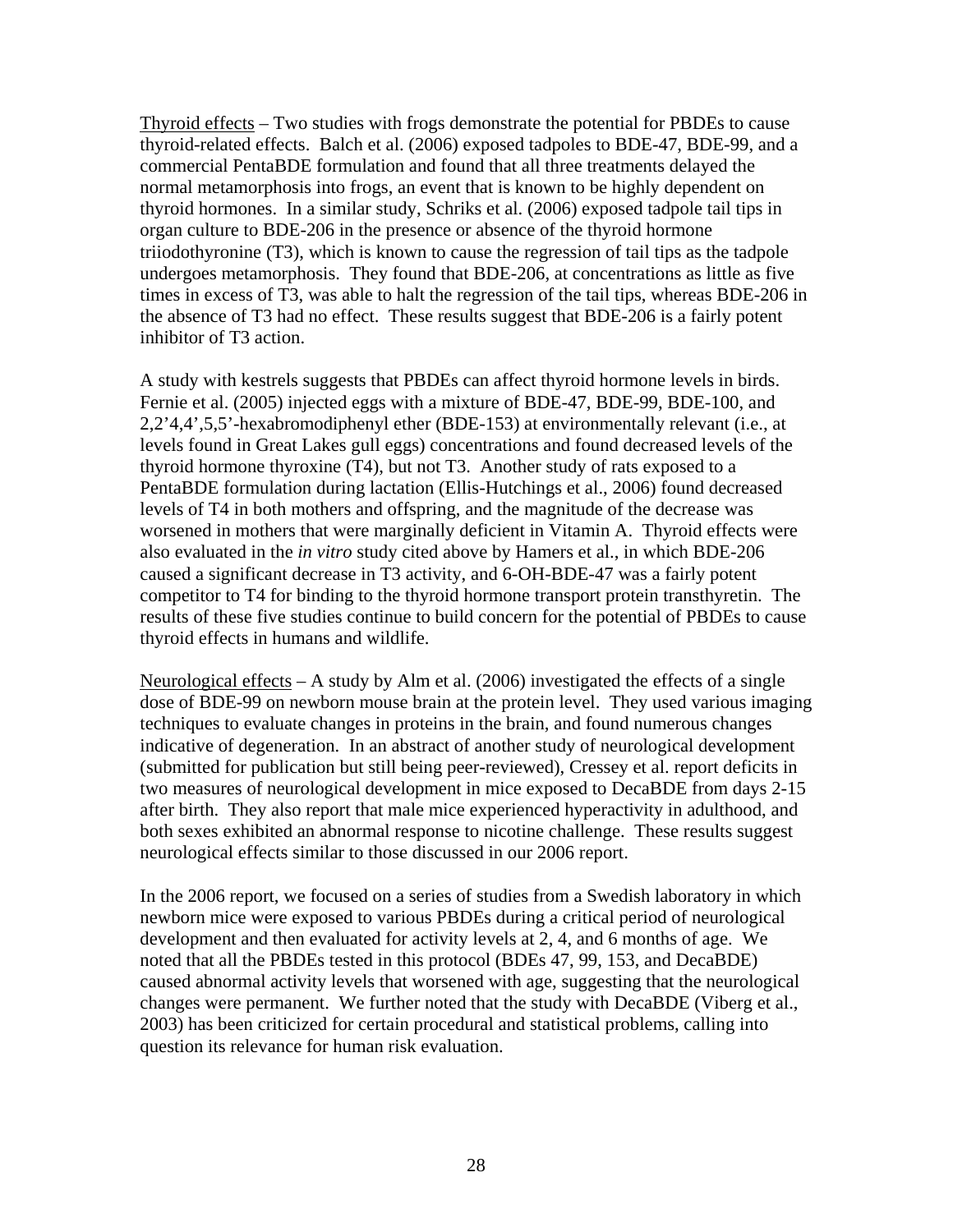Thyroid effects – Two studies with frogs demonstrate the potential for PBDEs to cause thyroid-related effects. Balch et al. (2006) exposed tadpoles to BDE-47, BDE-99, and a commercial PentaBDE formulation and found that all three treatments delayed the normal metamorphosis into frogs, an event that is known to be highly dependent on thyroid hormones. In a similar study, Schriks et al. (2006) exposed tadpole tail tips in organ culture to BDE-206 in the presence or absence of the thyroid hormone triiodothyronine (T3), which is known to cause the regression of tail tips as the tadpole undergoes metamorphosis. They found that BDE-206, at concentrations as little as five times in excess of T3, was able to halt the regression of the tail tips, whereas BDE-206 in the absence of T3 had no effect. These results suggest that BDE-206 is a fairly potent inhibitor of T3 action.

A study with kestrels suggests that PBDEs can affect thyroid hormone levels in birds. Fernie et al. (2005) injected eggs with a mixture of BDE-47, BDE-99, BDE-100, and 2,2'4,4',5,5'-hexabromodiphenyl ether (BDE-153) at environmentally relevant (i.e., at levels found in Great Lakes gull eggs) concentrations and found decreased levels of the thyroid hormone thyroxine (T4), but not T3. Another study of rats exposed to a PentaBDE formulation during lactation (Ellis-Hutchings et al., 2006) found decreased levels of T4 in both mothers and offspring, and the magnitude of the decrease was worsened in mothers that were marginally deficient in Vitamin A. Thyroid effects were also evaluated in the *in vitro* study cited above by Hamers et al., in which BDE-206 caused a significant decrease in T3 activity, and 6-OH-BDE-47 was a fairly potent competitor to T4 for binding to the thyroid hormone transport protein transthyretin. The results of these five studies continue to build concern for the potential of PBDEs to cause thyroid effects in humans and wildlife.

Neurological effects – A study by Alm et al. (2006) investigated the effects of a single dose of BDE-99 on newborn mouse brain at the protein level. They used various imaging techniques to evaluate changes in proteins in the brain, and found numerous changes indicative of degeneration. In an abstract of another study of neurological development (submitted for publication but still being peer-reviewed), Cressey et al. report deficits in two measures of neurological development in mice exposed to DecaBDE from days 2-15 after birth. They also report that male mice experienced hyperactivity in adulthood, and both sexes exhibited an abnormal response to nicotine challenge. These results suggest neurological effects similar to those discussed in our 2006 report.

In the 2006 report, we focused on a series of studies from a Swedish laboratory in which newborn mice were exposed to various PBDEs during a critical period of neurological development and then evaluated for activity levels at 2, 4, and 6 months of age. We noted that all the PBDEs tested in this protocol (BDEs 47, 99, 153, and DecaBDE) caused abnormal activity levels that worsened with age, suggesting that the neurological changes were permanent. We further noted that the study with DecaBDE (Viberg et al., 2003) has been criticized for certain procedural and statistical problems, calling into question its relevance for human risk evaluation.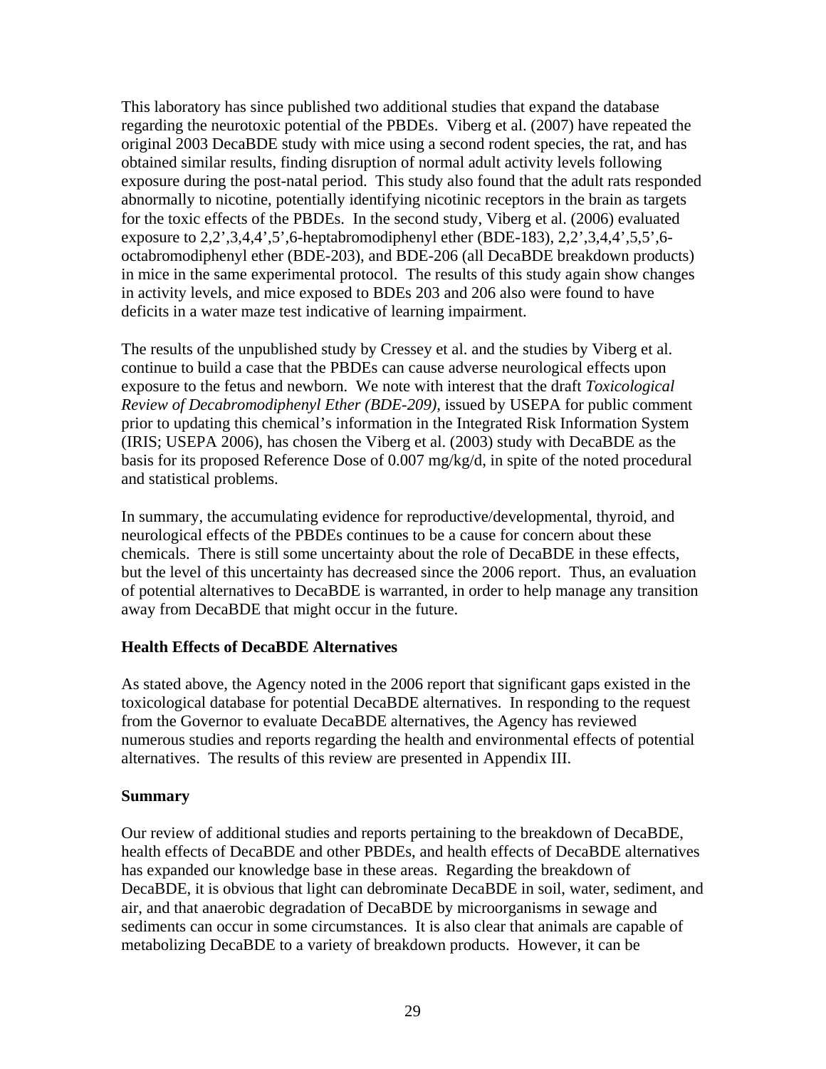This laboratory has since published two additional studies that expand the database regarding the neurotoxic potential of the PBDEs. Viberg et al. (2007) have repeated the original 2003 DecaBDE study with mice using a second rodent species, the rat, and has obtained similar results, finding disruption of normal adult activity levels following exposure during the post-natal period. This study also found that the adult rats responded abnormally to nicotine, potentially identifying nicotinic receptors in the brain as targets for the toxic effects of the PBDEs. In the second study, Viberg et al. (2006) evaluated exposure to 2,2',3,4,4',5',6-heptabromodiphenyl ether (BDE-183), 2,2',3,4,4',5,5',6-octabromodiphenyl ether (BDE-203), and BDE-206 (all DecaBDE breakdown products) in mice in the same experimental protocol. The results of this study again show changes in activity levels, and mice exposed to BDEs 203 and 206 also were found to have deficits in a water maze test indicative of learning impairment.

The results of the unpublished study by Cressey et al. and the studies by Viberg et al. continue to build a case that the PBDEs can cause adverse neurological effects upon exposure to the fetus and newborn. We note with interest that the draft *Toxicological Review of Decabromodiphenyl Ether (BDE-209)*, issued by USEPA for public comment prior to updating this chemical's information in the Integrated Risk Information System (IRIS; USEPA 2006), has chosen the Viberg et al. (2003) study with DecaBDE as the basis for its proposed Reference Dose of 0.007 mg/kg/d, in spite of the noted procedural and statistical problems.

In summary, the accumulating evidence for reproductive/developmental, thyroid, and neurological effects of the PBDEs continues to be a cause for concern about these chemicals. There is still some uncertainty about the role of DecaBDE in these effects, but the level of this uncertainty has decreased since the 2006 report. Thus, an evaluation of potential alternatives to DecaBDE is warranted, in order to help manage any transition away from DecaBDE that might occur in the future.

**Health Effects of DecaBDE Alternatives**

As stated above, the Agency noted in the 2006 report that significant gaps existed in the toxicological database for potential DecaBDE alternatives. In responding to the request from the Governor to evaluate DecaBDE alternatives, the Agency has reviewed numerous studies and reports regarding the health and environmental effects of potential alternatives. The results of this review are presented in Appendix III.

**Summary**

Our review of additional studies and reports pertaining to the breakdown of DecaBDE, health effects of DecaBDE and other PBDEs, and health effects of DecaBDE alternatives has expanded our knowledge base in these areas. Regarding the breakdown of DecaBDE, it is obvious that light can debrominate DecaBDE in soil, water, sediment, and air, and that anaerobic degradation of DecaBDE by microorganisms in sewage and sediments can occur in some circumstances. It is also clear that animals are capable of metabolizing DecaBDE to a variety of breakdown products. However, it can be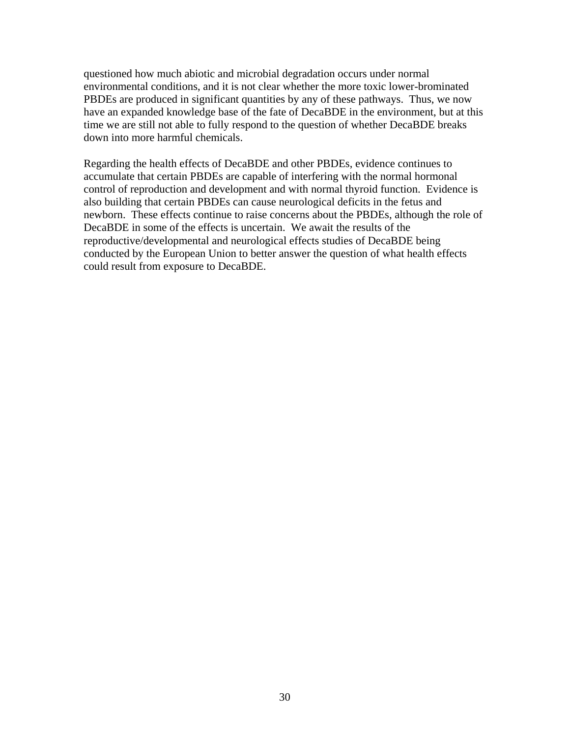questioned how much abiotic and microbial degradation occurs under normal environmental conditions, and it is not clear whether the more toxic lower-brominated PBDEs are produced in significant quantities by any of these pathways. Thus, we now have an expanded knowledge base of the fate of DecaBDE in the environment, but at this time we are still not able to fully respond to the question of whether DecaBDE breaks down into more harmful chemicals.

Regarding the health effects of DecaBDE and other PBDEs, evidence continues to accumulate that certain PBDEs are capable of interfering with the normal hormonal control of reproduction and development and with normal thyroid function. Evidence is also building that certain PBDEs can cause neurological deficits in the fetus and newborn. These effects continue to raise concerns about the PBDEs, although the role of DecaBDE in some of the effects is uncertain. We await the results of the reproductive/developmental and neurological effects studies of DecaBDE being conducted by the European Union to better answer the question of what health effects could result from exposure to DecaBDE.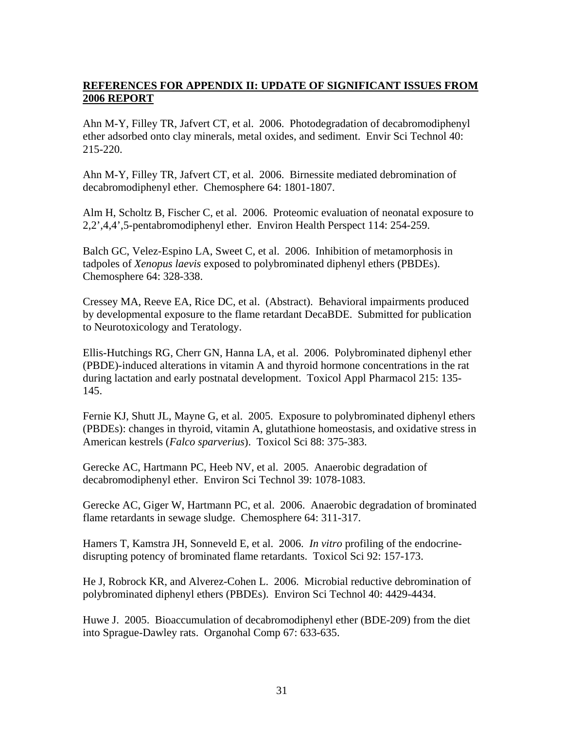## **REFERENCES FOR APPENDIX II: UPDATE OF SIGNIFICANT ISSUES FROM 2006 REPORT**

Ahn M-Y, Filley TR, Jafvert CT, et al. 2006. Photodegradation of decabromodiphenyl ether adsorbed onto clay minerals, metal oxides, and sediment. Envir Sci Technol 40: 215-220.

Ahn M-Y, Filley TR, Jafvert CT, et al. 2006. Birnessite mediated debromination of decabromodiphenyl ether. Chemosphere 64: 1801-1807.

Alm H, Scholtz B, Fischer C, et al. 2006. Proteomic evaluation of neonatal exposure to 2,2',4,4',5-pentabromodiphenyl ether. Environ Health Perspect 114: 254-259.

Balch GC, Velez-Espino LA, Sweet C, et al. 2006. Inhibition of metamorphosis in tadpoles of *Xenopus laevis* exposed to polybrominated diphenyl ethers (PBDEs). Chemosphere 64: 328-338.

Cressey MA, Reeve EA, Rice DC, et al. (Abstract). Behavioral impairments produced by developmental exposure to the flame retardant DecaBDE. Submitted for publication to Neurotoxicology and Teratology.

Ellis-Hutchings RG, Cherr GN, Hanna LA, et al. 2006. Polybrominated diphenyl ether (PBDE)-induced alterations in vitamin A and thyroid hormone concentrations in the rat during lactation and early postnatal development. Toxicol Appl Pharmacol 215: 135-145.

Fernie KJ, Shutt JL, Mayne G, et al. 2005. Exposure to polybrominated diphenyl ethers (PBDEs): changes in thyroid, vitamin A, glutathione homeostasis, and oxidative stress in American kestrels (*Falco sparverius*). Toxicol Sci 88: 375-383.

Gerecke AC, Hartmann PC, Heeb NV, et al. 2005. Anaerobic degradation of decabromodiphenyl ether. Environ Sci Technol 39: 1078-1083.

Gerecke AC, Giger W, Hartmann PC, et al. 2006. Anaerobic degradation of brominated flame retardants in sewage sludge. Chemosphere 64: 311-317.

Hamers T, Kamstra JH, Sonneveld E, et al. 2006. *In vitro* profiling of the endocrine-disrupting potency of brominated flame retardants. Toxicol Sci 92: 157-173.

He J, Robrock KR, and Alverez-Cohen L. 2006. Microbial reductive debromination of polybrominated diphenyl ethers (PBDEs). Environ Sci Technol 40: 4429-4434.

Huwe J. 2005. Bioaccumulation of decabromodiphenyl ether (BDE-209) from the diet into Sprague-Dawley rats. Organohal Comp 67: 633-635.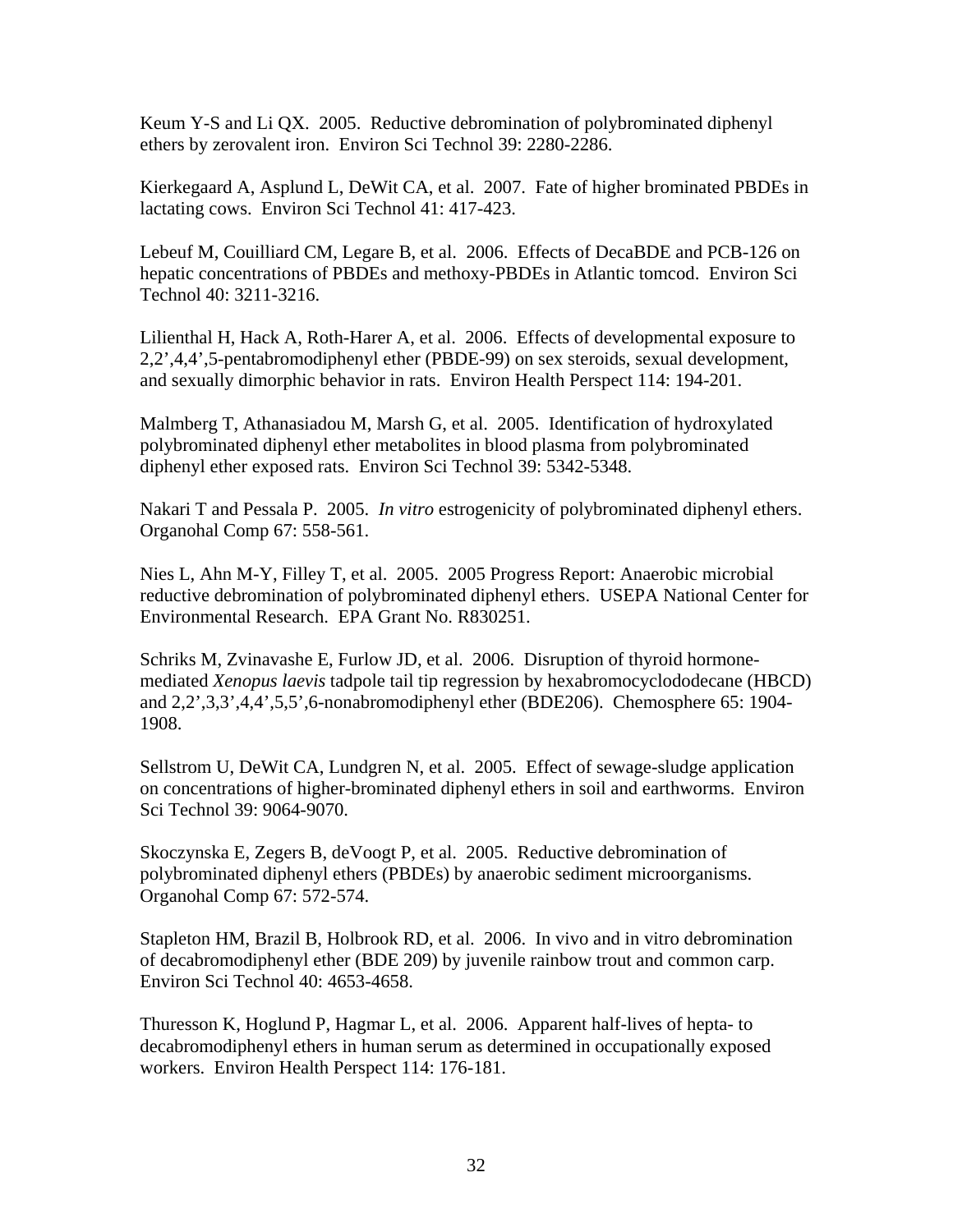Keum Y-S and Li QX. 2005. Reductive debromination of polybrominated diphenyl ethers by zerovalent iron. Environ Sci Technol 39: 2280-2286.

Kierkegaard A, Asplund L, DeWit CA, et al. 2007. Fate of higher brominated PBDEs in lactating cows. Environ Sci Technol 41: 417-423.

Lebeuf M, Couilliard CM, Legare B, et al. 2006. Effects of DecaBDE and PCB-126 on hepatic concentrations of PBDEs and methoxy-PBDEs in Atlantic tomcod. Environ Sci Technol 40: 3211-3216.

Lilienthal H, Hack A, Roth-Harer A, et al. 2006. Effects of developmental exposure to 2,2',4,4',5-pentabromodiphenyl ether (PBDE-99) on sex steroids, sexual development, and sexually dimorphic behavior in rats. Environ Health Perspect 114: 194-201.

Malmberg T, Athanasiadou M, Marsh G, et al. 2005. Identification of hydroxylated polybrominated diphenyl ether metabolites in blood plasma from polybrominated diphenyl ether exposed rats. Environ Sci Technol 39: 5342-5348.

Nakari T and Pessala P. 2005. *In vitro* estrogenicity of polybrominated diphenyl ethers. Organohal Comp 67: 558-561.

Nies L, Ahn M-Y, Filley T, et al. 2005. 2005 Progress Report: Anaerobic microbial reductive debromination of polybrominated diphenyl ethers. USEPA National Center for Environmental Research. EPA Grant No. R830251.

Schriks M, Zvinavashe E, Furlow JD, et al. 2006. Disruption of thyroid hormone-mediated *Xenopus laevis* tadpole tail tip regression by hexabromocyclododecane (HBCD) and 2,2',3,3',4,4',5,5',6-nonabromodiphenyl ether (BDE206). Chemosphere 65: 1904-1908.

Sellstrom U, DeWit CA, Lundgren N, et al. 2005. Effect of sewage-sludge application on concentrations of higher-brominated diphenyl ethers in soil and earthworms. Environ Sci Technol 39: 9064-9070.

Skoczynska E, Zegers B, deVoogt P, et al. 2005. Reductive debromination of polybrominated diphenyl ethers (PBDEs) by anaerobic sediment microorganisms. Organohal Comp 67: 572-574.

Stapleton HM, Brazil B, Holbrook RD, et al. 2006. In vivo and in vitro debromination of decabromodiphenyl ether (BDE 209) by juvenile rainbow trout and common carp. Environ Sci Technol 40: 4653-4658.

Thuresson K, Hoglund P, Hagmar L, et al. 2006. Apparent half-lives of hepta- to decabromodiphenyl ethers in human serum as determined in occupationally exposed workers. Environ Health Perspect 114: 176-181.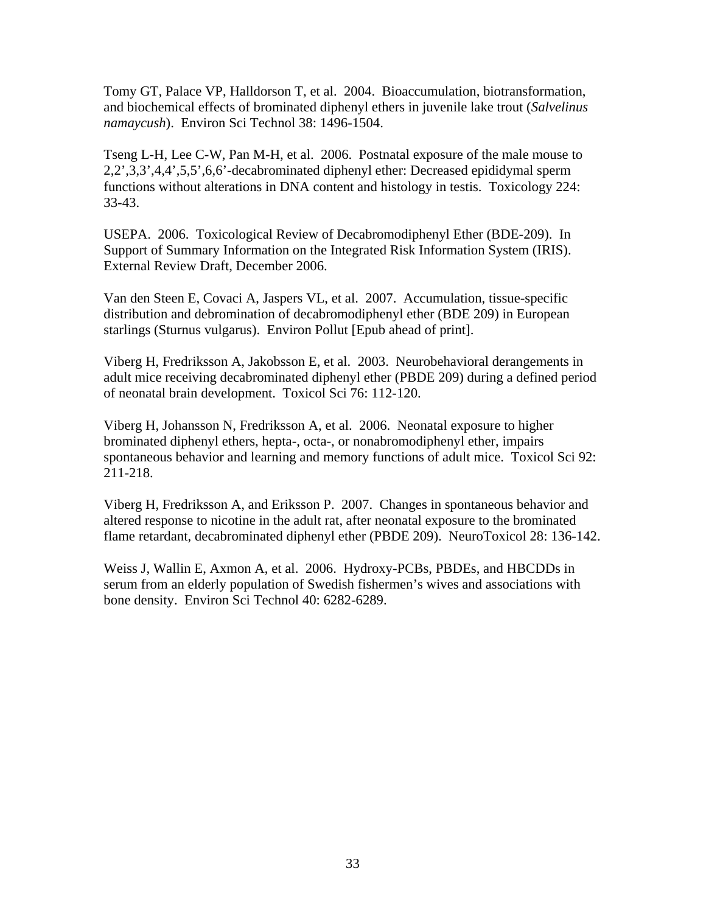Tomy GT, Palace VP, Halldorson T, et al. 2004. Bioaccumulation, biotransformation, and biochemical effects of brominated diphenyl ethers in juvenile lake trout (*Salvelinus namaycush*). Environ Sci Technol 38: 1496-1504.

Tseng L-H, Lee C-W, Pan M-H, et al. 2006. Postnatal exposure of the male mouse to 2,2',3,3',4,4',5,5',6,6'-decabrominated diphenyl ether: Decreased epididymal sperm functions without alterations in DNA content and histology in testis. Toxicology 224: 33-43.

USEPA. 2006. Toxicological Review of Decabromodiphenyl Ether (BDE-209). In Support of Summary Information on the Integrated Risk Information System (IRIS). External Review Draft, December 2006.

Van den Steen E, Covaci A, Jaspers VL, et al. 2007. Accumulation, tissue-specific distribution and debromination of decabromodiphenyl ether (BDE 209) in European starlings (Sturnus vulgarus). Environ Pollut [Epub ahead of print].

Viberg H, Fredriksson A, Jakobsson E, et al. 2003. Neurobehavioral derangements in adult mice receiving decabrominated diphenyl ether (PBDE 209) during a defined period of neonatal brain development. Toxicol Sci 76: 112-120.

Viberg H, Johansson N, Fredriksson A, et al. 2006. Neonatal exposure to higher brominated diphenyl ethers, hepta-, octa-, or nonabromodiphenyl ether, impairs spontaneous behavior and learning and memory functions of adult mice. Toxicol Sci 92: 211-218.

Viberg H, Fredriksson A, and Eriksson P. 2007. Changes in spontaneous behavior and altered response to nicotine in the adult rat, after neonatal exposure to the brominated flame retardant, decabrominated diphenyl ether (PBDE 209). NeuroToxicol 28: 136-142.

Weiss J, Wallin E, Axmon A, et al. 2006. Hydroxy-PCBs, PBDEs, and HBCDDs in serum from an elderly population of Swedish fishermen's wives and associations with bone density. Environ Sci Technol 40: 6282-6289.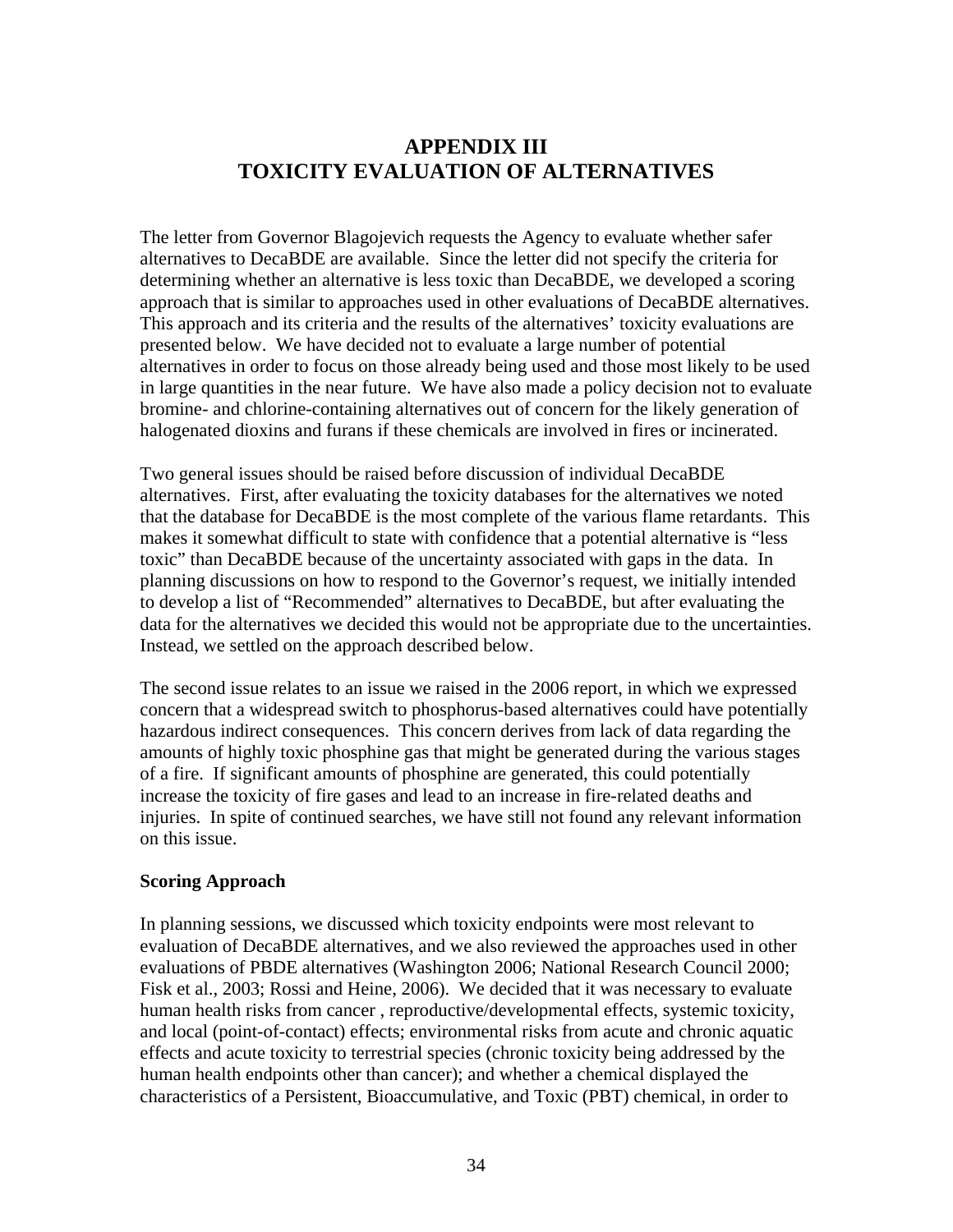# APPENDIX III
# TOXICITY EVALUATION OF ALTERNATIVES

The letter from Governor Blagojevich requests the Agency to evaluate whether safer alternatives to DecaBDE are available. Since the letter did not specify the criteria for determining whether an alternative is less toxic than DecaBDE, we developed a scoring approach that is similar to approaches used in other evaluations of DecaBDE alternatives. This approach and its criteria and the results of the alternatives' toxicity evaluations are presented below. We have decided not to evaluate a large number of potential alternatives in order to focus on those already being used and those most likely to be used in large quantities in the near future. We have also made a policy decision not to evaluate bromine- and chlorine-containing alternatives out of concern for the likely generation of halogenated dioxins and furans if these chemicals are involved in fires or incinerated.

Two general issues should be raised before discussion of individual DecaBDE alternatives. First, after evaluating the toxicity databases for the alternatives we noted that the database for DecaBDE is the most complete of the various flame retardants. This makes it somewhat difficult to state with confidence that a potential alternative is "less toxic" than DecaBDE because of the uncertainty associated with gaps in the data. In planning discussions on how to respond to the Governor's request, we initially intended to develop a list of "Recommended" alternatives to DecaBDE, but after evaluating the data for the alternatives we decided this would not be appropriate due to the uncertainties. Instead, we settled on the approach described below.

The second issue relates to an issue we raised in the 2006 report, in which we expressed concern that a widespread switch to phosphorus-based alternatives could have potentially hazardous indirect consequences. This concern derives from lack of data regarding the amounts of highly toxic phosphine gas that might be generated during the various stages of a fire. If significant amounts of phosphine are generated, this could potentially increase the toxicity of fire gases and lead to an increase in fire-related deaths and injuries. In spite of continued searches, we have still not found any relevant information on this issue.

**Scoring Approach**

In planning sessions, we discussed which toxicity endpoints were most relevant to evaluation of DecaBDE alternatives, and we also reviewed the approaches used in other evaluations of PBDE alternatives (Washington 2006; National Research Council 2000; Fisk et al., 2003; Rossi and Heine, 2006). We decided that it was necessary to evaluate human health risks from cancer , reproductive/developmental effects, systemic toxicity, and local (point-of-contact) effects; environmental risks from acute and chronic aquatic effects and acute toxicity to terrestrial species (chronic toxicity being addressed by the human health endpoints other than cancer); and whether a chemical displayed the characteristics of a Persistent, Bioaccumulative, and Toxic (PBT) chemical, in order to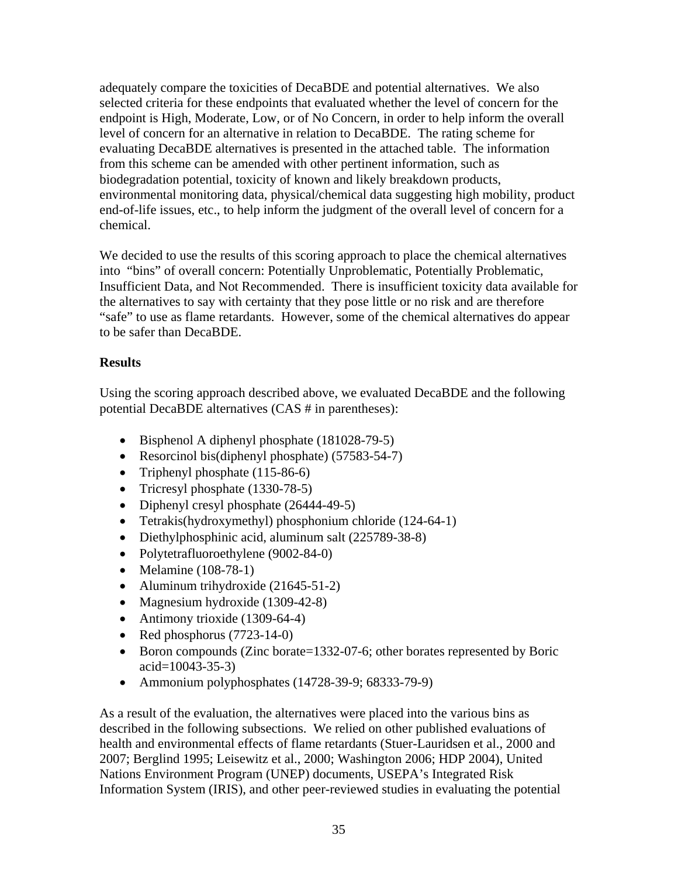adequately compare the toxicities of DecaBDE and potential alternatives. We also selected criteria for these endpoints that evaluated whether the level of concern for the endpoint is High, Moderate, Low, or of No Concern, in order to help inform the overall level of concern for an alternative in relation to DecaBDE. The rating scheme for evaluating DecaBDE alternatives is presented in the attached table. The information from this scheme can be amended with other pertinent information, such as biodegradation potential, toxicity of known and likely breakdown products, environmental monitoring data, physical/chemical data suggesting high mobility, product end-of-life issues, etc., to help inform the judgment of the overall level of concern for a chemical.

We decided to use the results of this scoring approach to place the chemical alternatives into "bins" of overall concern: Potentially Unproblematic, Potentially Problematic, Insufficient Data, and Not Recommended. There is insufficient toxicity data available for the alternatives to say with certainty that they pose little or no risk and are therefore "safe" to use as flame retardants. However, some of the chemical alternatives do appear to be safer than DecaBDE.

**Results**

Using the scoring approach described above, we evaluated DecaBDE and the following potential DecaBDE alternatives (CAS # in parentheses):

- Bisphenol A diphenyl phosphate (181028-79-5)
- Resorcinol bis(diphenyl phosphate) (57583-54-7)
- Triphenyl phosphate (115-86-6)
- Tricresyl phosphate (1330-78-5)
- Diphenyl cresyl phosphate (26444-49-5)
- Tetrakis(hydroxymethyl) phosphonium chloride (124-64-1)
- Diethylphosphinic acid, aluminum salt (225789-38-8)
- Polytetrafluoroethylene (9002-84-0)
- Melamine (108-78-1)
- Aluminum trihydroxide (21645-51-2)
- Magnesium hydroxide (1309-42-8)
- Antimony trioxide (1309-64-4)
- Red phosphorus (7723-14-0)
- Boron compounds (Zinc borate=1332-07-6; other borates represented by Boric acid=10043-35-3)
- Ammonium polyphosphates (14728-39-9; 68333-79-9)

As a result of the evaluation, the alternatives were placed into the various bins as described in the following subsections. We relied on other published evaluations of health and environmental effects of flame retardants (Stuer-Lauridsen et al., 2000 and 2007; Berglind 1995; Leisewitz et al., 2000; Washington 2006; HDP 2004), United Nations Environment Program (UNEP) documents, USEPA's Integrated Risk Information System (IRIS), and other peer-reviewed studies in evaluating the potential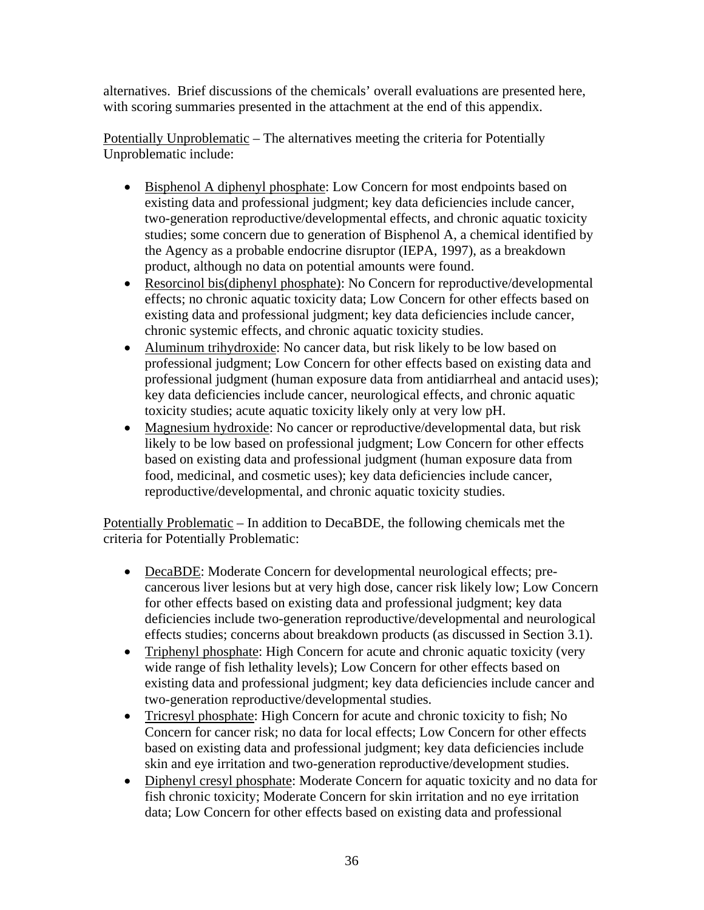alternatives. Brief discussions of the chemicals' overall evaluations are presented here, with scoring summaries presented in the attachment at the end of this appendix.

Potentially Unproblematic – The alternatives meeting the criteria for Potentially Unproblematic include:

- Bisphenol A diphenyl phosphate: Low Concern for most endpoints based on existing data and professional judgment; key data deficiencies include cancer, two-generation reproductive/developmental effects, and chronic aquatic toxicity studies; some concern due to generation of Bisphenol A, a chemical identified by the Agency as a probable endocrine disruptor (IEPA, 1997), as a breakdown product, although no data on potential amounts were found.
- Resorcinol bis(diphenyl phosphate): No Concern for reproductive/developmental effects; no chronic aquatic toxicity data; Low Concern for other effects based on existing data and professional judgment; key data deficiencies include cancer, chronic systemic effects, and chronic aquatic toxicity studies.
- Aluminum trihydroxide: No cancer data, but risk likely to be low based on professional judgment; Low Concern for other effects based on existing data and professional judgment (human exposure data from antidiarrheal and antacid uses); key data deficiencies include cancer, neurological effects, and chronic aquatic toxicity studies; acute aquatic toxicity likely only at very low pH.
- Magnesium hydroxide: No cancer or reproductive/developmental data, but risk likely to be low based on professional judgment; Low Concern for other effects based on existing data and professional judgment (human exposure data from food, medicinal, and cosmetic uses); key data deficiencies include cancer, reproductive/developmental, and chronic aquatic toxicity studies.

Potentially Problematic – In addition to DecaBDE, the following chemicals met the criteria for Potentially Problematic:

- DecaBDE: Moderate Concern for developmental neurological effects; pre-cancerous liver lesions but at very high dose, cancer risk likely low; Low Concern for other effects based on existing data and professional judgment; key data deficiencies include two-generation reproductive/developmental and neurological effects studies; concerns about breakdown products (as discussed in Section 3.1).
- Triphenyl phosphate: High Concern for acute and chronic aquatic toxicity (very wide range of fish lethality levels); Low Concern for other effects based on existing data and professional judgment; key data deficiencies include cancer and two-generation reproductive/developmental studies.
- Tricresyl phosphate: High Concern for acute and chronic toxicity to fish; No Concern for cancer risk; no data for local effects; Low Concern for other effects based on existing data and professional judgment; key data deficiencies include skin and eye irritation and two-generation reproductive/development studies.
- Diphenyl cresyl phosphate: Moderate Concern for aquatic toxicity and no data for fish chronic toxicity; Moderate Concern for skin irritation and no eye irritation data; Low Concern for other effects based on existing data and professional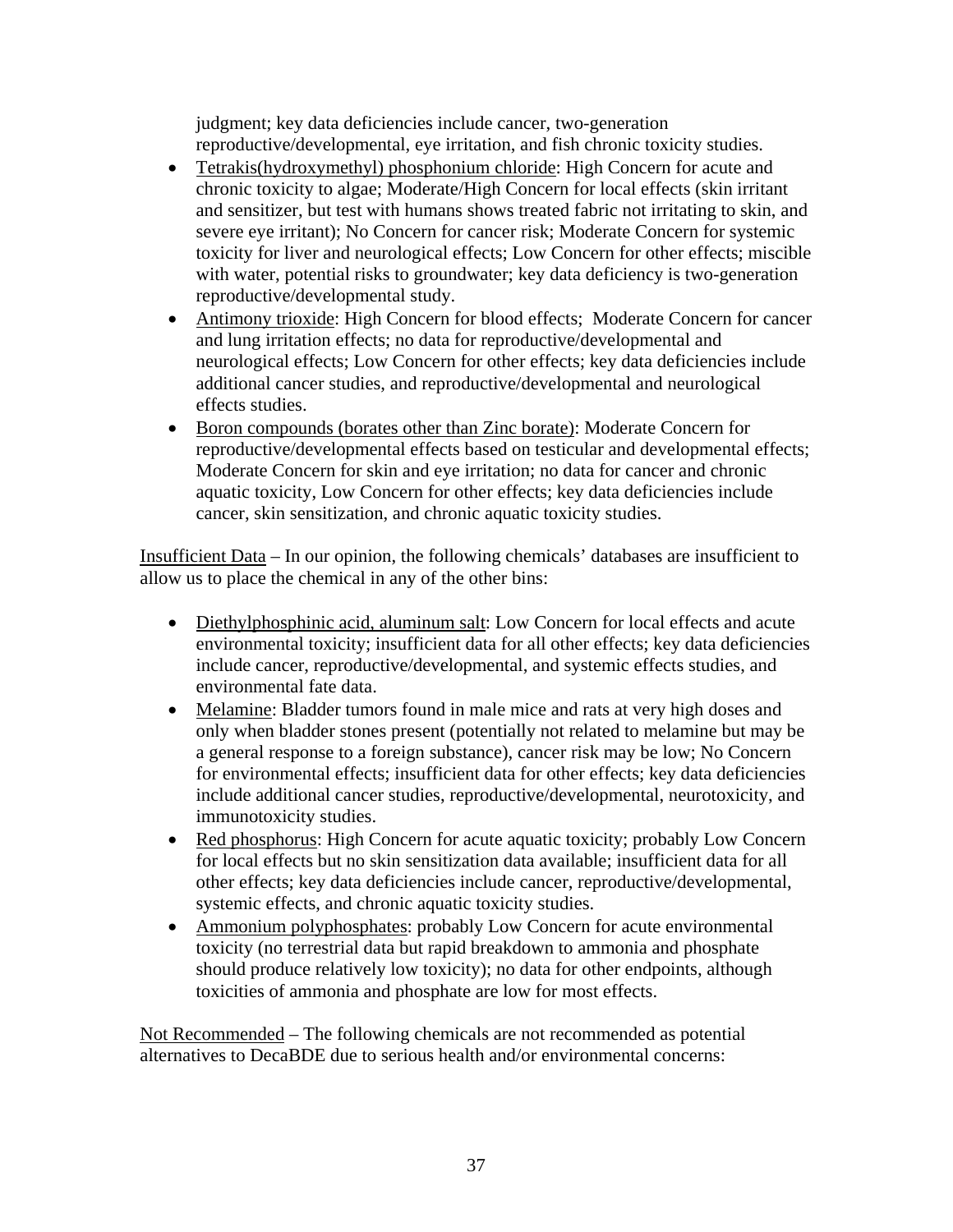judgment; key data deficiencies include cancer, two-generation reproductive/developmental, eye irritation, and fish chronic toxicity studies.

- Tetrakis(hydroxymethyl) phosphonium chloride: High Concern for acute and chronic toxicity to algae; Moderate/High Concern for local effects (skin irritant and sensitizer, but test with humans shows treated fabric not irritating to skin, and severe eye irritant); No Concern for cancer risk; Moderate Concern for systemic toxicity for liver and neurological effects; Low Concern for other effects; miscible with water, potential risks to groundwater; key data deficiency is two-generation reproductive/developmental study.
- Antimony trioxide: High Concern for blood effects; Moderate Concern for cancer and lung irritation effects; no data for reproductive/developmental and neurological effects; Low Concern for other effects; key data deficiencies include additional cancer studies, and reproductive/developmental and neurological effects studies.
- Boron compounds (borates other than Zinc borate): Moderate Concern for reproductive/developmental effects based on testicular and developmental effects; Moderate Concern for skin and eye irritation; no data for cancer and chronic aquatic toxicity, Low Concern for other effects; key data deficiencies include cancer, skin sensitization, and chronic aquatic toxicity studies.

Insufficient Data – In our opinion, the following chemicals' databases are insufficient to allow us to place the chemical in any of the other bins:

- Diethylphosphinic acid, aluminum salt: Low Concern for local effects and acute environmental toxicity; insufficient data for all other effects; key data deficiencies include cancer, reproductive/developmental, and systemic effects studies, and environmental fate data.
- Melamine: Bladder tumors found in male mice and rats at very high doses and only when bladder stones present (potentially not related to melamine but may be a general response to a foreign substance), cancer risk may be low; No Concern for environmental effects; insufficient data for other effects; key data deficiencies include additional cancer studies, reproductive/developmental, neurotoxicity, and immunotoxicity studies.
- Red phosphorus: High Concern for acute aquatic toxicity; probably Low Concern for local effects but no skin sensitization data available; insufficient data for all other effects; key data deficiencies include cancer, reproductive/developmental, systemic effects, and chronic aquatic toxicity studies.
- Ammonium polyphosphates: probably Low Concern for acute environmental toxicity (no terrestrial data but rapid breakdown to ammonia and phosphate should produce relatively low toxicity); no data for other endpoints, although toxicities of ammonia and phosphate are low for most effects.

Not Recommended – The following chemicals are not recommended as potential alternatives to DecaBDE due to serious health and/or environmental concerns: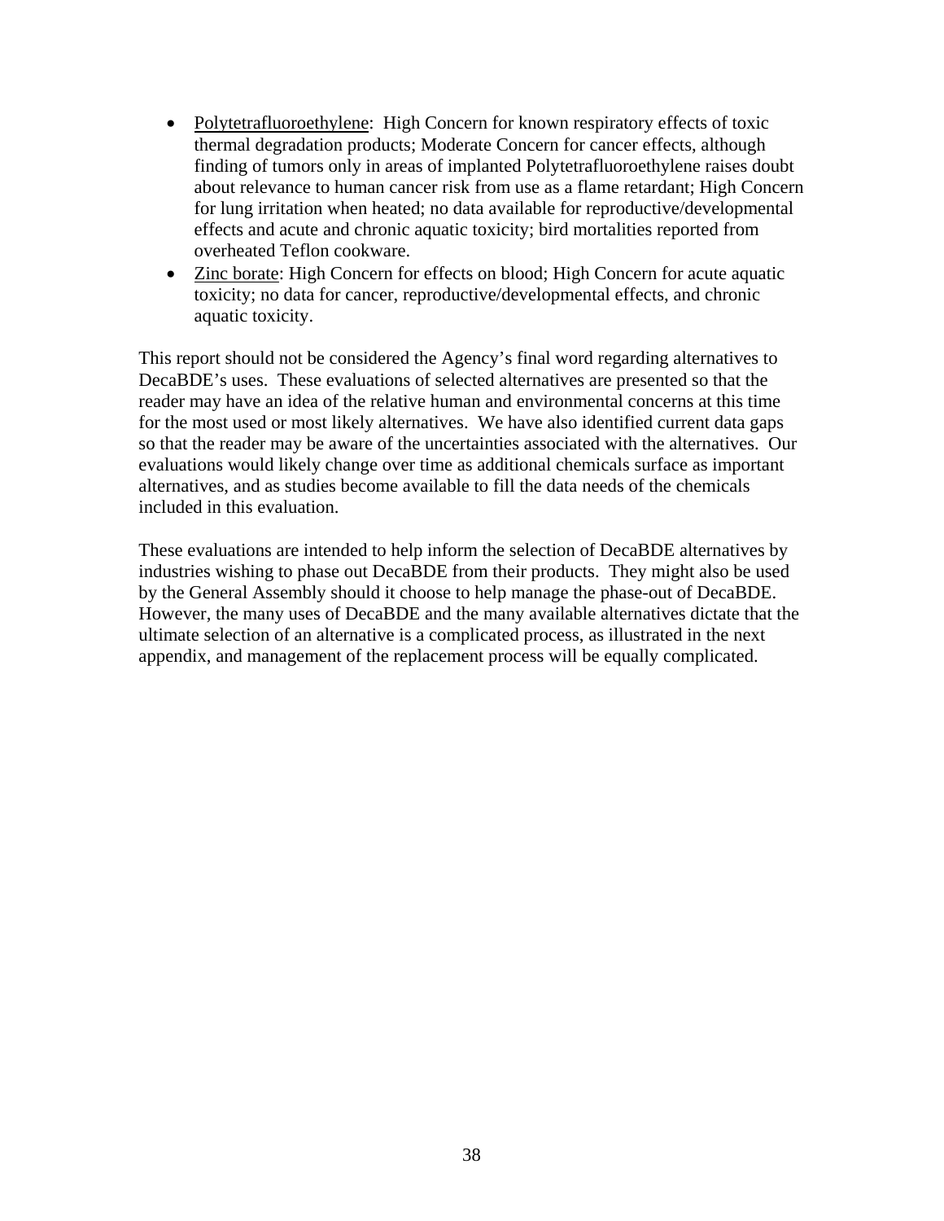- Polytetrafluoroethylene: High Concern for known respiratory effects of toxic thermal degradation products; Moderate Concern for cancer effects, although finding of tumors only in areas of implanted Polytetrafluoroethylene raises doubt about relevance to human cancer risk from use as a flame retardant; High Concern for lung irritation when heated; no data available for reproductive/developmental effects and acute and chronic aquatic toxicity; bird mortalities reported from overheated Teflon cookware.
- Zinc borate: High Concern for effects on blood; High Concern for acute aquatic toxicity; no data for cancer, reproductive/developmental effects, and chronic aquatic toxicity.

This report should not be considered the Agency's final word regarding alternatives to DecaBDE's uses. These evaluations of selected alternatives are presented so that the reader may have an idea of the relative human and environmental concerns at this time for the most used or most likely alternatives. We have also identified current data gaps so that the reader may be aware of the uncertainties associated with the alternatives. Our evaluations would likely change over time as additional chemicals surface as important alternatives, and as studies become available to fill the data needs of the chemicals included in this evaluation.

These evaluations are intended to help inform the selection of DecaBDE alternatives by industries wishing to phase out DecaBDE from their products. They might also be used by the General Assembly should it choose to help manage the phase-out of DecaBDE. However, the many uses of DecaBDE and the many available alternatives dictate that the ultimate selection of an alternative is a complicated process, as illustrated in the next appendix, and management of the replacement process will be equally complicated.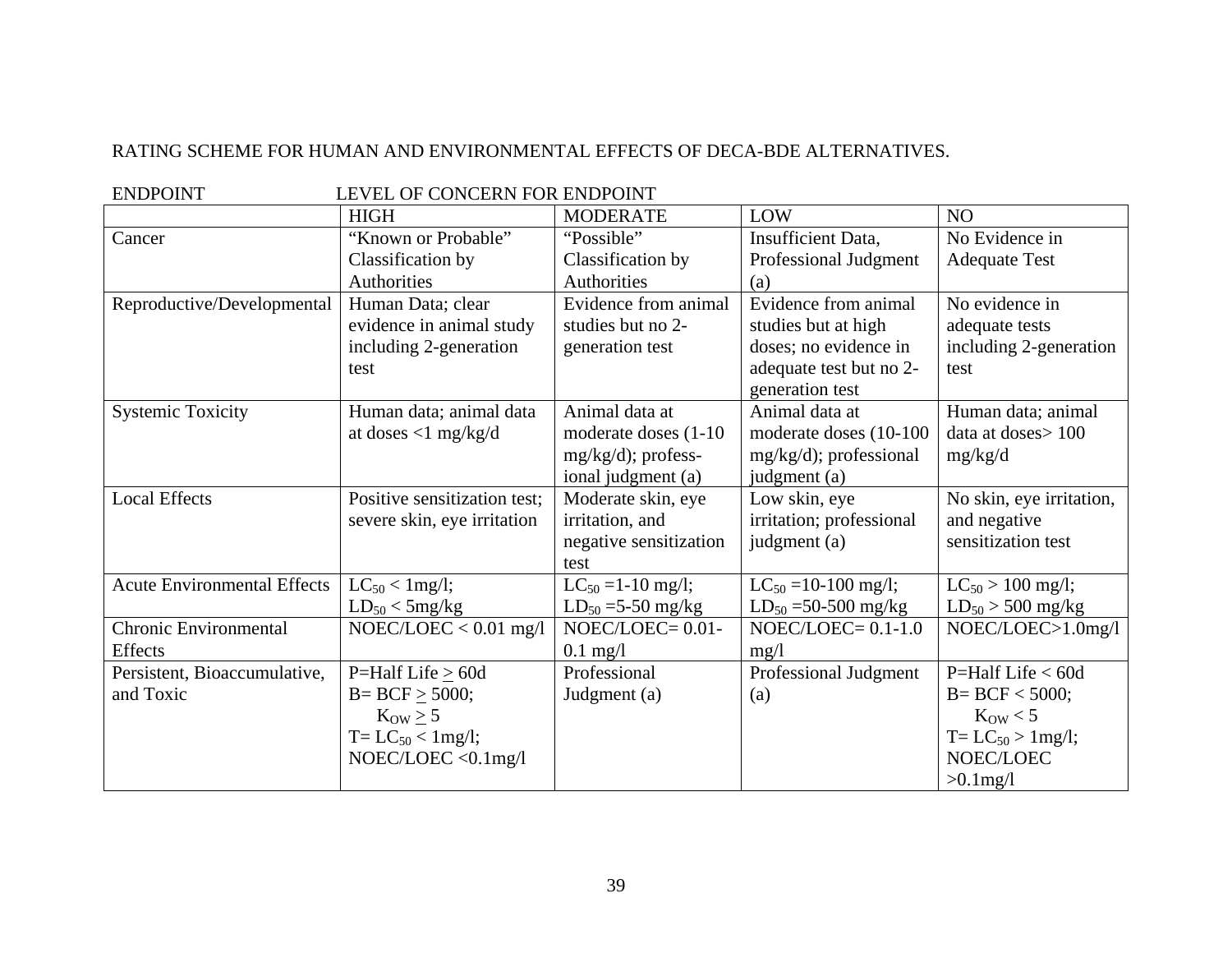RATING SCHEME FOR HUMAN AND ENVIRONMENTAL EFFECTS OF DECA-BDE ALTERNATIVES.

| ENDPOINT | LEVEL OF CONCERN FOR ENDPOINT | | | |
|---|---|---|---|---|
| | HIGH | MODERATE | LOW | NO |
| Cancer | "Known or Probable" Classification by Authorities | "Possible" Classification by Authorities | Insufficient Data, Professional Judgment (a) | No Evidence in Adequate Test |
| Reproductive/Developmental | Human Data; clear evidence in animal study including 2-generation test | Evidence from animal studies but no 2-generation test | Evidence from animal studies but at high doses; no evidence in adequate test but no 2-generation test | No evidence in adequate tests including 2-generation test |
| Systemic Toxicity | Human data; animal data at doses <1 mg/kg/d | Animal data at moderate doses (1-10 mg/kg/d); professional judgment (a) | Animal data at moderate doses (10-100 mg/kg/d); professional judgment (a) | Human data; animal data at doses> 100 mg/kg/d |
| Local Effects | Positive sensitization test; severe skin, eye irritation | Moderate skin, eye irritation, and negative sensitization test | Low skin, eye irritation; professional judgment (a) | No skin, eye irritation, and negative sensitization test |
| Acute Environmental Effects | $LC_{50}$ < 1mg/l; $LD_{50}$ < 5mg/kg | $LC_{50}$ =1-10 mg/l; $LD_{50}$ =5-50 mg/kg | $LC_{50}$ =10-100 mg/l; $LD_{50}$ =50-500 mg/kg | $LC_{50}$ > 100 mg/l; $LD_{50}$ > 500 mg/kg |
| Chronic Environmental Effects | NOEC/LOEC < 0.01 mg/l | NOEC/LOEC= 0.01-0.1 mg/l | NOEC/LOEC= 0.1-1.0 mg/l | NOEC/LOEC>1.0mg/l |
| Persistent, Bioaccumulative, and Toxic | P=Half Life ≥ 60d<br>B= BCF ≥ 5000;<br>$K_{OW}$ ≥ 5<br>T= $LC_{50}$ < 1mg/l;<br>NOEC/LOEC <0.1mg/l | Professional Judgment (a) | Professional Judgment (a) | P=Half Life < 60d<br>B= BCF < 5000;<br>$K_{OW}$ < 5<br>T= $LC_{50}$ > 1mg/l;<br>NOEC/LOEC >0.1mg/l |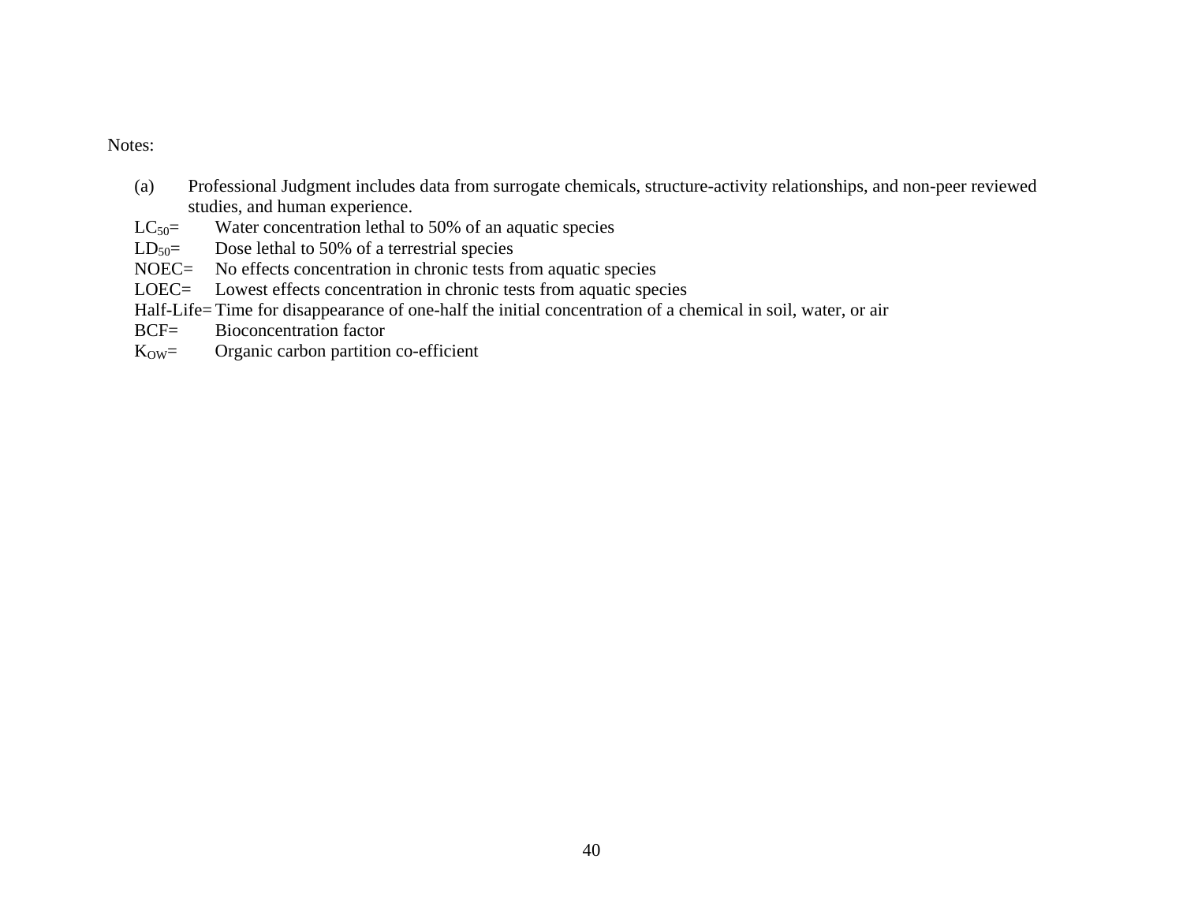Notes:

(a) Professional Judgment includes data from surrogate chemicals, structure-activity relationships, and non-peer reviewed studies, and human experience.

$LC_{50}$= Water concentration lethal to 50% of an aquatic species

$LD_{50}$= Dose lethal to 50% of a terrestrial species

NOEC= No effects concentration in chronic tests from aquatic species

LOEC= Lowest effects concentration in chronic tests from aquatic species

Half-Life= Time for disappearance of one-half the initial concentration of a chemical in soil, water, or air

BCF= Bioconcentration factor

$K_{OW}$= Organic carbon partition co-efficient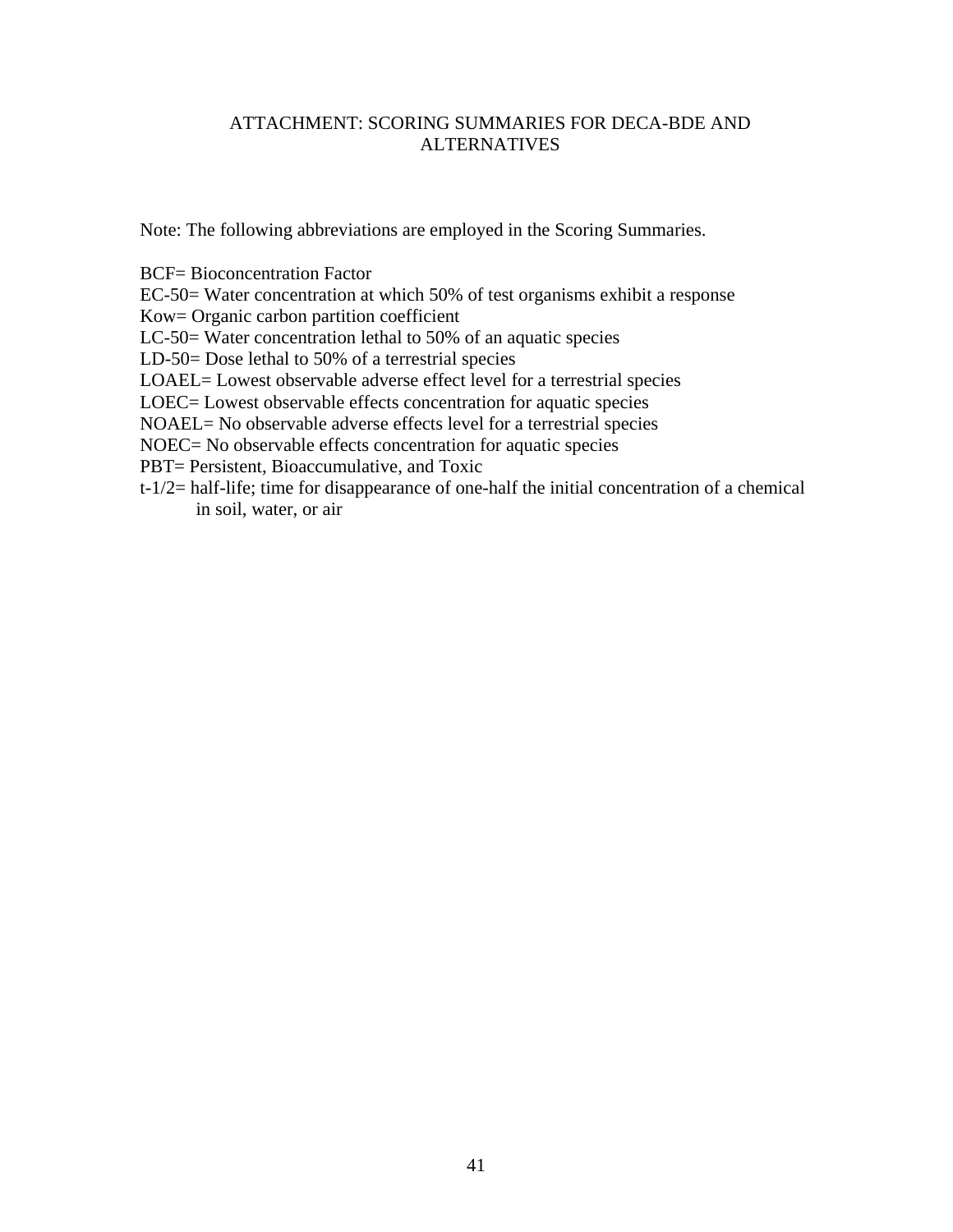# ATTACHMENT: SCORING SUMMARIES FOR DECA-BDE AND ALTERNATIVES

Note: The following abbreviations are employed in the Scoring Summaries.

BCF= Bioconcentration Factor
EC-50= Water concentration at which 50% of test organisms exhibit a response
Kow= Organic carbon partition coefficient
LC-50= Water concentration lethal to 50% of an aquatic species
LD-50= Dose lethal to 50% of a terrestrial species
LOAEL= Lowest observable adverse effect level for a terrestrial species
LOEC= Lowest observable effects concentration for aquatic species
NOAEL= No observable adverse effects level for a terrestrial species
NOEC= No observable effects concentration for aquatic species
PBT= Persistent, Bioaccumulative, and Toxic
t-1/2= half-life; time for disappearance of one-half the initial concentration of a chemical in soil, water, or air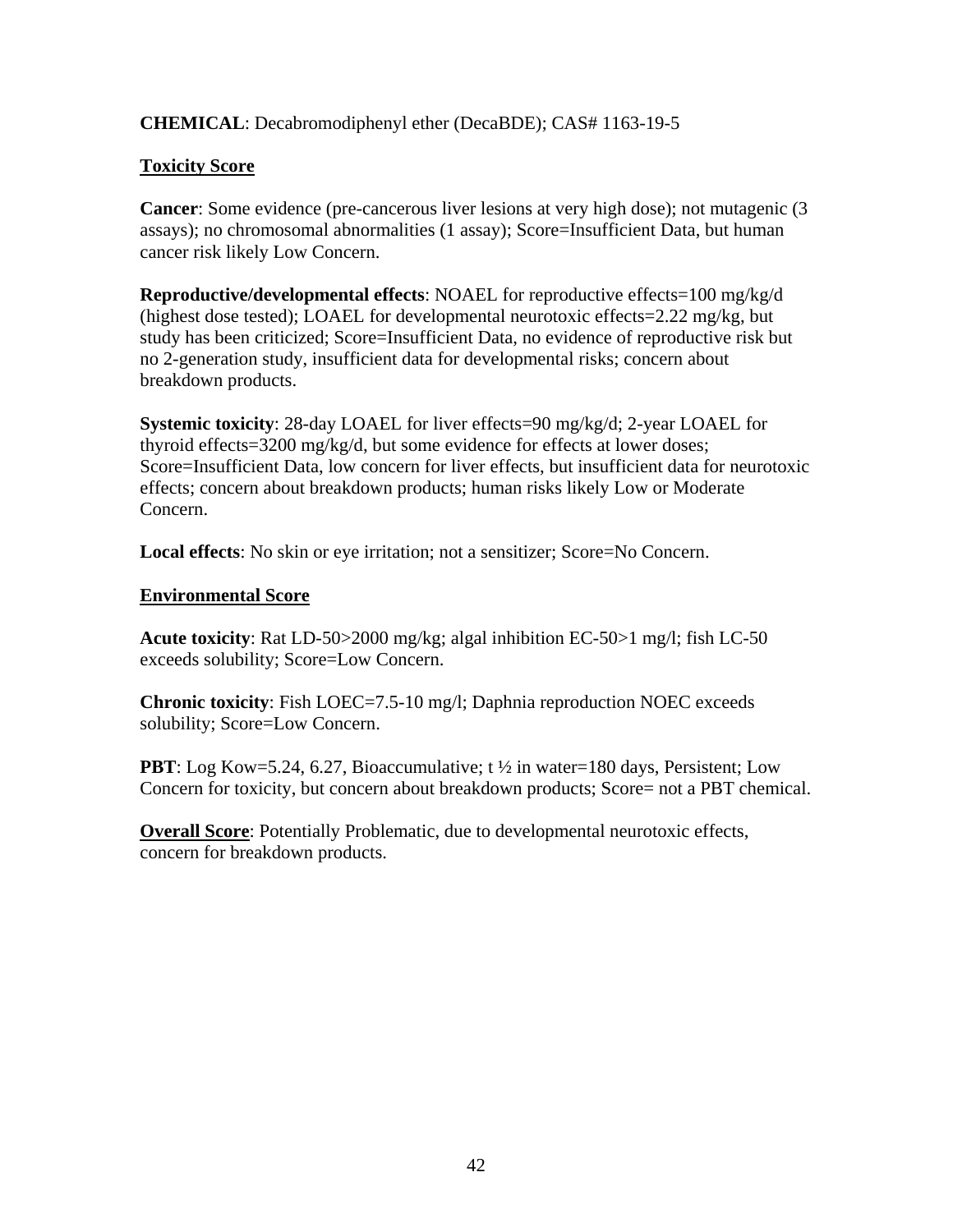**CHEMICAL**: Decabromodiphenyl ether (DecaBDE); CAS# 1163-19-5

**Toxicity Score**

**Cancer**: Some evidence (pre-cancerous liver lesions at very high dose); not mutagenic (3 assays); no chromosomal abnormalities (1 assay); Score=Insufficient Data, but human cancer risk likely Low Concern.

**Reproductive/developmental effects**: NOAEL for reproductive effects=100 mg/kg/d (highest dose tested); LOAEL for developmental neurotoxic effects=2.22 mg/kg, but study has been criticized; Score=Insufficient Data, no evidence of reproductive risk but no 2-generation study, insufficient data for developmental risks; concern about breakdown products.

**Systemic toxicity**: 28-day LOAEL for liver effects=90 mg/kg/d; 2-year LOAEL for thyroid effects=3200 mg/kg/d, but some evidence for effects at lower doses; Score=Insufficient Data, low concern for liver effects, but insufficient data for neurotoxic effects; concern about breakdown products; human risks likely Low or Moderate Concern.

**Local effects**: No skin or eye irritation; not a sensitizer; Score=No Concern.

**Environmental Score**

**Acute toxicity**: Rat LD-50>2000 mg/kg; algal inhibition EC-50>1 mg/l; fish LC-50 exceeds solubility; Score=Low Concern.

**Chronic toxicity**: Fish LOEC=7.5-10 mg/l; Daphnia reproduction NOEC exceeds solubility; Score=Low Concern.

**PBT**: Log Kow=5.24, 6.27, Bioaccumulative; t ½ in water=180 days, Persistent; Low Concern for toxicity, but concern about breakdown products; Score= not a PBT chemical.

**Overall Score**: Potentially Problematic, due to developmental neurotoxic effects, concern for breakdown products.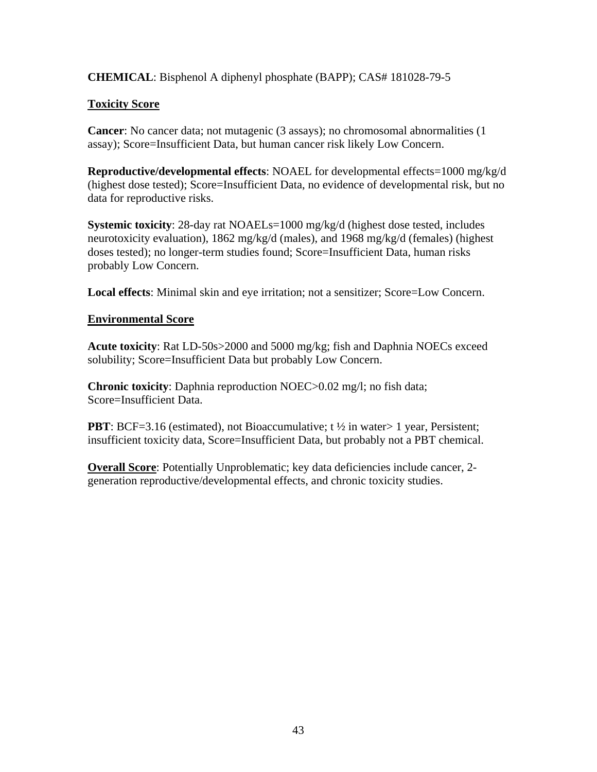**CHEMICAL**: Bisphenol A diphenyl phosphate (BAPP); CAS# 181028-79-5

**Toxicity Score**

**Cancer**: No cancer data; not mutagenic (3 assays); no chromosomal abnormalities (1 assay); Score=Insufficient Data, but human cancer risk likely Low Concern.

**Reproductive/developmental effects**: NOAEL for developmental effects=1000 mg/kg/d (highest dose tested); Score=Insufficient Data, no evidence of developmental risk, but no data for reproductive risks.

**Systemic toxicity**: 28-day rat NOAELs=1000 mg/kg/d (highest dose tested, includes neurotoxicity evaluation), 1862 mg/kg/d (males), and 1968 mg/kg/d (females) (highest doses tested); no longer-term studies found; Score=Insufficient Data, human risks probably Low Concern.

**Local effects**: Minimal skin and eye irritation; not a sensitizer; Score=Low Concern.

**Environmental Score**

**Acute toxicity**: Rat LD-50s>2000 and 5000 mg/kg; fish and Daphnia NOECs exceed solubility; Score=Insufficient Data but probably Low Concern.

**Chronic toxicity**: Daphnia reproduction NOEC>0.02 mg/l; no fish data; Score=Insufficient Data.

**PBT**: BCF=3.16 (estimated), not Bioaccumulative; t ½ in water> 1 year, Persistent; insufficient toxicity data, Score=Insufficient Data, but probably not a PBT chemical.

**Overall Score**: Potentially Unproblematic; key data deficiencies include cancer, 2-generation reproductive/developmental effects, and chronic toxicity studies.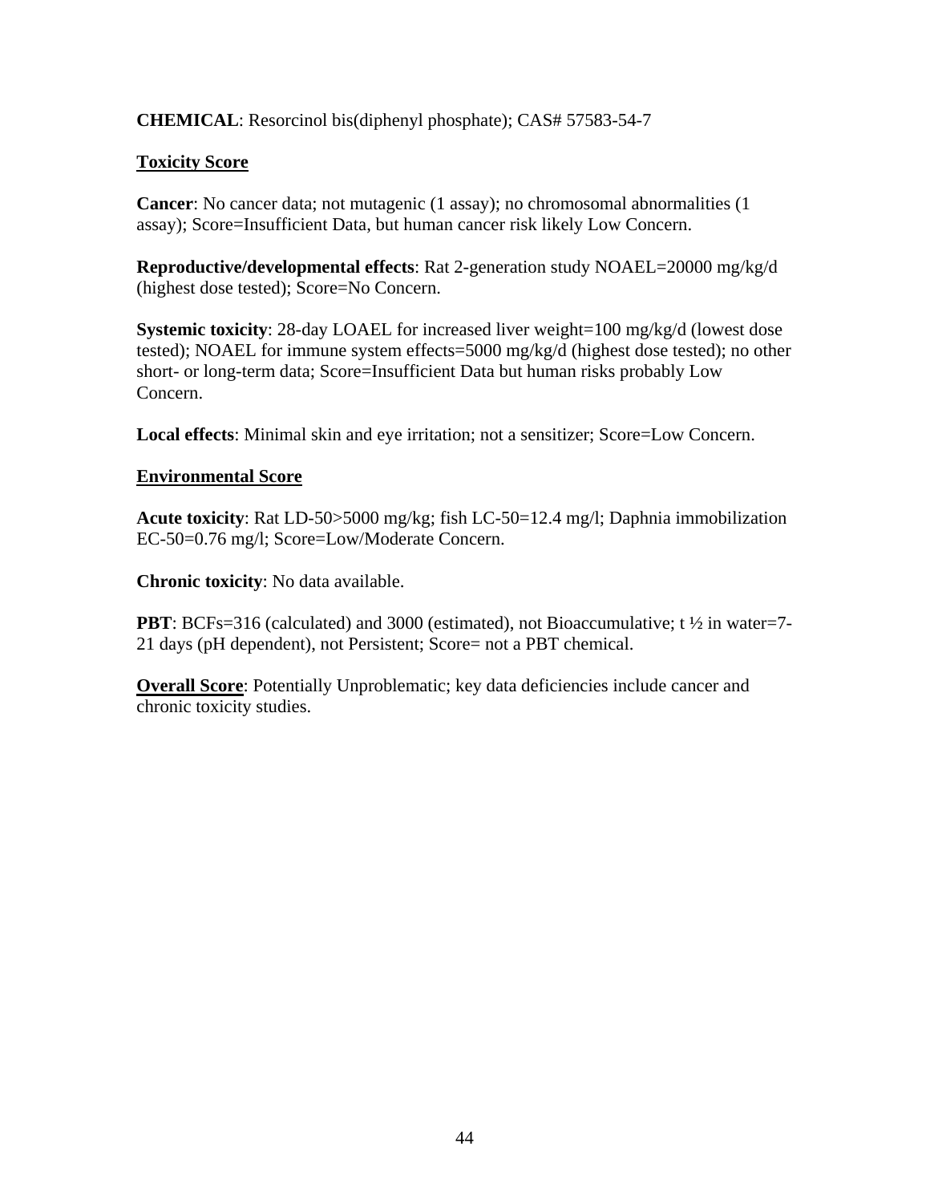**CHEMICAL**: Resorcinol bis(diphenyl phosphate); CAS# 57583-54-7

**Toxicity Score**

**Cancer**: No cancer data; not mutagenic (1 assay); no chromosomal abnormalities (1 assay); Score=Insufficient Data, but human cancer risk likely Low Concern.

**Reproductive/developmental effects**: Rat 2-generation study NOAEL=20000 mg/kg/d (highest dose tested); Score=No Concern.

**Systemic toxicity**: 28-day LOAEL for increased liver weight=100 mg/kg/d (lowest dose tested); NOAEL for immune system effects=5000 mg/kg/d (highest dose tested); no other short- or long-term data; Score=Insufficient Data but human risks probably Low Concern.

**Local effects**: Minimal skin and eye irritation; not a sensitizer; Score=Low Concern.

**Environmental Score**

**Acute toxicity**: Rat LD-50>5000 mg/kg; fish LC-50=12.4 mg/l; Daphnia immobilization EC-50=0.76 mg/l; Score=Low/Moderate Concern.

**Chronic toxicity**: No data available.

**PBT**: BCFs=316 (calculated) and 3000 (estimated), not Bioaccumulative; t ½ in water=7-21 days (pH dependent), not Persistent; Score= not a PBT chemical.

**Overall Score**: Potentially Unproblematic; key data deficiencies include cancer and chronic toxicity studies.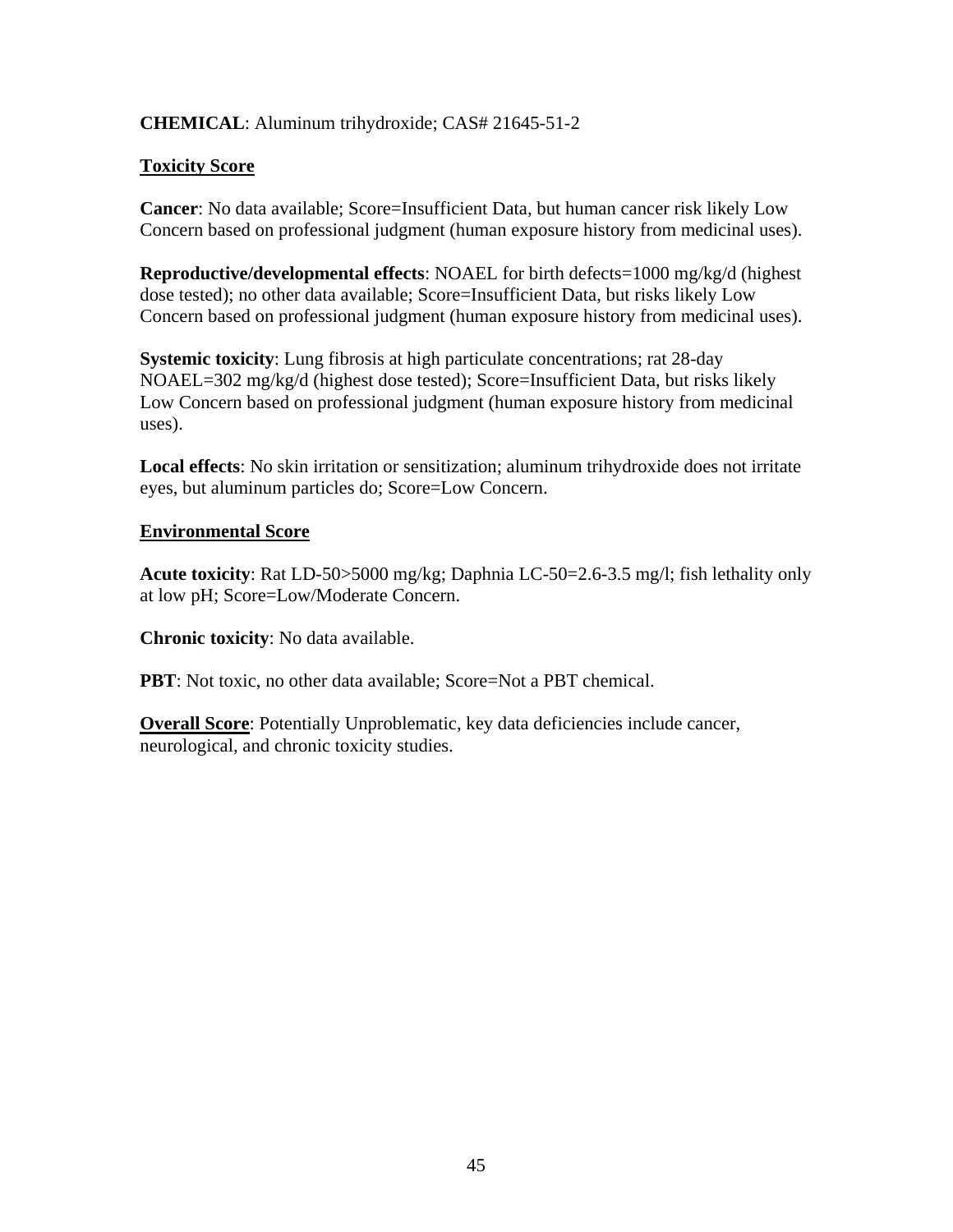**CHEMICAL**: Aluminum trihydroxide; CAS# 21645-51-2

**Toxicity Score**

**Cancer**: No data available; Score=Insufficient Data, but human cancer risk likely Low Concern based on professional judgment (human exposure history from medicinal uses).

**Reproductive/developmental effects**: NOAEL for birth defects=1000 mg/kg/d (highest dose tested); no other data available; Score=Insufficient Data, but risks likely Low Concern based on professional judgment (human exposure history from medicinal uses).

**Systemic toxicity**: Lung fibrosis at high particulate concentrations; rat 28-day NOAEL=302 mg/kg/d (highest dose tested); Score=Insufficient Data, but risks likely Low Concern based on professional judgment (human exposure history from medicinal uses).

**Local effects**: No skin irritation or sensitization; aluminum trihydroxide does not irritate eyes, but aluminum particles do; Score=Low Concern.

**Environmental Score**

**Acute toxicity**: Rat LD-50>5000 mg/kg; Daphnia LC-50=2.6-3.5 mg/l; fish lethality only at low pH; Score=Low/Moderate Concern.

**Chronic toxicity**: No data available.

**PBT**: Not toxic, no other data available; Score=Not a PBT chemical.

**Overall Score**: Potentially Unproblematic, key data deficiencies include cancer, neurological, and chronic toxicity studies.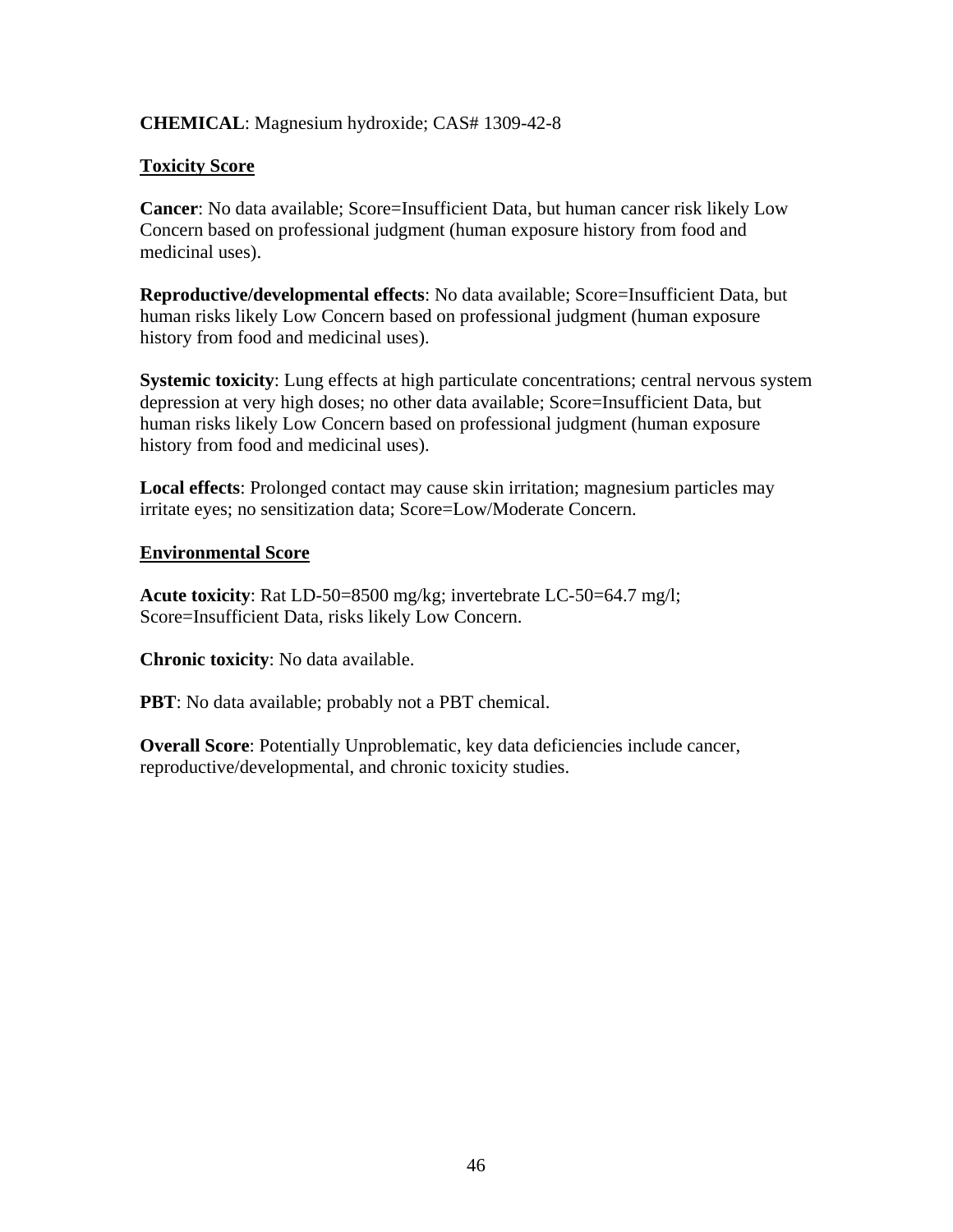**CHEMICAL**: Magnesium hydroxide; CAS# 1309-42-8

**Toxicity Score**

**Cancer**: No data available; Score=Insufficient Data, but human cancer risk likely Low Concern based on professional judgment (human exposure history from food and medicinal uses).

**Reproductive/developmental effects**: No data available; Score=Insufficient Data, but human risks likely Low Concern based on professional judgment (human exposure history from food and medicinal uses).

**Systemic toxicity**: Lung effects at high particulate concentrations; central nervous system depression at very high doses; no other data available; Score=Insufficient Data, but human risks likely Low Concern based on professional judgment (human exposure history from food and medicinal uses).

**Local effects**: Prolonged contact may cause skin irritation; magnesium particles may irritate eyes; no sensitization data; Score=Low/Moderate Concern.

**Environmental Score**

**Acute toxicity**: Rat LD-50=8500 mg/kg; invertebrate LC-50=64.7 mg/l; Score=Insufficient Data, risks likely Low Concern.

**Chronic toxicity**: No data available.

**PBT**: No data available; probably not a PBT chemical.

**Overall Score**: Potentially Unproblematic, key data deficiencies include cancer, reproductive/developmental, and chronic toxicity studies.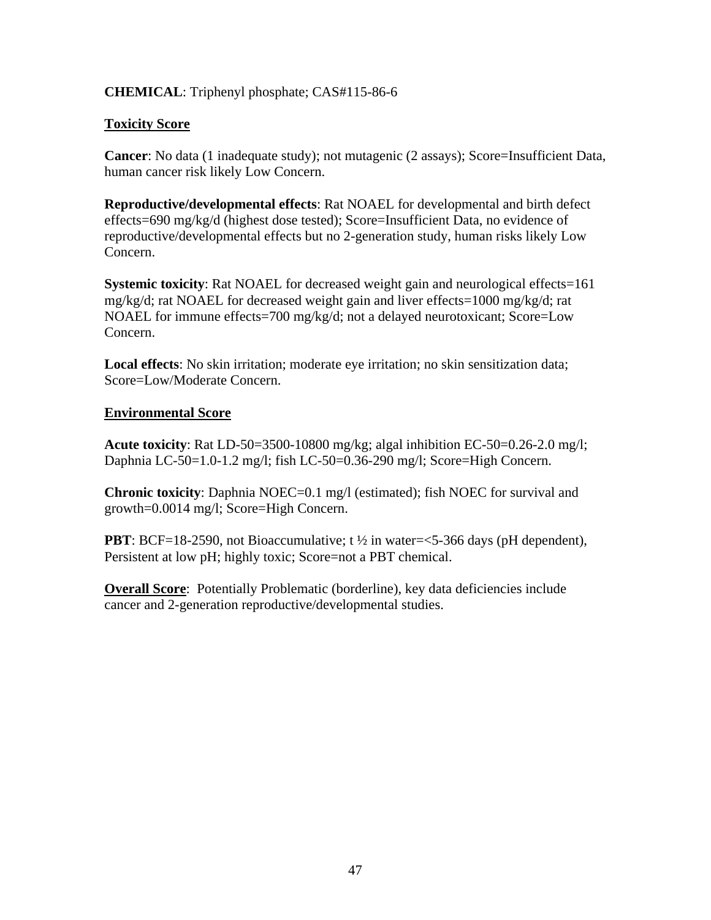**CHEMICAL**: Triphenyl phosphate; CAS#115-86-6

**Toxicity Score**

**Cancer**: No data (1 inadequate study); not mutagenic (2 assays); Score=Insufficient Data, human cancer risk likely Low Concern.

**Reproductive/developmental effects**: Rat NOAEL for developmental and birth defect effects=690 mg/kg/d (highest dose tested); Score=Insufficient Data, no evidence of reproductive/developmental effects but no 2-generation study, human risks likely Low Concern.

**Systemic toxicity**: Rat NOAEL for decreased weight gain and neurological effects=161 mg/kg/d; rat NOAEL for decreased weight gain and liver effects=1000 mg/kg/d; rat NOAEL for immune effects=700 mg/kg/d; not a delayed neurotoxicant; Score=Low Concern.

**Local effects**: No skin irritation; moderate eye irritation; no skin sensitization data; Score=Low/Moderate Concern.

**Environmental Score**

**Acute toxicity**: Rat LD-50=3500-10800 mg/kg; algal inhibition EC-50=0.26-2.0 mg/l; Daphnia LC-50=1.0-1.2 mg/l; fish LC-50=0.36-290 mg/l; Score=High Concern.

**Chronic toxicity**: Daphnia NOEC=0.1 mg/l (estimated); fish NOEC for survival and growth=0.0014 mg/l; Score=High Concern.

**PBT**: BCF=18-2590, not Bioaccumulative; t ½ in water=<5-366 days (pH dependent), Persistent at low pH; highly toxic; Score=not a PBT chemical.

**Overall Score**: Potentially Problematic (borderline), key data deficiencies include cancer and 2-generation reproductive/developmental studies.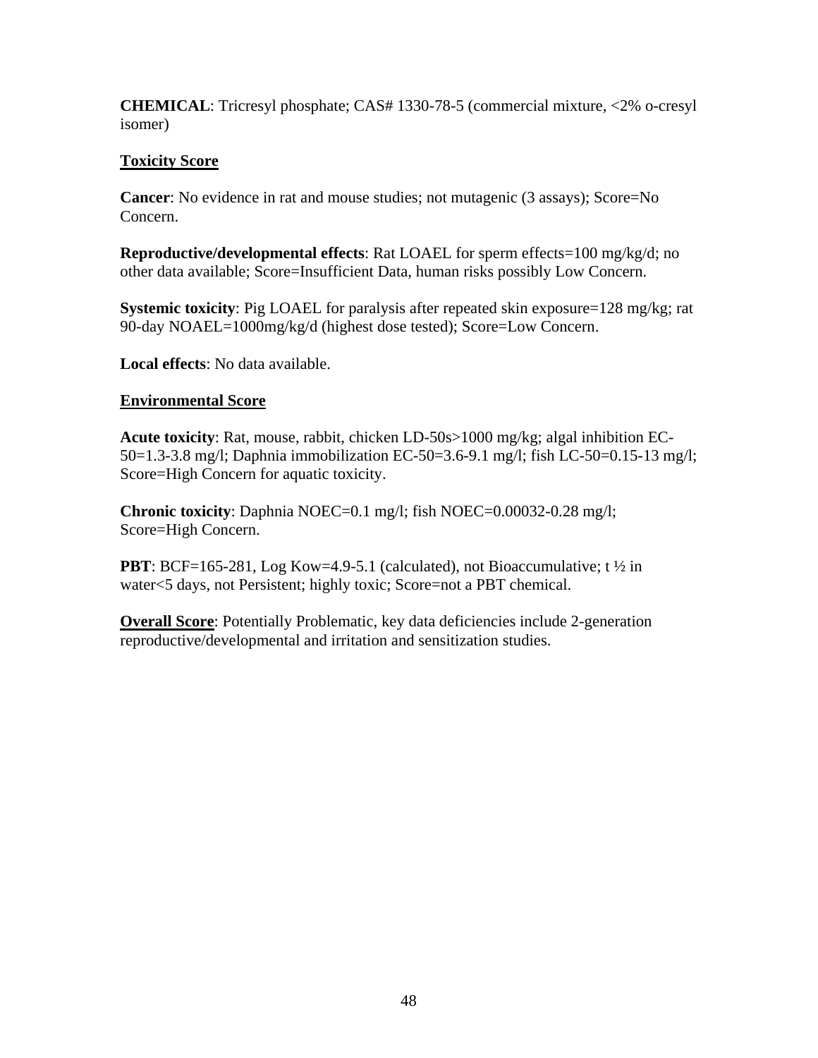**CHEMICAL**: Tricresyl phosphate; CAS# 1330-78-5 (commercial mixture, <2% o-cresyl isomer)

**Toxicity Score**

**Cancer**: No evidence in rat and mouse studies; not mutagenic (3 assays); Score=No Concern.

**Reproductive/developmental effects**: Rat LOAEL for sperm effects=100 mg/kg/d; no other data available; Score=Insufficient Data, human risks possibly Low Concern.

**Systemic toxicity**: Pig LOAEL for paralysis after repeated skin exposure=128 mg/kg; rat 90-day NOAEL=1000mg/kg/d (highest dose tested); Score=Low Concern.

**Local effects**: No data available.

**Environmental Score**

**Acute toxicity**: Rat, mouse, rabbit, chicken LD-50s>1000 mg/kg; algal inhibition EC-50=1.3-3.8 mg/l; Daphnia immobilization EC-50=3.6-9.1 mg/l; fish LC-50=0.15-13 mg/l; Score=High Concern for aquatic toxicity.

**Chronic toxicity**: Daphnia NOEC=0.1 mg/l; fish NOEC=0.00032-0.28 mg/l; Score=High Concern.

**PBT**: BCF=165-281, Log Kow=4.9-5.1 (calculated), not Bioaccumulative; t ½ in water<5 days, not Persistent; highly toxic; Score=not a PBT chemical.

**Overall Score**: Potentially Problematic, key data deficiencies include 2-generation reproductive/developmental and irritation and sensitization studies.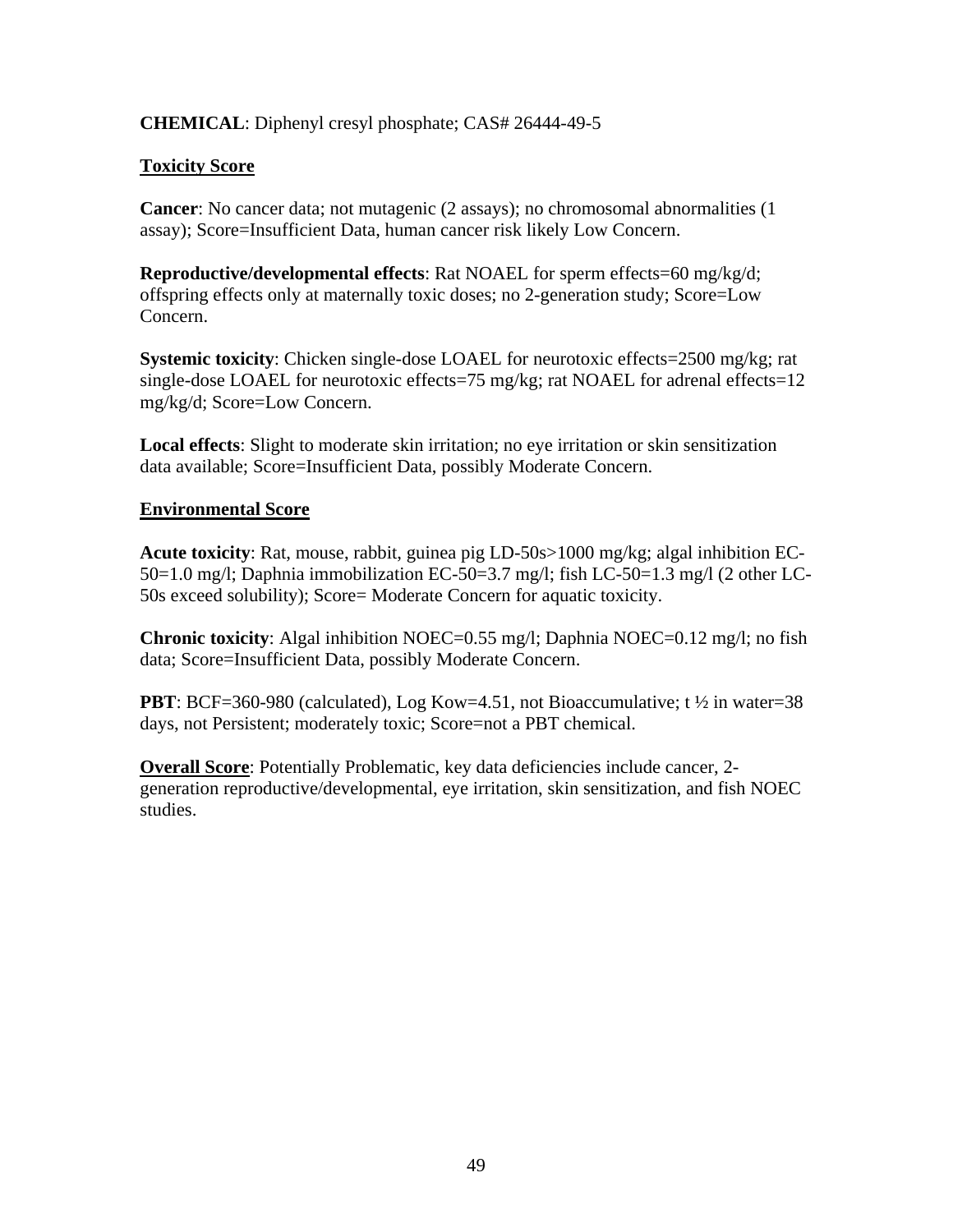**CHEMICAL**: Diphenyl cresyl phosphate; CAS# 26444-49-5

**Toxicity Score**

**Cancer**: No cancer data; not mutagenic (2 assays); no chromosomal abnormalities (1 assay); Score=Insufficient Data, human cancer risk likely Low Concern.

**Reproductive/developmental effects**: Rat NOAEL for sperm effects=60 mg/kg/d; offspring effects only at maternally toxic doses; no 2-generation study; Score=Low Concern.

**Systemic toxicity**: Chicken single-dose LOAEL for neurotoxic effects=2500 mg/kg; rat single-dose LOAEL for neurotoxic effects=75 mg/kg; rat NOAEL for adrenal effects=12 mg/kg/d; Score=Low Concern.

**Local effects**: Slight to moderate skin irritation; no eye irritation or skin sensitization data available; Score=Insufficient Data, possibly Moderate Concern.

**Environmental Score**

**Acute toxicity**: Rat, mouse, rabbit, guinea pig LD-50s>1000 mg/kg; algal inhibition EC-50=1.0 mg/l; Daphnia immobilization EC-50=3.7 mg/l; fish LC-50=1.3 mg/l (2 other LC-50s exceed solubility); Score= Moderate Concern for aquatic toxicity.

**Chronic toxicity**: Algal inhibition NOEC=0.55 mg/l; Daphnia NOEC=0.12 mg/l; no fish data; Score=Insufficient Data, possibly Moderate Concern.

**PBT**: BCF=360-980 (calculated), Log Kow=4.51, not Bioaccumulative; t ½ in water=38 days, not Persistent; moderately toxic; Score=not a PBT chemical.

**Overall Score**: Potentially Problematic, key data deficiencies include cancer, 2-generation reproductive/developmental, eye irritation, skin sensitization, and fish NOEC studies.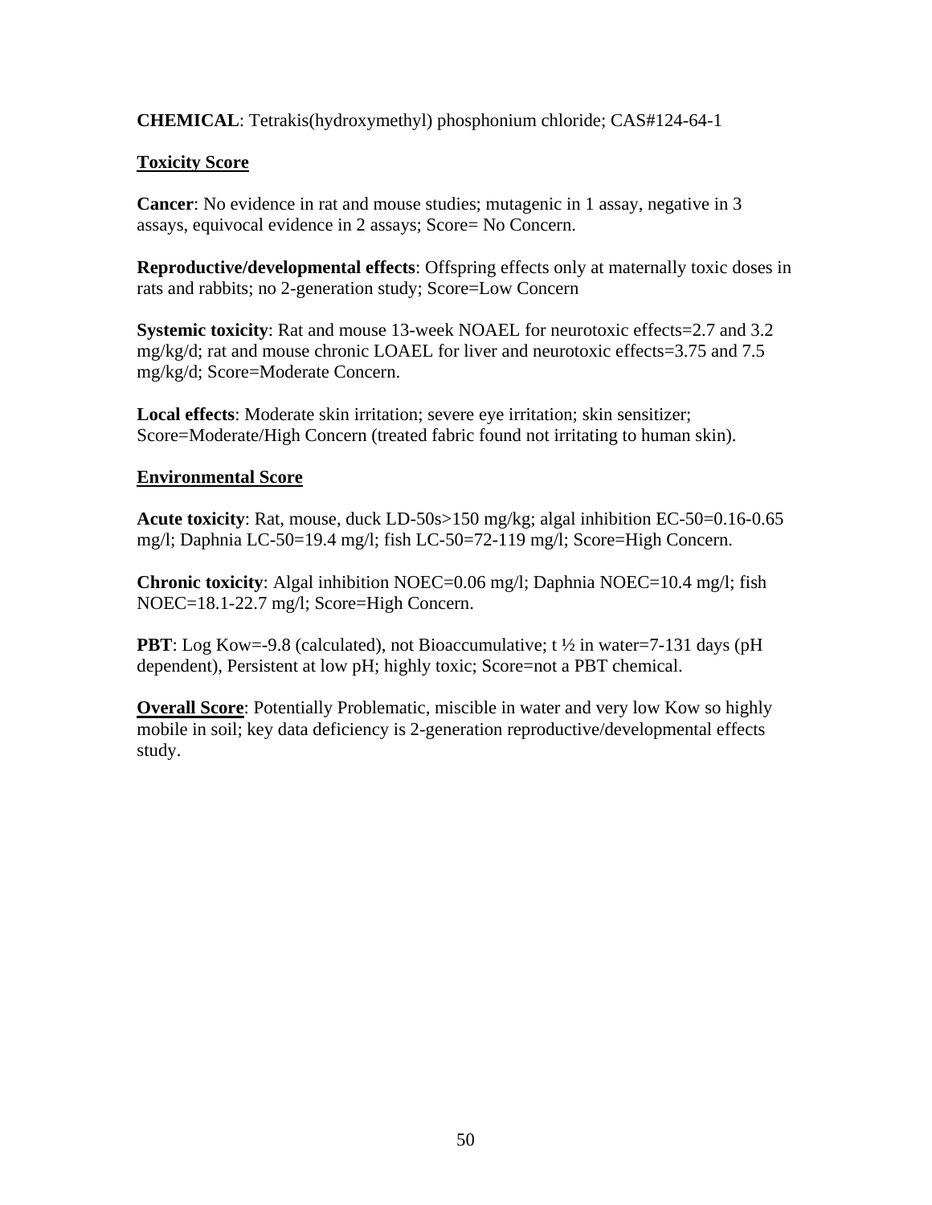**CHEMICAL**: Tetrakis(hydroxymethyl) phosphonium chloride; CAS#124-64-1

**<u>Toxicity Score</u>**

**Cancer**: No evidence in rat and mouse studies; mutagenic in 1 assay, negative in 3 assays, equivocal evidence in 2 assays; Score= No Concern.

**Reproductive/developmental effects**: Offspring effects only at maternally toxic doses in rats and rabbits; no 2-generation study; Score=Low Concern

**Systemic toxicity**: Rat and mouse 13-week NOAEL for neurotoxic effects=2.7 and 3.2 mg/kg/d; rat and mouse chronic LOAEL for liver and neurotoxic effects=3.75 and 7.5 mg/kg/d; Score=Moderate Concern.

**Local effects**: Moderate skin irritation; severe eye irritation; skin sensitizer; Score=Moderate/High Concern (treated fabric found not irritating to human skin).

**<u>Environmental Score</u>**

**Acute toxicity**: Rat, mouse, duck LD-50s>150 mg/kg; algal inhibition EC-50=0.16-0.65 mg/l; Daphnia LC-50=19.4 mg/l; fish LC-50=72-119 mg/l; Score=High Concern.

**Chronic toxicity**: Algal inhibition NOEC=0.06 mg/l; Daphnia NOEC=10.4 mg/l; fish NOEC=18.1-22.7 mg/l; Score=High Concern.

**PBT**: Log Kow=-9.8 (calculated), not Bioaccumulative; t ½ in water=7-131 days (pH dependent), Persistent at low pH; highly toxic; Score=not a PBT chemical.

**<u>Overall Score</u>**: Potentially Problematic, miscible in water and very low Kow so highly mobile in soil; key data deficiency is 2-generation reproductive/developmental effects study.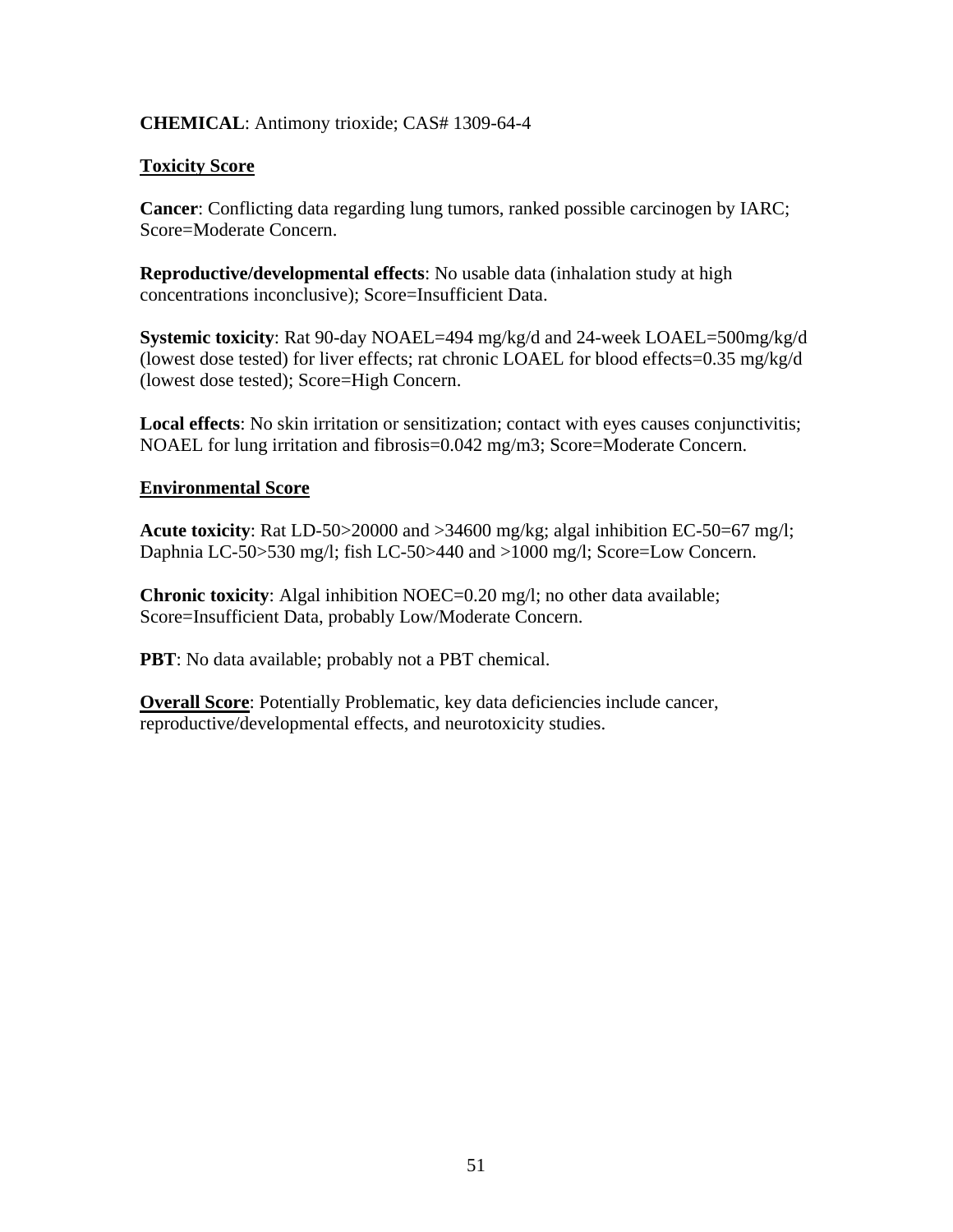**CHEMICAL**: Antimony trioxide; CAS# 1309-64-4

**<u>Toxicity Score</u>**

**Cancer**: Conflicting data regarding lung tumors, ranked possible carcinogen by IARC; Score=Moderate Concern.

**Reproductive/developmental effects**: No usable data (inhalation study at high concentrations inconclusive); Score=Insufficient Data.

**Systemic toxicity**: Rat 90-day NOAEL=494 mg/kg/d and 24-week LOAEL=500mg/kg/d (lowest dose tested) for liver effects; rat chronic LOAEL for blood effects=0.35 mg/kg/d (lowest dose tested); Score=High Concern.

**Local effects**: No skin irritation or sensitization; contact with eyes causes conjunctivitis; NOAEL for lung irritation and fibrosis=0.042 mg/m3; Score=Moderate Concern.

**<u>Environmental Score</u>**

**Acute toxicity**: Rat LD-50>20000 and >34600 mg/kg; algal inhibition EC-50=67 mg/l; Daphnia LC-50>530 mg/l; fish LC-50>440 and >1000 mg/l; Score=Low Concern.

**Chronic toxicity**: Algal inhibition NOEC=0.20 mg/l; no other data available; Score=Insufficient Data, probably Low/Moderate Concern.

**PBT**: No data available; probably not a PBT chemical.

**<u>Overall Score</u>**: Potentially Problematic, key data deficiencies include cancer, reproductive/developmental effects, and neurotoxicity studies.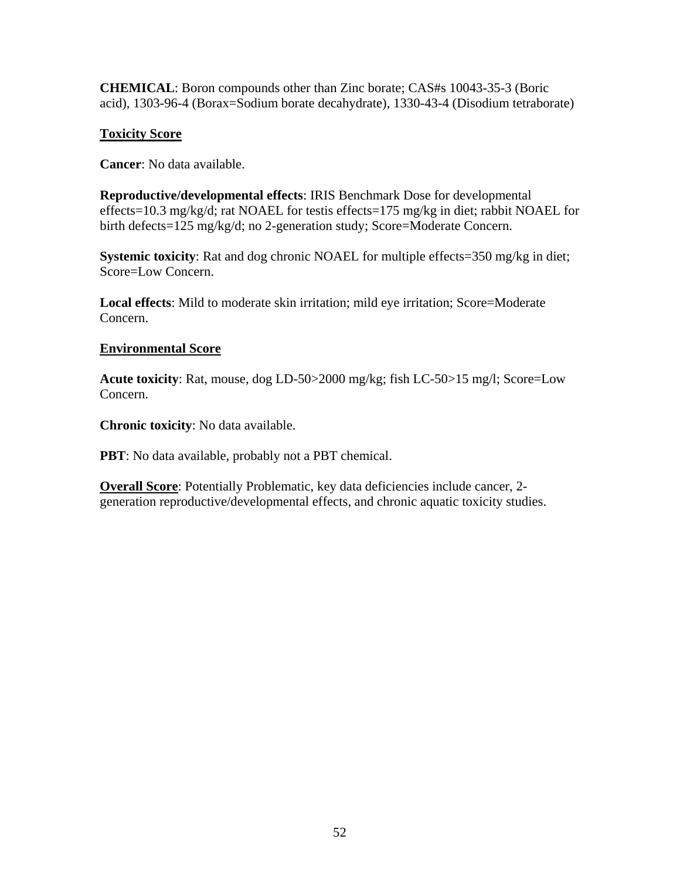**CHEMICAL**: Boron compounds other than Zinc borate; CAS#s 10043-35-3 (Boric acid), 1303-96-4 (Borax=Sodium borate decahydrate), 1330-43-4 (Disodium tetraborate)

**Toxicity Score**

**Cancer**: No data available.

**Reproductive/developmental effects**: IRIS Benchmark Dose for developmental effects=10.3 mg/kg/d; rat NOAEL for testis effects=175 mg/kg in diet; rabbit NOAEL for birth defects=125 mg/kg/d; no 2-generation study; Score=Moderate Concern.

**Systemic toxicity**: Rat and dog chronic NOAEL for multiple effects=350 mg/kg in diet; Score=Low Concern.

**Local effects**: Mild to moderate skin irritation; mild eye irritation; Score=Moderate Concern.

**Environmental Score**

**Acute toxicity**: Rat, mouse, dog LD-50>2000 mg/kg; fish LC-50>15 mg/l; Score=Low Concern.

**Chronic toxicity**: No data available.

**PBT**: No data available, probably not a PBT chemical.

**Overall Score**: Potentially Problematic, key data deficiencies include cancer, 2-generation reproductive/developmental effects, and chronic aquatic toxicity studies.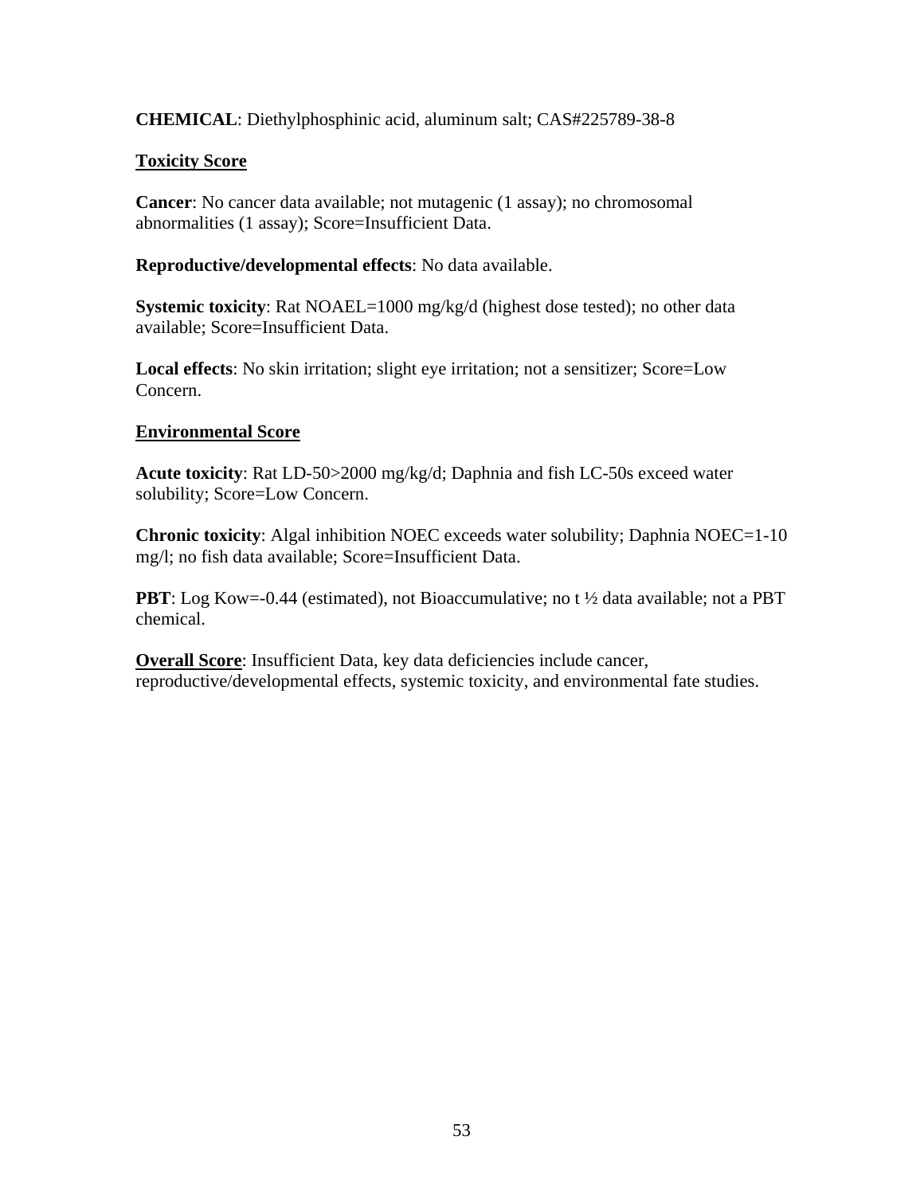**CHEMICAL**: Diethylphosphinic acid, aluminum salt; CAS#225789-38-8

**Toxicity Score**

**Cancer**: No cancer data available; not mutagenic (1 assay); no chromosomal abnormalities (1 assay); Score=Insufficient Data.

**Reproductive/developmental effects**: No data available.

**Systemic toxicity**: Rat NOAEL=1000 mg/kg/d (highest dose tested); no other data available; Score=Insufficient Data.

**Local effects**: No skin irritation; slight eye irritation; not a sensitizer; Score=Low Concern.

**Environmental Score**

**Acute toxicity**: Rat LD-50>2000 mg/kg/d; Daphnia and fish LC-50s exceed water solubility; Score=Low Concern.

**Chronic toxicity**: Algal inhibition NOEC exceeds water solubility; Daphnia NOEC=1-10 mg/l; no fish data available; Score=Insufficient Data.

**PBT**: Log Kow=-0.44 (estimated), not Bioaccumulative; no t ½ data available; not a PBT chemical.

**Overall Score**: Insufficient Data, key data deficiencies include cancer, reproductive/developmental effects, systemic toxicity, and environmental fate studies.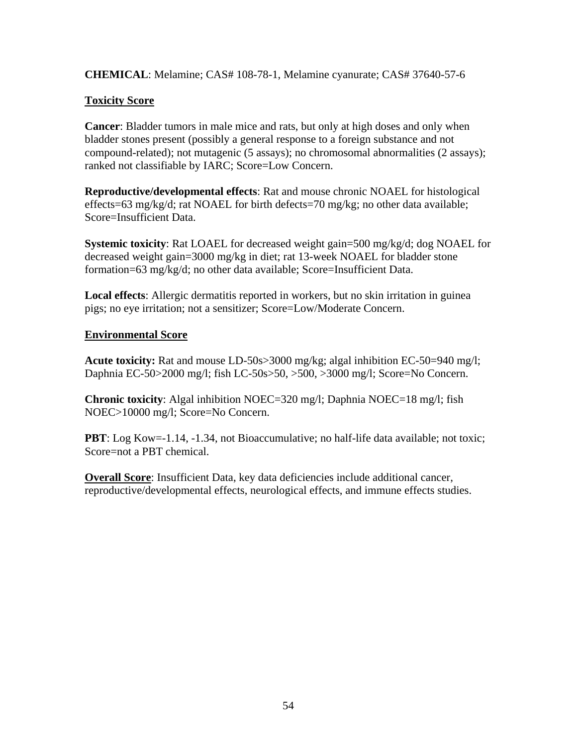**CHEMICAL**: Melamine; CAS# 108-78-1, Melamine cyanurate; CAS# 37640-57-6

**<u>Toxicity Score</u>**

**Cancer**: Bladder tumors in male mice and rats, but only at high doses and only when bladder stones present (possibly a general response to a foreign substance and not compound-related); not mutagenic (5 assays); no chromosomal abnormalities (2 assays); ranked not classifiable by IARC; Score=Low Concern.

**Reproductive/developmental effects**: Rat and mouse chronic NOAEL for histological effects=63 mg/kg/d; rat NOAEL for birth defects=70 mg/kg; no other data available; Score=Insufficient Data.

**Systemic toxicity**: Rat LOAEL for decreased weight gain=500 mg/kg/d; dog NOAEL for decreased weight gain=3000 mg/kg in diet; rat 13-week NOAEL for bladder stone formation=63 mg/kg/d; no other data available; Score=Insufficient Data.

**Local effects**: Allergic dermatitis reported in workers, but no skin irritation in guinea pigs; no eye irritation; not a sensitizer; Score=Low/Moderate Concern.

**<u>Environmental Score</u>**

**Acute toxicity:** Rat and mouse LD-50s>3000 mg/kg; algal inhibition EC-50=940 mg/l; Daphnia EC-50>2000 mg/l; fish LC-50s>50, >500, >3000 mg/l; Score=No Concern.

**Chronic toxicity**: Algal inhibition NOEC=320 mg/l; Daphnia NOEC=18 mg/l; fish NOEC>10000 mg/l; Score=No Concern.

**PBT**: Log Kow=-1.14, -1.34, not Bioaccumulative; no half-life data available; not toxic; Score=not a PBT chemical.

**<u>Overall Score</u>**: Insufficient Data, key data deficiencies include additional cancer, reproductive/developmental effects, neurological effects, and immune effects studies.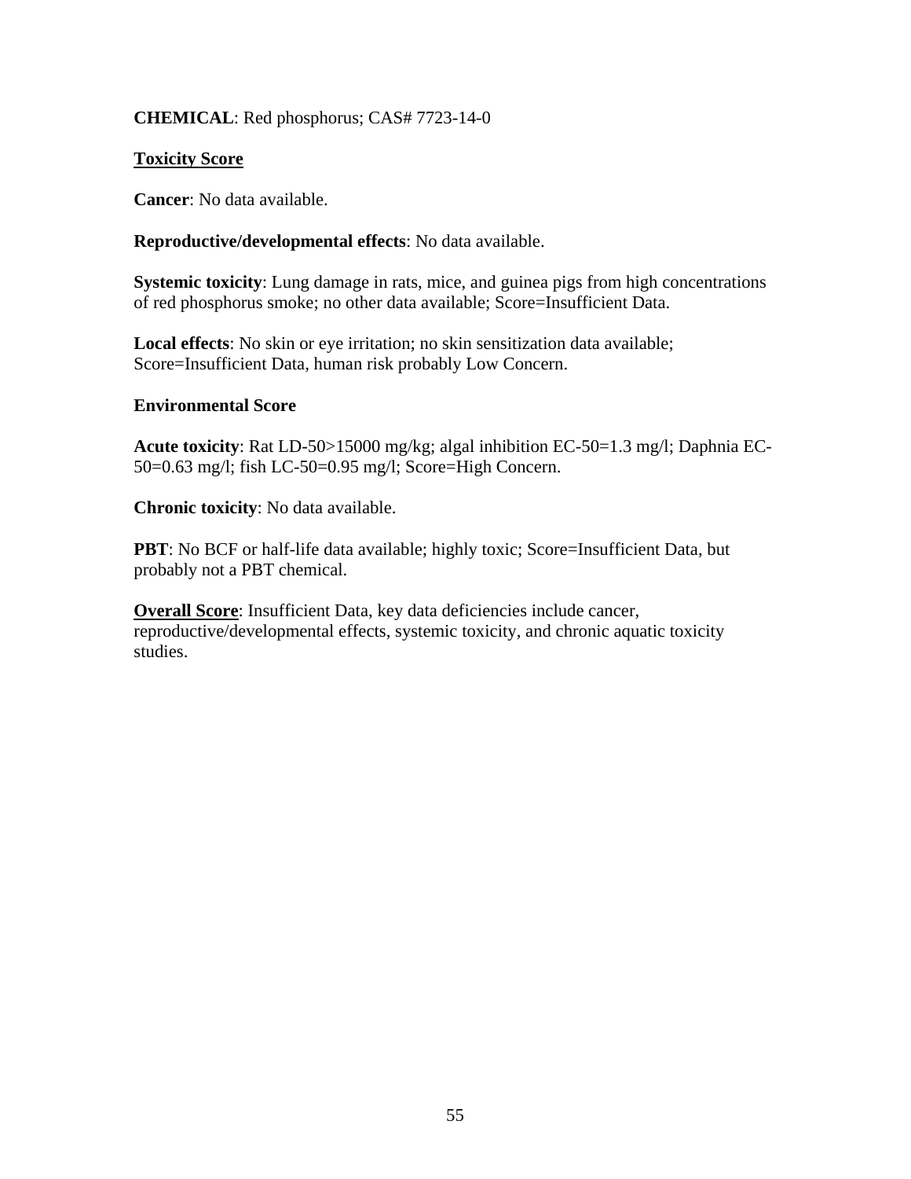**CHEMICAL**: Red phosphorus; CAS# 7723-14-0

**Toxicity Score**

**Cancer**: No data available.

**Reproductive/developmental effects**: No data available.

**Systemic toxicity**: Lung damage in rats, mice, and guinea pigs from high concentrations of red phosphorus smoke; no other data available; Score=Insufficient Data.

**Local effects**: No skin or eye irritation; no skin sensitization data available; Score=Insufficient Data, human risk probably Low Concern.

**Environmental Score**

**Acute toxicity**: Rat LD-50>15000 mg/kg; algal inhibition EC-50=1.3 mg/l; Daphnia EC-50=0.63 mg/l; fish LC-50=0.95 mg/l; Score=High Concern.

**Chronic toxicity**: No data available.

**PBT**: No BCF or half-life data available; highly toxic; Score=Insufficient Data, but probably not a PBT chemical.

**Overall Score**: Insufficient Data, key data deficiencies include cancer, reproductive/developmental effects, systemic toxicity, and chronic aquatic toxicity studies.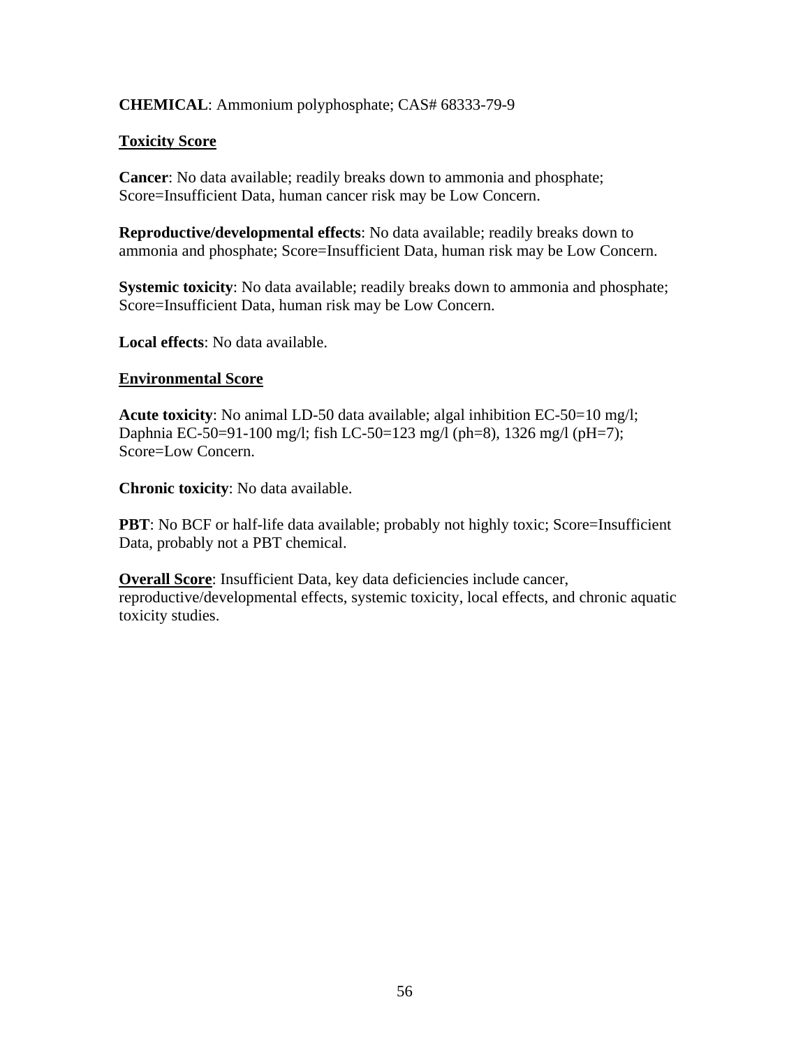**CHEMICAL**: Ammonium polyphosphate; CAS# 68333-79-9

**Toxicity Score**

**Cancer**: No data available; readily breaks down to ammonia and phosphate; Score=Insufficient Data, human cancer risk may be Low Concern.

**Reproductive/developmental effects**: No data available; readily breaks down to ammonia and phosphate; Score=Insufficient Data, human risk may be Low Concern.

**Systemic toxicity**: No data available; readily breaks down to ammonia and phosphate; Score=Insufficient Data, human risk may be Low Concern.

**Local effects**: No data available.

**Environmental Score**

**Acute toxicity**: No animal LD-50 data available; algal inhibition EC-50=10 mg/l; Daphnia EC-50=91-100 mg/l; fish LC-50=123 mg/l (ph=8), 1326 mg/l (pH=7); Score=Low Concern.

**Chronic toxicity**: No data available.

**PBT**: No BCF or half-life data available; probably not highly toxic; Score=Insufficient Data, probably not a PBT chemical.

**Overall Score**: Insufficient Data, key data deficiencies include cancer, reproductive/developmental effects, systemic toxicity, local effects, and chronic aquatic toxicity studies.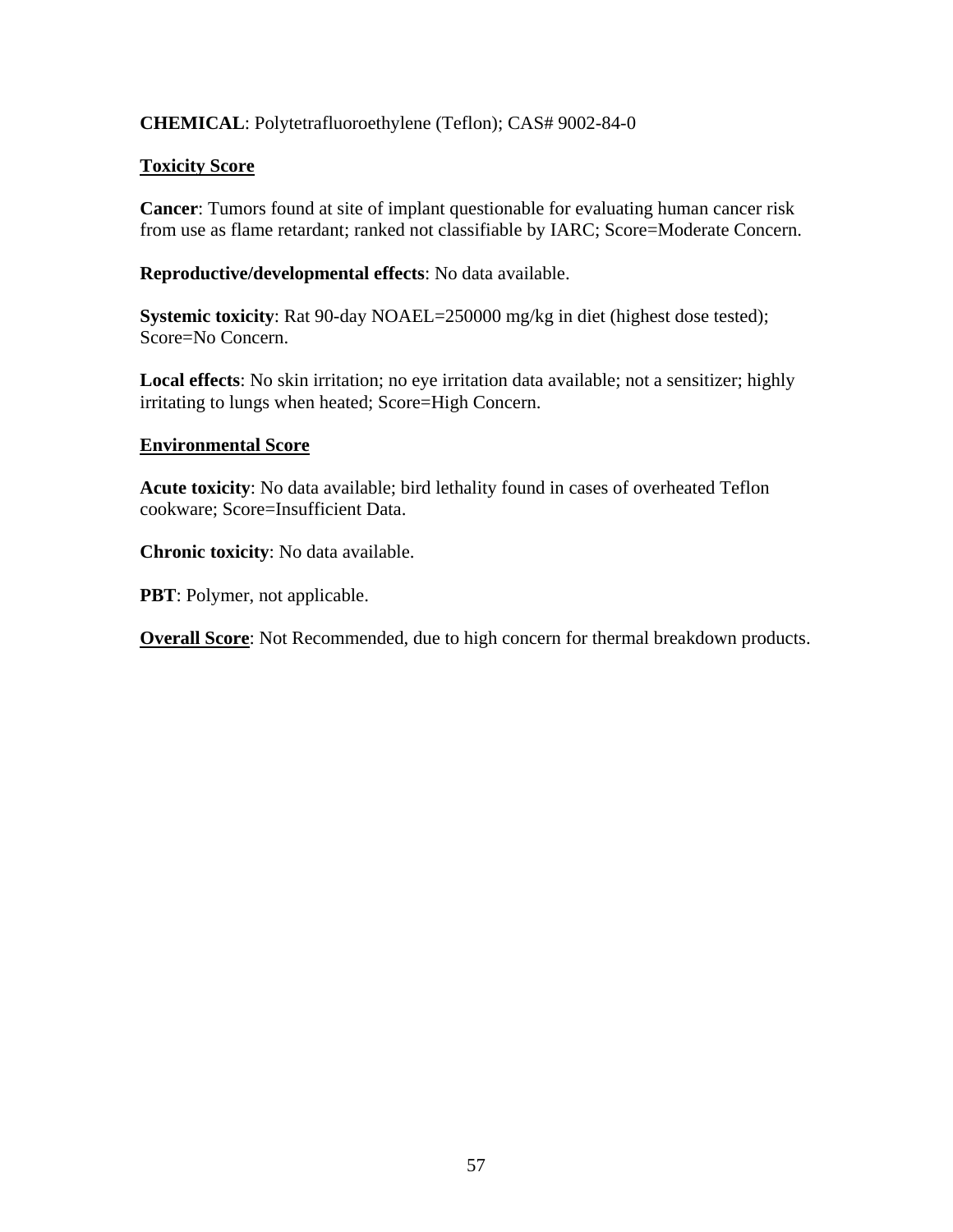**CHEMICAL**: Polytetrafluoroethylene (Teflon); CAS# 9002-84-0

**Toxicity Score**

**Cancer**: Tumors found at site of implant questionable for evaluating human cancer risk from use as flame retardant; ranked not classifiable by IARC; Score=Moderate Concern.

**Reproductive/developmental effects**: No data available.

**Systemic toxicity**: Rat 90-day NOAEL=250000 mg/kg in diet (highest dose tested); Score=No Concern.

**Local effects**: No skin irritation; no eye irritation data available; not a sensitizer; highly irritating to lungs when heated; Score=High Concern.

**Environmental Score**

**Acute toxicity**: No data available; bird lethality found in cases of overheated Teflon cookware; Score=Insufficient Data.

**Chronic toxicity**: No data available.

**PBT**: Polymer, not applicable.

**Overall Score**: Not Recommended, due to high concern for thermal breakdown products.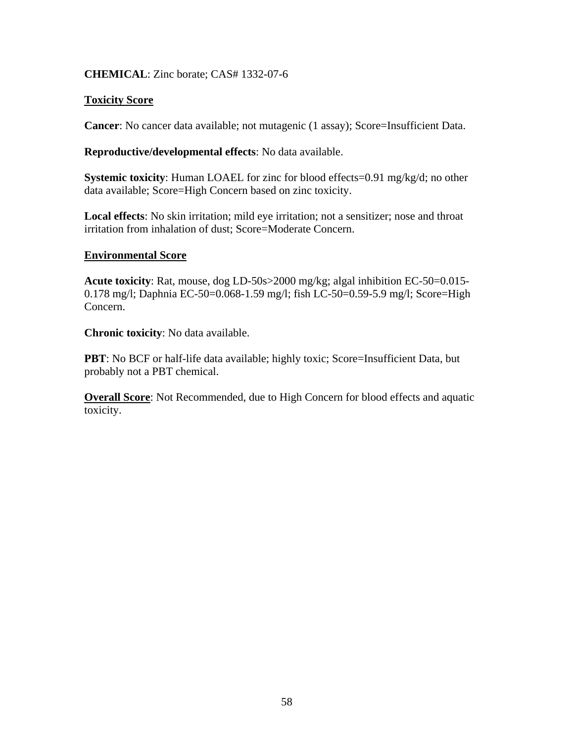**CHEMICAL**: Zinc borate; CAS# 1332-07-6

**Toxicity Score**

**Cancer**: No cancer data available; not mutagenic (1 assay); Score=Insufficient Data.

**Reproductive/developmental effects**: No data available.

**Systemic toxicity**: Human LOAEL for zinc for blood effects=0.91 mg/kg/d; no other data available; Score=High Concern based on zinc toxicity.

**Local effects**: No skin irritation; mild eye irritation; not a sensitizer; nose and throat irritation from inhalation of dust; Score=Moderate Concern.

**Environmental Score**

**Acute toxicity**: Rat, mouse, dog LD-50s>2000 mg/kg; algal inhibition EC-50=0.015-0.178 mg/l; Daphnia EC-50=0.068-1.59 mg/l; fish LC-50=0.59-5.9 mg/l; Score=High Concern.

**Chronic toxicity**: No data available.

**PBT**: No BCF or half-life data available; highly toxic; Score=Insufficient Data, but probably not a PBT chemical.

**Overall Score**: Not Recommended, due to High Concern for blood effects and aquatic toxicity.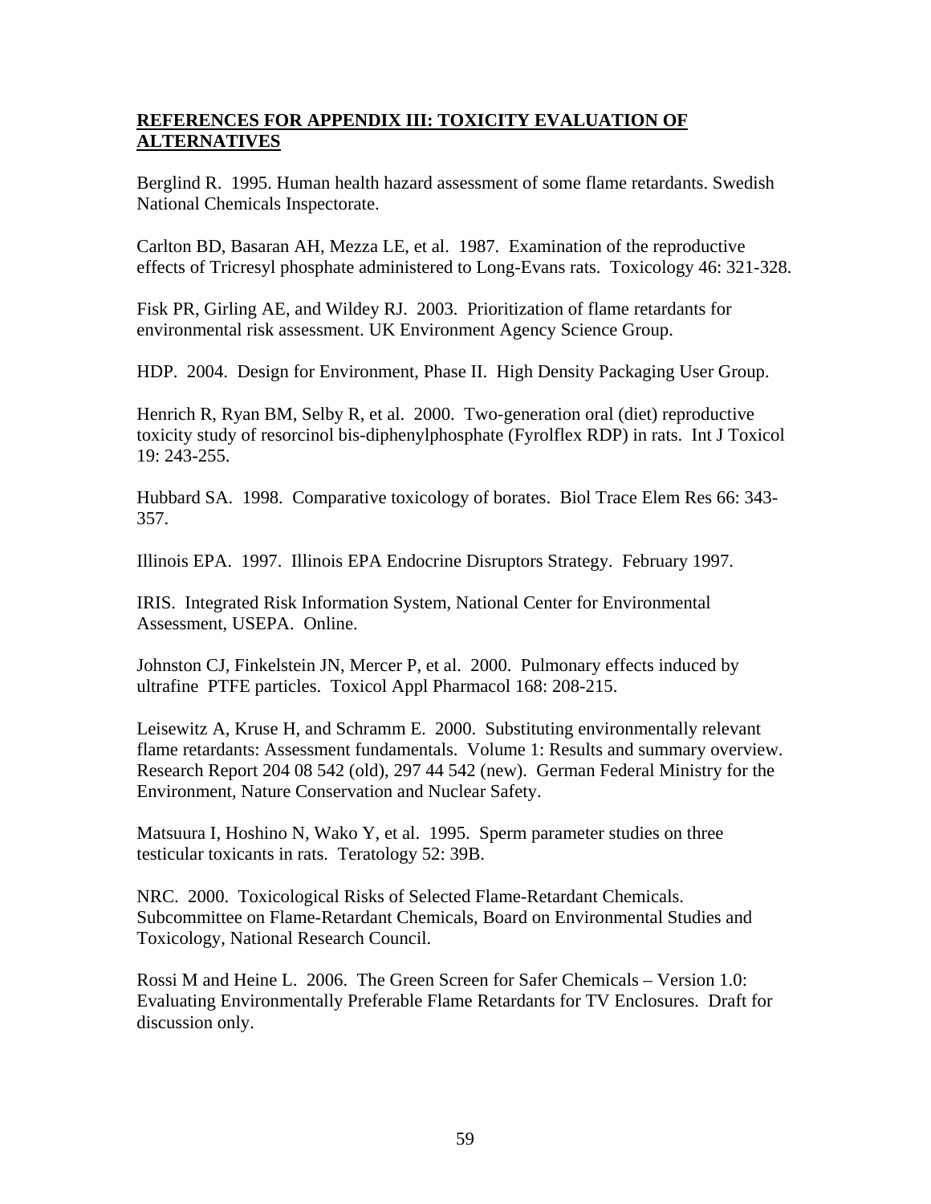## **REFERENCES FOR APPENDIX III: TOXICITY EVALUATION OF ALTERNATIVES**

Berglind R. 1995. Human health hazard assessment of some flame retardants. Swedish National Chemicals Inspectorate.

Carlton BD, Basaran AH, Mezza LE, et al. 1987. Examination of the reproductive effects of Tricresyl phosphate administered to Long-Evans rats. Toxicology 46: 321-328.

Fisk PR, Girling AE, and Wildey RJ. 2003. Prioritization of flame retardants for environmental risk assessment. UK Environment Agency Science Group.

HDP. 2004. Design for Environment, Phase II. High Density Packaging User Group.

Henrich R, Ryan BM, Selby R, et al. 2000. Two-generation oral (diet) reproductive toxicity study of resorcinol bis-diphenylphosphate (Fyrolflex RDP) in rats. Int J Toxicol 19: 243-255.

Hubbard SA. 1998. Comparative toxicology of borates. Biol Trace Elem Res 66: 343-357.

Illinois EPA. 1997. Illinois EPA Endocrine Disruptors Strategy. February 1997.

IRIS. Integrated Risk Information System, National Center for Environmental Assessment, USEPA. Online.

Johnston CJ, Finkelstein JN, Mercer P, et al. 2000. Pulmonary effects induced by ultrafine PTFE particles. Toxicol Appl Pharmacol 168: 208-215.

Leisewitz A, Kruse H, and Schramm E. 2000. Substituting environmentally relevant flame retardants: Assessment fundamentals. Volume 1: Results and summary overview. Research Report 204 08 542 (old), 297 44 542 (new). German Federal Ministry for the Environment, Nature Conservation and Nuclear Safety.

Matsuura I, Hoshino N, Wako Y, et al. 1995. Sperm parameter studies on three testicular toxicants in rats. Teratology 52: 39B.

NRC. 2000. Toxicological Risks of Selected Flame-Retardant Chemicals. Subcommittee on Flame-Retardant Chemicals, Board on Environmental Studies and Toxicology, National Research Council.

Rossi M and Heine L. 2006. The Green Screen for Safer Chemicals – Version 1.0: Evaluating Environmentally Preferable Flame Retardants for TV Enclosures. Draft for discussion only.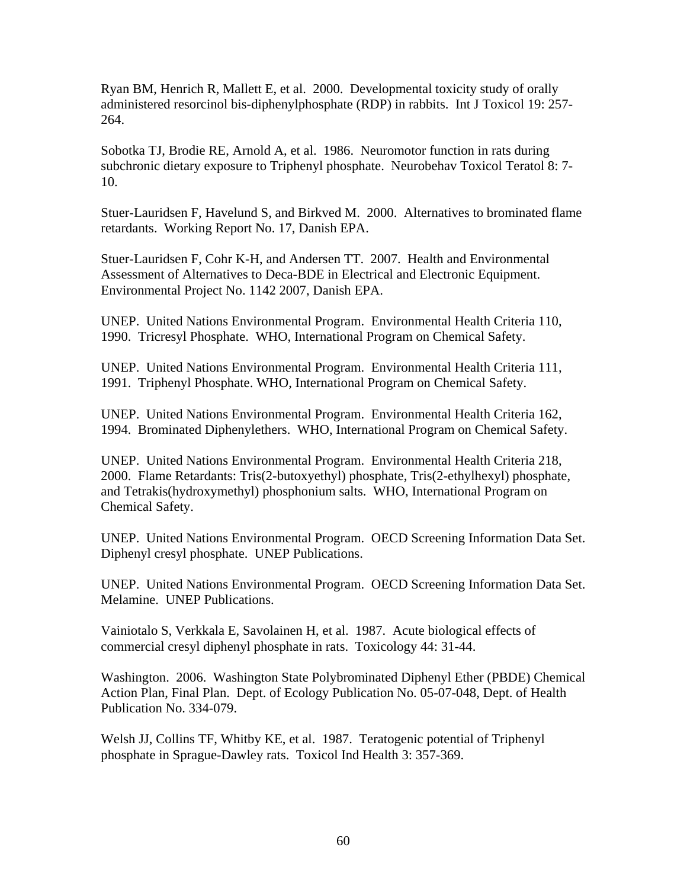Ryan BM, Henrich R, Mallett E, et al. 2000. Developmental toxicity study of orally administered resorcinol bis-diphenylphosphate (RDP) in rabbits. Int J Toxicol 19: 257-264.

Sobotka TJ, Brodie RE, Arnold A, et al. 1986. Neuromotor function in rats during subchronic dietary exposure to Triphenyl phosphate. Neurobehav Toxicol Teratol 8: 7-10.

Stuer-Lauridsen F, Havelund S, and Birkved M. 2000. Alternatives to brominated flame retardants. Working Report No. 17, Danish EPA.

Stuer-Lauridsen F, Cohr K-H, and Andersen TT. 2007. Health and Environmental Assessment of Alternatives to Deca-BDE in Electrical and Electronic Equipment. Environmental Project No. 1142 2007, Danish EPA.

UNEP. United Nations Environmental Program. Environmental Health Criteria 110, 1990. Tricresyl Phosphate. WHO, International Program on Chemical Safety.

UNEP. United Nations Environmental Program. Environmental Health Criteria 111, 1991. Triphenyl Phosphate. WHO, International Program on Chemical Safety.

UNEP. United Nations Environmental Program. Environmental Health Criteria 162, 1994. Brominated Diphenylethers. WHO, International Program on Chemical Safety.

UNEP. United Nations Environmental Program. Environmental Health Criteria 218, 2000. Flame Retardants: Tris(2-butoxyethyl) phosphate, Tris(2-ethylhexyl) phosphate, and Tetrakis(hydroxymethyl) phosphonium salts. WHO, International Program on Chemical Safety.

UNEP. United Nations Environmental Program. OECD Screening Information Data Set. Diphenyl cresyl phosphate. UNEP Publications.

UNEP. United Nations Environmental Program. OECD Screening Information Data Set. Melamine. UNEP Publications.

Vainiotalo S, Verkkala E, Savolainen H, et al. 1987. Acute biological effects of commercial cresyl diphenyl phosphate in rats. Toxicology 44: 31-44.

Washington. 2006. Washington State Polybrominated Diphenyl Ether (PBDE) Chemical Action Plan, Final Plan. Dept. of Ecology Publication No. 05-07-048, Dept. of Health Publication No. 334-079.

Welsh JJ, Collins TF, Whitby KE, et al. 1987. Teratogenic potential of Triphenyl phosphate in Sprague-Dawley rats. Toxicol Ind Health 3: 357-369.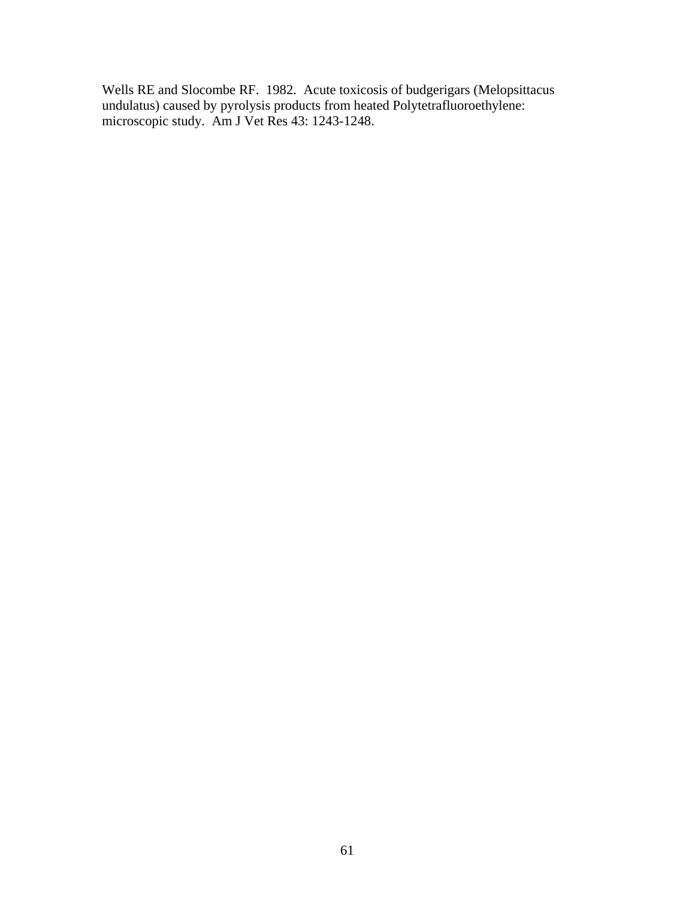Wells RE and Slocombe RF. 1982. Acute toxicosis of budgerigars (Melopsittacus undulatus) caused by pyrolysis products from heated Polytetrafluoroethylene: microscopic study. Am J Vet Res 43: 1243-1248.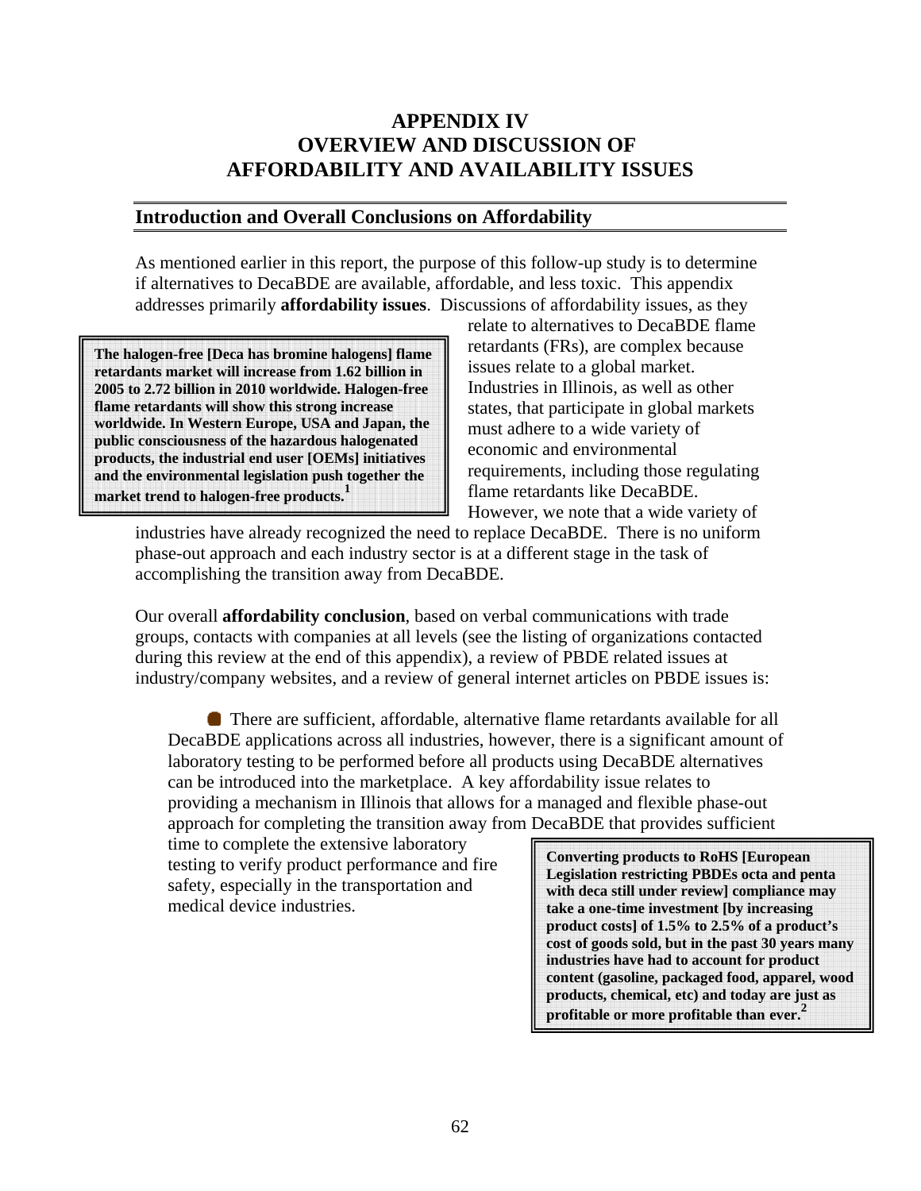# APPENDIX IV
# OVERVIEW AND DISCUSSION OF AFFORDABILITY AND AVAILABILITY ISSUES

## Introduction and Overall Conclusions on Affordability

As mentioned earlier in this report, the purpose of this follow-up study is to determine if alternatives to DecaBDE are available, affordable, and less toxic. This appendix addresses primarily **affordability issues**. Discussions of affordability issues, as they relate to alternatives to DecaBDE flame retardants (FRs), are complex because issues relate to a global market. Industries in Illinois, as well as other states, that participate in global markets must adhere to a wide variety of economic and environmental requirements, including those regulating flame retardants like DecaBDE. However, we note that a wide variety of industries have already recognized the need to replace DecaBDE. There is no uniform phase-out approach and each industry sector is at a different stage in the task of accomplishing the transition away from DecaBDE.

> **The halogen-free [Deca has bromine halogens] flame retardants market will increase from 1.62 billion in 2005 to 2.72 billion in 2010 worldwide. Halogen-free flame retardants will show this strong increase worldwide. In Western Europe, USA and Japan, the public consciousness of the hazardous halogenated products, the industrial end user [OEMs] initiatives and the environmental legislation push together the market trend to halogen-free products.[1]**

Our overall **affordability conclusion**, based on verbal communications with trade groups, contacts with companies at all levels (see the listing of organizations contacted during this review at the end of this appendix), a review of PBDE related issues at industry/company websites, and a review of general internet articles on PBDE issues is:

- There are sufficient, affordable, alternative flame retardants available for all DecaBDE applications across all industries, however, there is a significant amount of laboratory testing to be performed before all products using DecaBDE alternatives can be introduced into the marketplace. A key affordability issue relates to providing a mechanism in Illinois that allows for a managed and flexible phase-out approach for completing the transition away from DecaBDE that provides sufficient time to complete the extensive laboratory testing to verify product performance and fire safety, especially in the transportation and medical device industries.

> **Converting products to RoHS [European Legislation restricting PBDEs octa and penta with deca still under review] compliance may take a one-time investment [by increasing product costs] of 1.5% to 2.5% of a product's cost of goods sold, but in the past 30 years many industries have had to account for product content (gasoline, packaged food, apparel, wood products, chemical, etc) and today are just as profitable or more profitable than ever.[2]**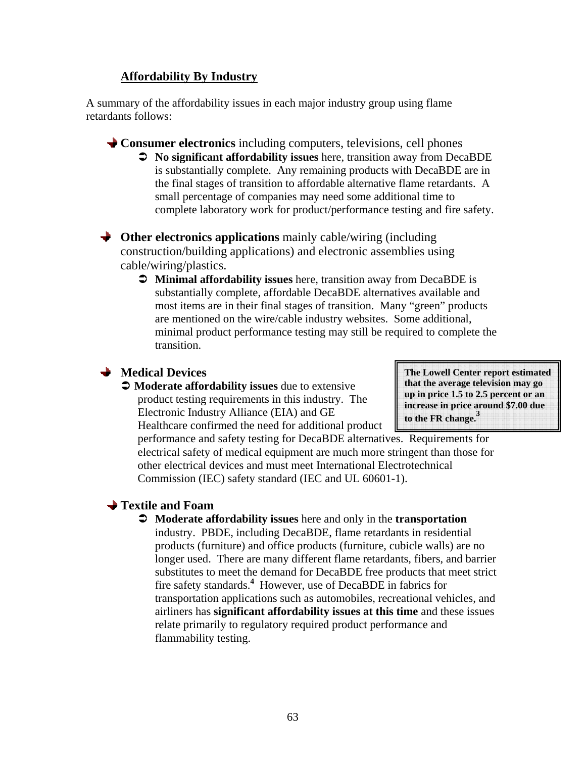## Affordability By Industry

A summary of the affordability issues in each major industry group using flame retardants follows:

- **Consumer electronics** including computers, televisions, cell phones
  - **No significant affordability issues** here, transition away from DecaBDE is substantially complete. Any remaining products with DecaBDE are in the final stages of transition to affordable alternative flame retardants. A small percentage of companies may need some additional time to complete laboratory work for product/performance testing and fire safety.

- **Other electronics applications** mainly cable/wiring (including construction/building applications) and electronic assemblies using cable/wiring/plastics.
  - **Minimal affordability issues** here, transition away from DecaBDE is substantially complete, affordable DecaBDE alternatives available and most items are in their final stages of transition. Many "green" products are mentioned on the wire/cable industry websites. Some additional, minimal product performance testing may still be required to complete the transition.

- **Medical Devices**
  - **Moderate affordability issues** due to extensive product testing requirements in this industry. The Electronic Industry Alliance (EIA) and GE Healthcare confirmed the need for additional product performance and safety testing for DecaBDE alternatives. Requirements for electrical safety of medical equipment are much more stringent than those for other electrical devices and must meet International Electrotechnical Commission (IEC) safety standard (IEC and UL 60601-1).

> **The Lowell Center report estimated that the average television may go up in price 1.5 to 2.5 percent or an increase in price around $7.00 due to the FR change.[3]**

- **Textile and Foam**
  - **Moderate affordability issues** here and only in the **transportation** industry. PBDE, including DecaBDE, flame retardants in residential products (furniture) and office products (furniture, cubicle walls) are no longer used. There are many different flame retardants, fibers, and barrier substitutes to meet the demand for DecaBDE free products that meet strict fire safety standards.[4] However, use of DecaBDE in fabrics for transportation applications such as automobiles, recreational vehicles, and airliners has **significant affordability issues at this time** and these issues relate primarily to regulatory required product performance and flammability testing.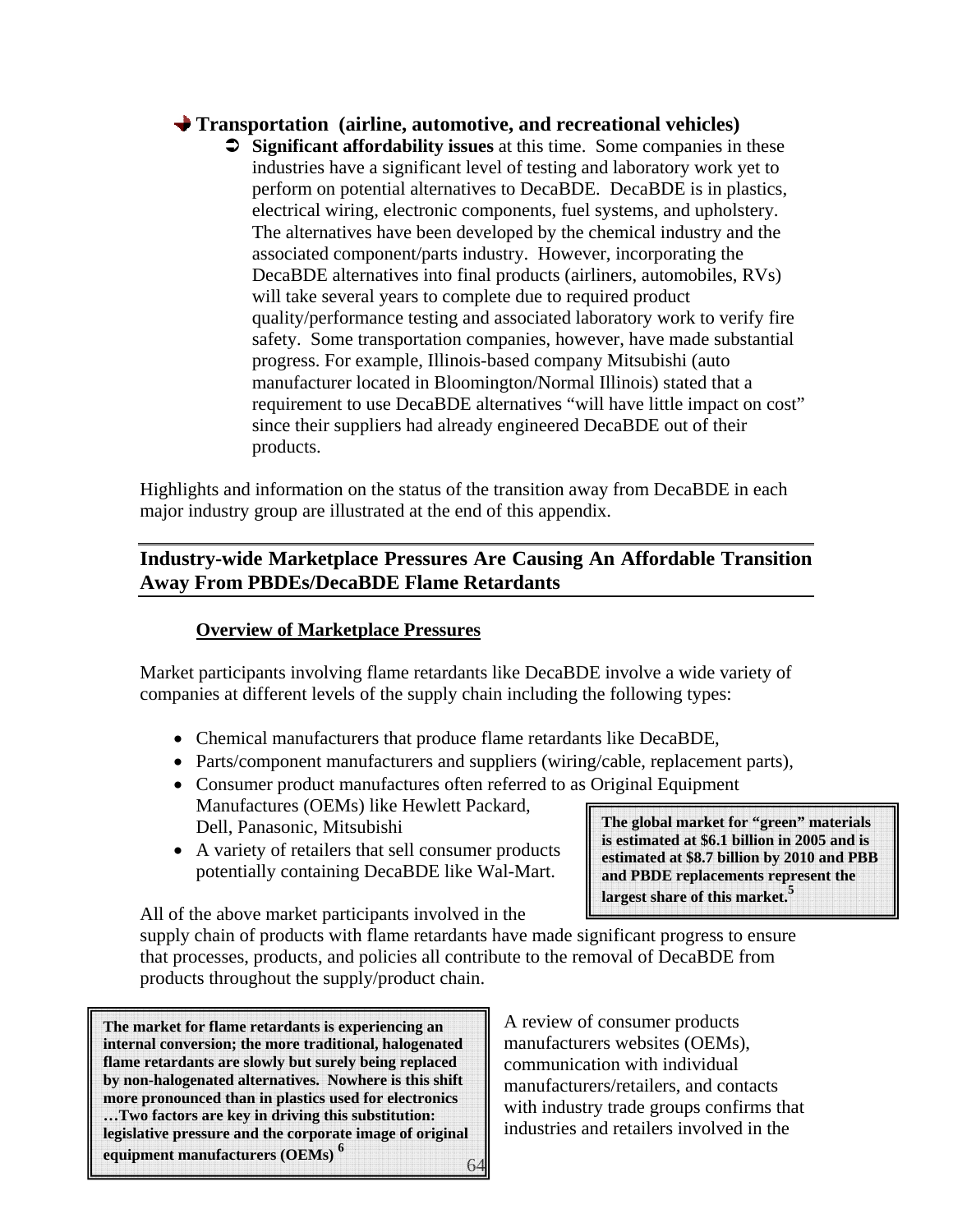- **Transportation (airline, automotive, and recreational vehicles)**
  - **Significant affordability issues** at this time. Some companies in these industries have a significant level of testing and laboratory work yet to perform on potential alternatives to DecaBDE. DecaBDE is in plastics, electrical wiring, electronic components, fuel systems, and upholstery. The alternatives have been developed by the chemical industry and the associated component/parts industry. However, incorporating the DecaBDE alternatives into final products (airliners, automobiles, RVs) will take several years to complete due to required product quality/performance testing and associated laboratory work to verify fire safety. Some transportation companies, however, have made substantial progress. For example, Illinois-based company Mitsubishi (auto manufacturer located in Bloomington/Normal Illinois) stated that a requirement to use DecaBDE alternatives "will have little impact on cost" since their suppliers had already engineered DecaBDE out of their products.

Highlights and information on the status of the transition away from DecaBDE in each major industry group are illustrated at the end of this appendix.

## Industry-wide Marketplace Pressures Are Causing An Affordable Transition Away From PBDEs/DecaBDE Flame Retardants

### Overview of Marketplace Pressures

Market participants involving flame retardants like DecaBDE involve a wide variety of companies at different levels of the supply chain including the following types:

- Chemical manufacturers that produce flame retardants like DecaBDE,
- Parts/component manufacturers and suppliers (wiring/cable, replacement parts),
- Consumer product manufactures often referred to as Original Equipment Manufactures (OEMs) like Hewlett Packard, Dell, Panasonic, Mitsubishi
- A variety of retailers that sell consumer products potentially containing DecaBDE like Wal-Mart.

> **The global market for "green" materials is estimated at $6.1 billion in 2005 and is estimated at $8.7 billion by 2010 and PBB and PBDE replacements represent the largest share of this market.[5]**

All of the above market participants involved in the supply chain of products with flame retardants have made significant progress to ensure that processes, products, and policies all contribute to the removal of DecaBDE from products throughout the supply/product chain.

> **The market for flame retardants is experiencing an internal conversion; the more traditional, halogenated flame retardants are slowly but surely being replaced by non-halogenated alternatives. Nowhere is this shift more pronounced than in plastics used for electronics …Two factors are key in driving this substitution: legislative pressure and the corporate image of original equipment manufacturers (OEMs) [6]**

A review of consumer products manufacturers websites (OEMs), communication with individual manufacturers/retailers, and contacts with industry trade groups confirms that industries and retailers involved in the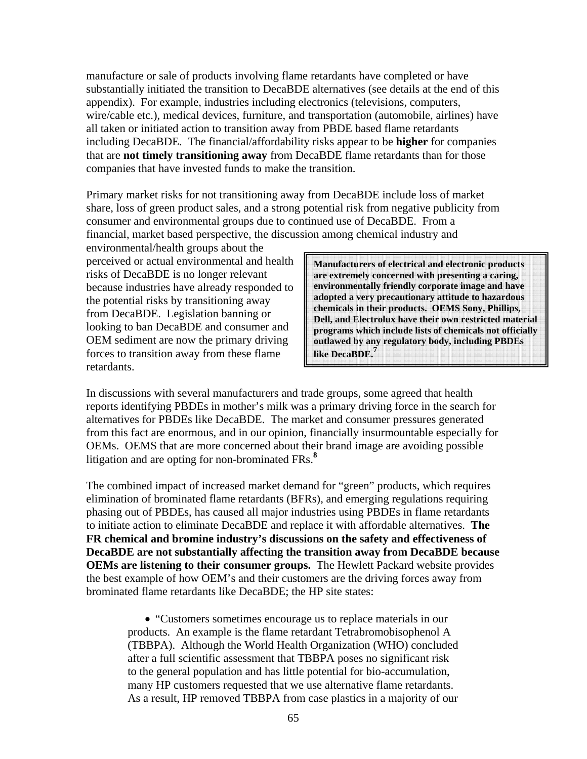manufacture or sale of products involving flame retardants have completed or have substantially initiated the transition to DecaBDE alternatives (see details at the end of this appendix). For example, industries including electronics (televisions, computers, wire/cable etc.), medical devices, furniture, and transportation (automobile, airlines) have all taken or initiated action to transition away from PBDE based flame retardants including DecaBDE. The financial/affordability risks appear to be **higher** for companies that are **not timely transitioning away** from DecaBDE flame retardants than for those companies that have invested funds to make the transition.

Primary market risks for not transitioning away from DecaBDE include loss of market share, loss of green product sales, and a strong potential risk from negative publicity from consumer and environmental groups due to continued use of DecaBDE. From a financial, market based perspective, the discussion among chemical industry and environmental/health groups about the perceived or actual environmental and health risks of DecaBDE is no longer relevant because industries have already responded to the potential risks by transitioning away from DecaBDE. Legislation banning or looking to ban DecaBDE and consumer and OEM sediment are now the primary driving forces to transition away from these flame retardants.

> **Manufacturers of electrical and electronic products are extremely concerned with presenting a caring, environmentally friendly corporate image and have adopted a very precautionary attitude to hazardous chemicals in their products. OEMS Sony, Phillips, Dell, and Electrolux have their own restricted material programs which include lists of chemicals not officially outlawed by any regulatory body, including PBDEs like DecaBDE.[7]**

In discussions with several manufacturers and trade groups, some agreed that health reports identifying PBDEs in mother's milk was a primary driving force in the search for alternatives for PBDEs like DecaBDE. The market and consumer pressures generated from this fact are enormous, and in our opinion, financially insurmountable especially for OEMs. OEMS that are more concerned about their brand image are avoiding possible litigation and are opting for non-brominated FRs.[8]

The combined impact of increased market demand for "green" products, which requires elimination of brominated flame retardants (BFRs), and emerging regulations requiring phasing out of PBDEs, has caused all major industries using PBDEs in flame retardants to initiate action to eliminate DecaBDE and replace it with affordable alternatives. **The FR chemical and bromine industry's discussions on the safety and effectiveness of DecaBDE are not substantially affecting the transition away from DecaBDE because OEMs are listening to their consumer groups.** The Hewlett Packard website provides the best example of how OEM's and their customers are the driving forces away from brominated flame retardants like DecaBDE; the HP site states:

- "Customers sometimes encourage us to replace materials in our products. An example is the flame retardant Tetrabromobisophenol A (TBBPA). Although the World Health Organization (WHO) concluded after a full scientific assessment that TBBPA poses no significant risk to the general population and has little potential for bio-accumulation, many HP customers requested that we use alternative flame retardants. As a result, HP removed TBBPA from case plastics in a majority of our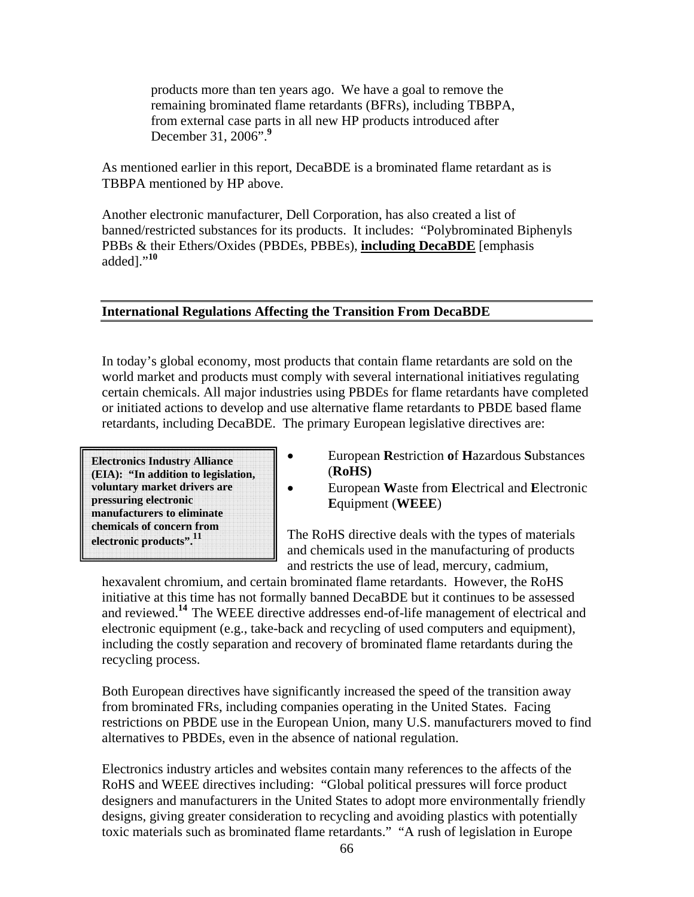products more than ten years ago. We have a goal to remove the remaining brominated flame retardants (BFRs), including TBBPA, from external case parts in all new HP products introduced after December 31, 2006".[9]

As mentioned earlier in this report, DecaBDE is a brominated flame retardant as is TBBPA mentioned by HP above.

Another electronic manufacturer, Dell Corporation, has also created a list of banned/restricted substances for its products. It includes: "Polybrominated Biphenyls PBBs & their Ethers/Oxides (PBDEs, PBBEs), **including DecaBDE** [emphasis added]."[10]

## International Regulations Affecting the Transition From DecaBDE

In today's global economy, most products that contain flame retardants are sold on the world market and products must comply with several international initiatives regulating certain chemicals. All major industries using PBDEs for flame retardants have completed or initiated actions to develop and use alternative flame retardants to PBDE based flame retardants, including DecaBDE. The primary European legislative directives are:

> **Electronics Industry Alliance (EIA): "In addition to legislation, voluntary market drivers are pressuring electronic manufacturers to eliminate chemicals of concern from electronic products".[11]**

- European **R**estriction **o**f **H**azardous **S**ubstances (**RoHS)**
- European **W**aste from **E**lectrical and **E**lectronic **E**quipment (**WEEE**)

The RoHS directive deals with the types of materials and chemicals used in the manufacturing of products and restricts the use of lead, mercury, cadmium, hexavalent chromium, and certain brominated flame retardants. However, the RoHS initiative at this time has not formally banned DecaBDE but it continues to be assessed and reviewed.[14] The WEEE directive addresses end-of-life management of electrical and electronic equipment (e.g., take-back and recycling of used computers and equipment), including the costly separation and recovery of brominated flame retardants during the recycling process.

Both European directives have significantly increased the speed of the transition away from brominated FRs, including companies operating in the United States. Facing restrictions on PBDE use in the European Union, many U.S. manufacturers moved to find alternatives to PBDEs, even in the absence of national regulation.

Electronics industry articles and websites contain many references to the affects of the RoHS and WEEE directives including: "Global political pressures will force product designers and manufacturers in the United States to adopt more environmentally friendly designs, giving greater consideration to recycling and avoiding plastics with potentially toxic materials such as brominated flame retardants." "A rush of legislation in Europe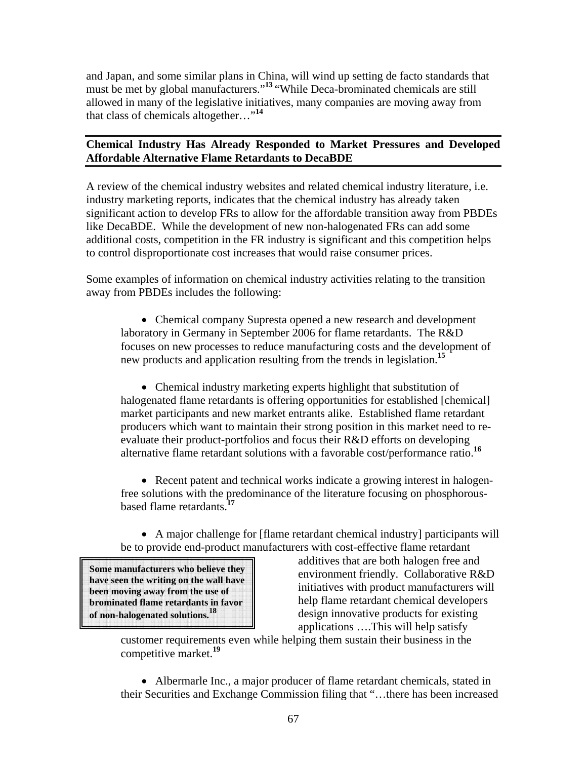and Japan, and some similar plans in China, will wind up setting de facto standards that must be met by global manufacturers."[13] "While Deca-brominated chemicals are still allowed in many of the legislative initiatives, many companies are moving away from that class of chemicals altogether…"[14]

## Chemical Industry Has Already Responded to Market Pressures and Developed Affordable Alternative Flame Retardants to DecaBDE

A review of the chemical industry websites and related chemical industry literature, i.e. industry marketing reports, indicates that the chemical industry has already taken significant action to develop FRs to allow for the affordable transition away from PBDEs like DecaBDE. While the development of new non-halogenated FRs can add some additional costs, competition in the FR industry is significant and this competition helps to control disproportionate cost increases that would raise consumer prices.

Some examples of information on chemical industry activities relating to the transition away from PBDEs includes the following:

- Chemical company Supresta opened a new research and development laboratory in Germany in September 2006 for flame retardants. The R&D focuses on new processes to reduce manufacturing costs and the development of new products and application resulting from the trends in legislation.[15]

- Chemical industry marketing experts highlight that substitution of halogenated flame retardants is offering opportunities for established [chemical] market participants and new market entrants alike. Established flame retardant producers which want to maintain their strong position in this market need to re-evaluate their product-portfolios and focus their R&D efforts on developing alternative flame retardant solutions with a favorable cost/performance ratio.[16]

- Recent patent and technical works indicate a growing interest in halogen-free solutions with the predominance of the literature focusing on phosphorous-based flame retardants.[17]

- A major challenge for [flame retardant chemical industry] participants will be to provide end-product manufacturers with cost-effective flame retardant additives that are both halogen free and environment friendly. Collaborative R&D initiatives with product manufacturers will help flame retardant chemical developers design innovative products for existing applications ….This will help satisfy customer requirements even while helping them sustain their business in the competitive market.[19]

**Some manufacturers who believe they have seen the writing on the wall have been moving away from the use of brominated flame retardants in favor of non-halogenated solutions.[18]**

- Albermarle Inc., a major producer of flame retardant chemicals, stated in their Securities and Exchange Commission filing that "…there has been increased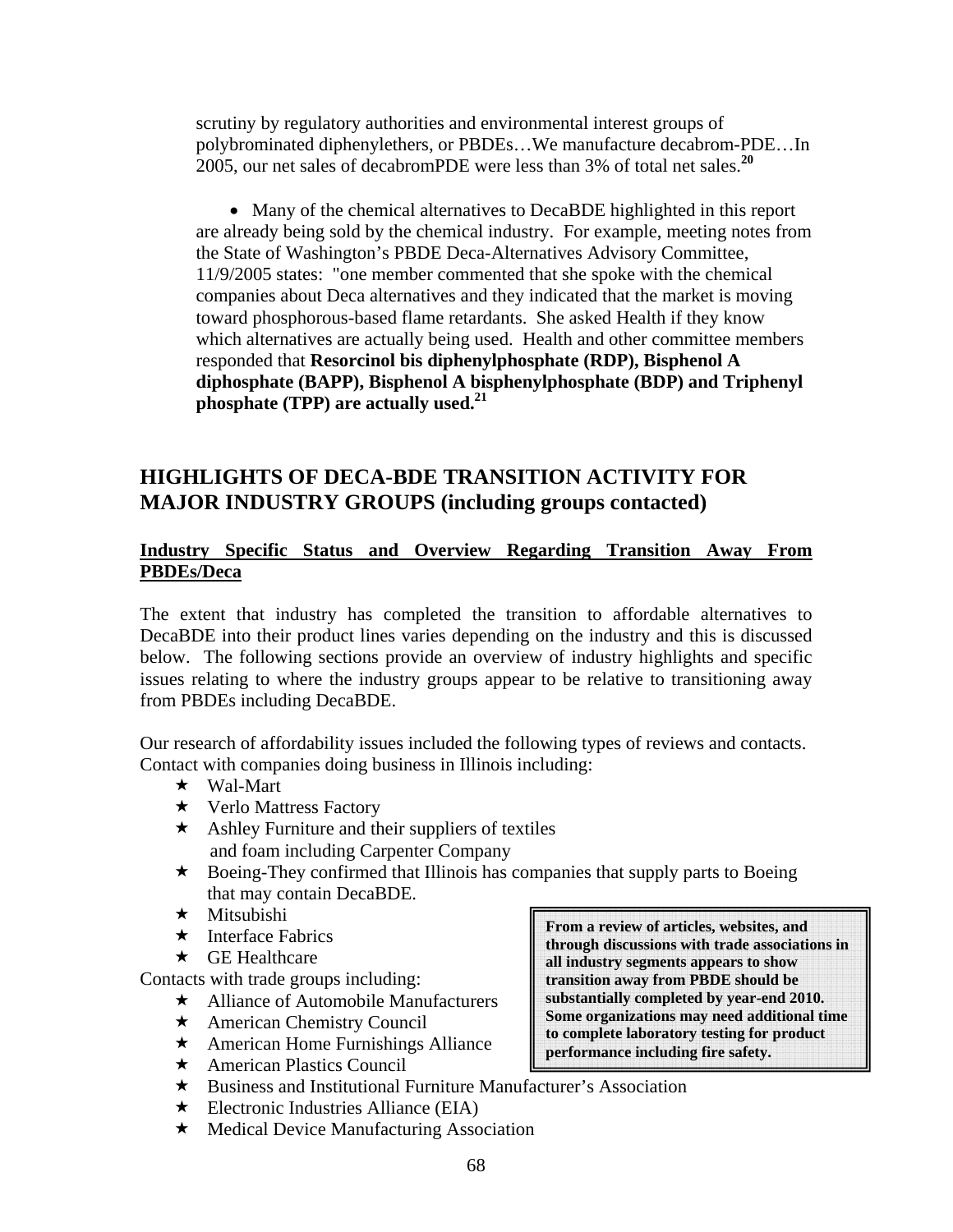scrutiny by regulatory authorities and environmental interest groups of polybrominated diphenylethers, or PBDEs…We manufacture decabrom-PDE…In 2005, our net sales of decabromPDE were less than 3% of total net sales.[20]

- Many of the chemical alternatives to DecaBDE highlighted in this report are already being sold by the chemical industry. For example, meeting notes from the State of Washington's PBDE Deca-Alternatives Advisory Committee, 11/9/2005 states: "one member commented that she spoke with the chemical companies about Deca alternatives and they indicated that the market is moving toward phosphorous-based flame retardants. She asked Health if they know which alternatives are actually being used. Health and other committee members responded that **Resorcinol bis diphenylphosphate (RDP), Bisphenol A diphosphate (BAPP), Bisphenol A bisphenylphosphate (BDP) and Triphenyl phosphate (TPP) are actually used.**[21]

## HIGHLIGHTS OF DECA-BDE TRANSITION ACTIVITY FOR MAJOR INDUSTRY GROUPS (including groups contacted)

### Industry Specific Status and Overview Regarding Transition Away From PBDEs/Deca

The extent that industry has completed the transition to affordable alternatives to DecaBDE into their product lines varies depending on the industry and this is discussed below. The following sections provide an overview of industry highlights and specific issues relating to where the industry groups appear to be relative to transitioning away from PBDEs including DecaBDE.

Our research of affordability issues included the following types of reviews and contacts. Contact with companies doing business in Illinois including:

- Wal-Mart
- Verlo Mattress Factory
- Ashley Furniture and their suppliers of textiles and foam including Carpenter Company
- Boeing-They confirmed that Illinois has companies that supply parts to Boeing that may contain DecaBDE.
- Mitsubishi
- Interface Fabrics
- GE Healthcare

Contacts with trade groups including:

- Alliance of Automobile Manufacturers
- American Chemistry Council
- American Home Furnishings Alliance
- American Plastics Council
- Business and Institutional Furniture Manufacturer's Association
- Electronic Industries Alliance (EIA)
- Medical Device Manufacturing Association

**From a review of articles, websites, and through discussions with trade associations in all industry segments appears to show transition away from PBDE should be substantially completed by year-end 2010. Some organizations may need additional time to complete laboratory testing for product performance including fire safety.**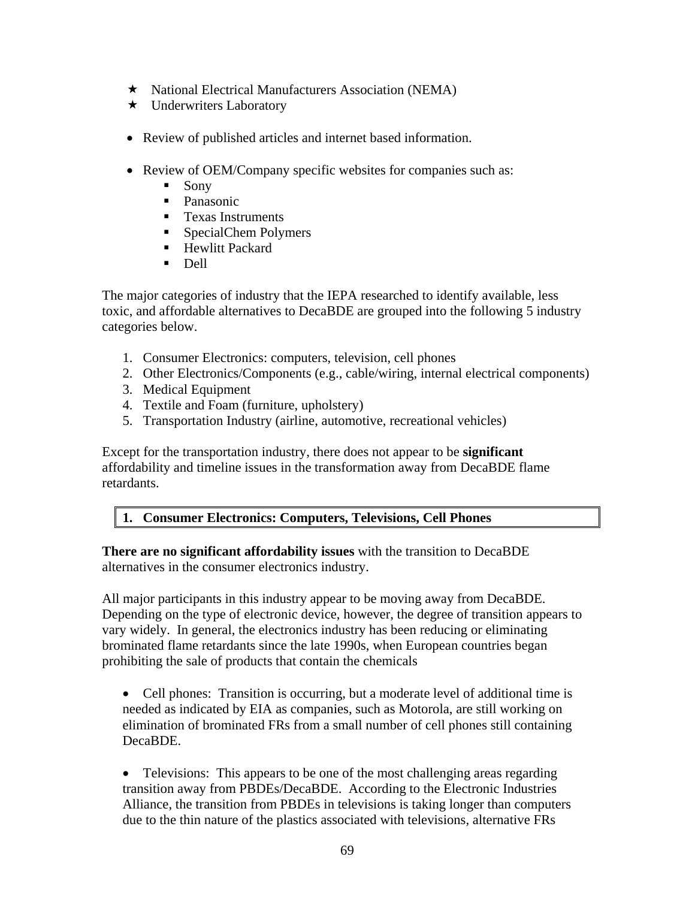- ★ National Electrical Manufacturers Association (NEMA)
- ★ Underwriters Laboratory

- Review of published articles and internet based information.

- Review of OEM/Company specific websites for companies such as:
  - Sony
  - Panasonic
  - Texas Instruments
  - SpecialChem Polymers
  - Hewlitt Packard
  - Dell

The major categories of industry that the IEPA researched to identify available, less toxic, and affordable alternatives to DecaBDE are grouped into the following 5 industry categories below.

1. Consumer Electronics: computers, television, cell phones
2. Other Electronics/Components (e.g., cable/wiring, internal electrical components)
3. Medical Equipment
4. Textile and Foam (furniture, upholstery)
5. Transportation Industry (airline, automotive, recreational vehicles)

Except for the transportation industry, there does not appear to be **significant** affordability and timeline issues in the transformation away from DecaBDE flame retardants.

## 1. Consumer Electronics: Computers, Televisions, Cell Phones

**There are no significant affordability issues** with the transition to DecaBDE alternatives in the consumer electronics industry.

All major participants in this industry appear to be moving away from DecaBDE. Depending on the type of electronic device, however, the degree of transition appears to vary widely. In general, the electronics industry has been reducing or eliminating brominated flame retardants since the late 1990s, when European countries began prohibiting the sale of products that contain the chemicals

- Cell phones: Transition is occurring, but a moderate level of additional time is needed as indicated by EIA as companies, such as Motorola, are still working on elimination of brominated FRs from a small number of cell phones still containing DecaBDE.

- Televisions: This appears to be one of the most challenging areas regarding transition away from PBDEs/DecaBDE. According to the Electronic Industries Alliance, the transition from PBDEs in televisions is taking longer than computers due to the thin nature of the plastics associated with televisions, alternative FRs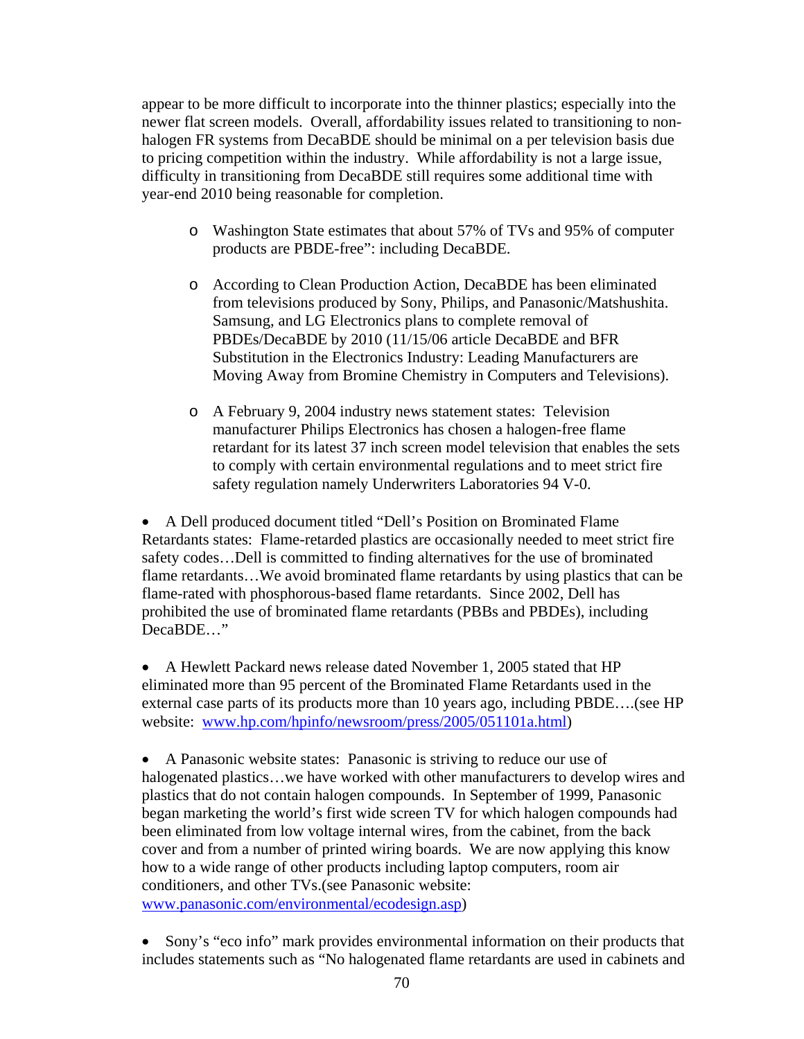appear to be more difficult to incorporate into the thinner plastics; especially into the newer flat screen models. Overall, affordability issues related to transitioning to non-halogen FR systems from DecaBDE should be minimal on a per television basis due to pricing competition within the industry. While affordability is not a large issue, difficulty in transitioning from DecaBDE still requires some additional time with year-end 2010 being reasonable for completion.

  - Washington State estimates that about 57% of TVs and 95% of computer products are PBDE-free": including DecaBDE.

  - According to Clean Production Action, DecaBDE has been eliminated from televisions produced by Sony, Philips, and Panasonic/Matshushita. Samsung, and LG Electronics plans to complete removal of PBDEs/DecaBDE by 2010 (11/15/06 article DecaBDE and BFR Substitution in the Electronics Industry: Leading Manufacturers are Moving Away from Bromine Chemistry in Computers and Televisions).

  - A February 9, 2004 industry news statement states: Television manufacturer Philips Electronics has chosen a halogen-free flame retardant for its latest 37 inch screen model television that enables the sets to comply with certain environmental regulations and to meet strict fire safety regulation namely Underwriters Laboratories 94 V-0.

- A Dell produced document titled "Dell's Position on Brominated Flame Retardants states: Flame-retarded plastics are occasionally needed to meet strict fire safety codes…Dell is committed to finding alternatives for the use of brominated flame retardants…We avoid brominated flame retardants by using plastics that can be flame-rated with phosphorous-based flame retardants. Since 2002, Dell has prohibited the use of brominated flame retardants (PBBs and PBDEs), including DecaBDE…"

- A Hewlett Packard news release dated November 1, 2005 stated that HP eliminated more than 95 percent of the Brominated Flame Retardants used in the external case parts of its products more than 10 years ago, including PBDE….(see HP website: www.hp.com/hpinfo/newsroom/press/2005/051101a.html)

- A Panasonic website states: Panasonic is striving to reduce our use of halogenated plastics…we have worked with other manufacturers to develop wires and plastics that do not contain halogen compounds. In September of 1999, Panasonic began marketing the world's first wide screen TV for which halogen compounds had been eliminated from low voltage internal wires, from the cabinet, from the back cover and from a number of printed wiring boards. We are now applying this know how to a wide range of other products including laptop computers, room air conditioners, and other TVs.(see Panasonic website: www.panasonic.com/environmental/ecodesign.asp)

- Sony's "eco info" mark provides environmental information on their products that includes statements such as "No halogenated flame retardants are used in cabinets and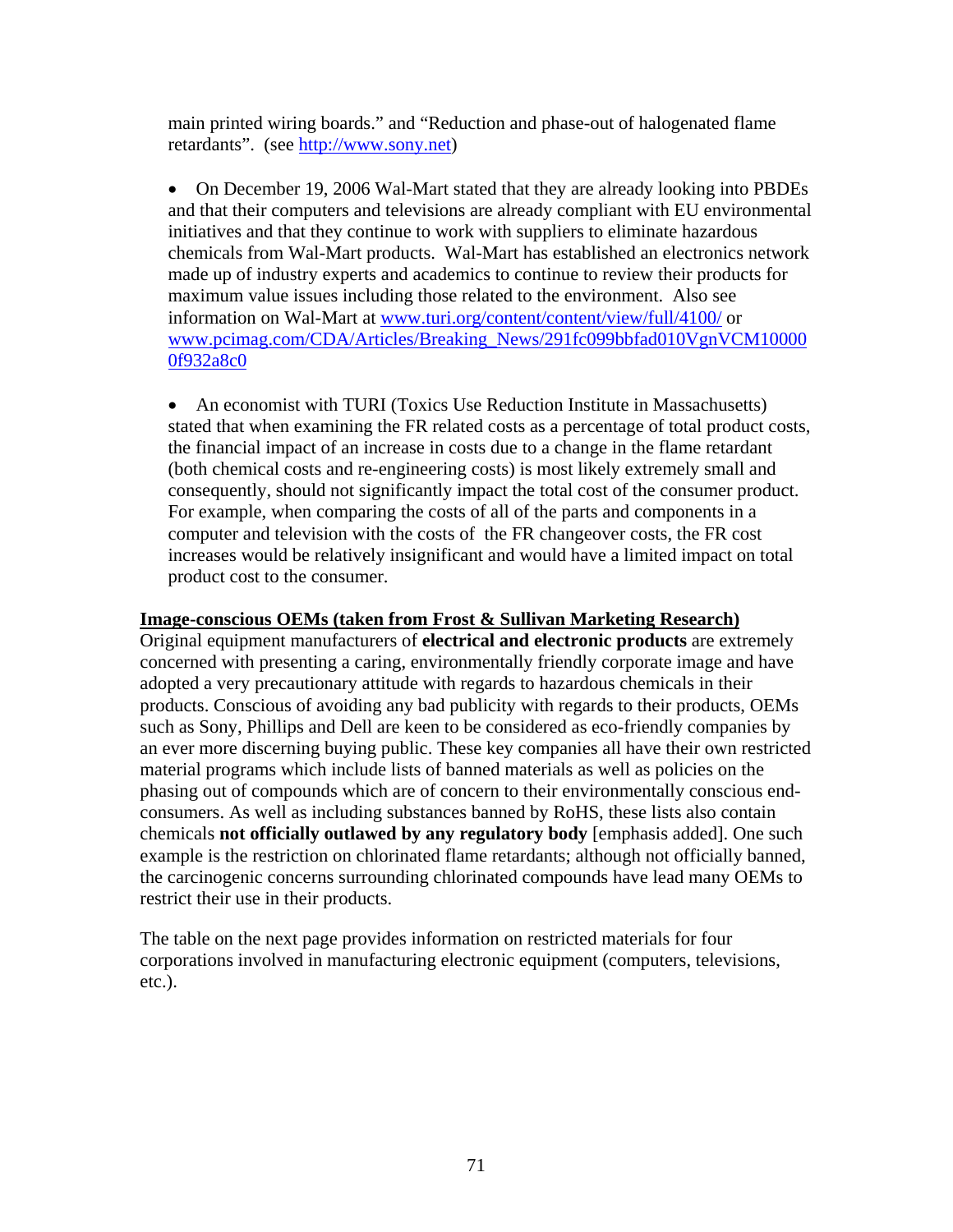main printed wiring boards." and "Reduction and phase-out of halogenated flame retardants". (see http://www.sony.net)

- On December 19, 2006 Wal-Mart stated that they are already looking into PBDEs and that their computers and televisions are already compliant with EU environmental initiatives and that they continue to work with suppliers to eliminate hazardous chemicals from Wal-Mart products. Wal-Mart has established an electronics network made up of industry experts and academics to continue to review their products for maximum value issues including those related to the environment. Also see information on Wal-Mart at www.turi.org/content/content/view/full/4100/ or www.pcimag.com/CDA/Articles/Breaking_News/291fc099bbfad010VgnVCM100000f932a8c0

- An economist with TURI (Toxics Use Reduction Institute in Massachusetts) stated that when examining the FR related costs as a percentage of total product costs, the financial impact of an increase in costs due to a change in the flame retardant (both chemical costs and re-engineering costs) is most likely extremely small and consequently, should not significantly impact the total cost of the consumer product. For example, when comparing the costs of all of the parts and components in a computer and television with the costs of the FR changeover costs, the FR cost increases would be relatively insignificant and would have a limited impact on total product cost to the consumer.

**Image-conscious OEMs (taken from Frost & Sullivan Marketing Research)**

Original equipment manufacturers of **electrical and electronic products** are extremely concerned with presenting a caring, environmentally friendly corporate image and have adopted a very precautionary attitude with regards to hazardous chemicals in their products. Conscious of avoiding any bad publicity with regards to their products, OEMs such as Sony, Phillips and Dell are keen to be considered as eco-friendly companies by an ever more discerning buying public. These key companies all have their own restricted material programs which include lists of banned materials as well as policies on the phasing out of compounds which are of concern to their environmentally conscious end-consumers. As well as including substances banned by RoHS, these lists also contain chemicals **not officially outlawed by any regulatory body** [emphasis added]. One such example is the restriction on chlorinated flame retardants; although not officially banned, the carcinogenic concerns surrounding chlorinated compounds have lead many OEMs to restrict their use in their products.

The table on the next page provides information on restricted materials for four corporations involved in manufacturing electronic equipment (computers, televisions, etc.).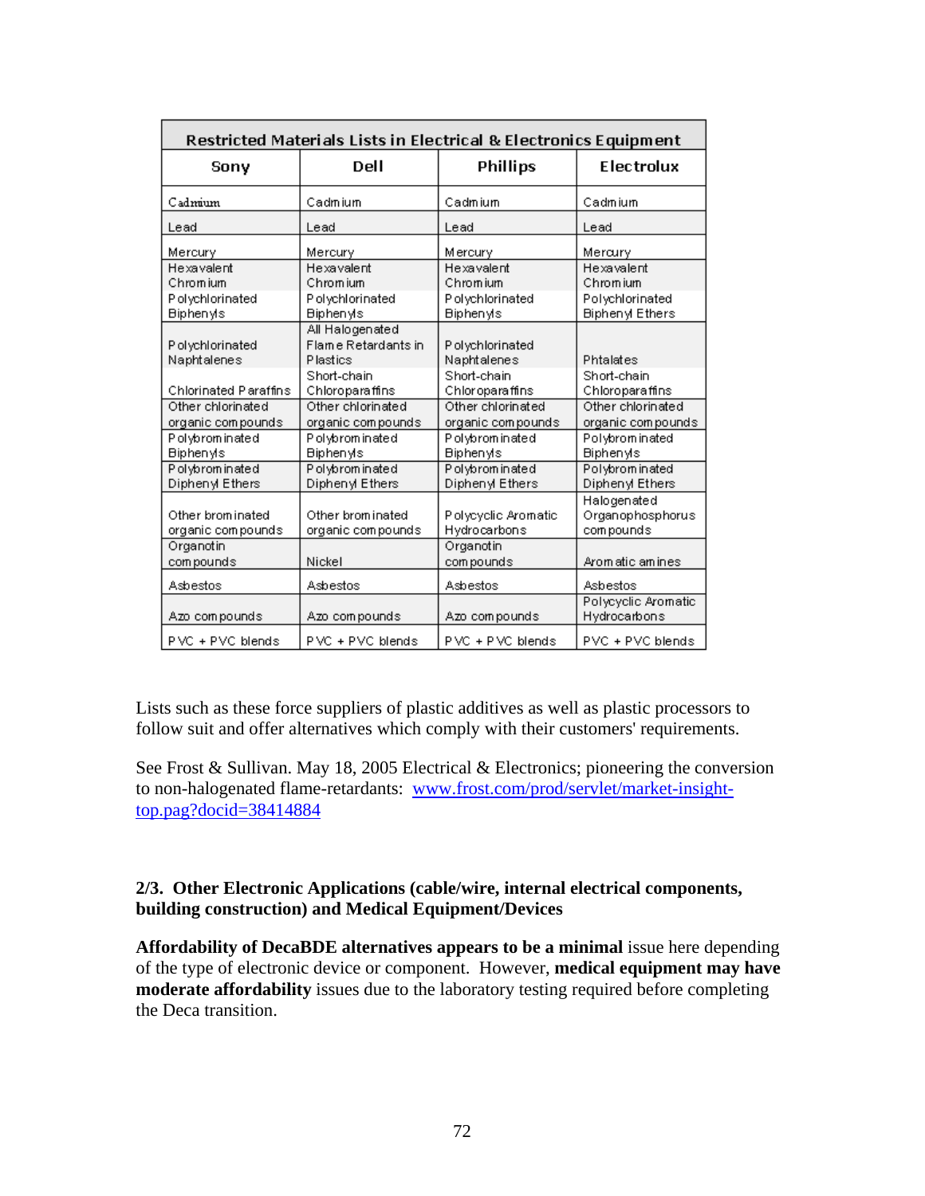| Restricted Materials Lists in Electrical & Electronics Equipment | | | |
|---|---|---|---|
| Sony | Dell | Phillips | Electrolux |
| Cadmium | Cadmium | Cadmium | Cadmium |
| Lead | Lead | Lead | Lead |
| Mercury | Mercury | Mercury | Mercury |
| Hexavalent Chromium | Hexavalent Chromium | Hexavalent Chromium | Hexavalent Chromium |
| Polychlorinated Biphenyls | Polychlorinated Biphenyls | Polychlorinated Biphenyls | Polychlorinated Biphenyl Ethers |
| Polychlorinated Naphtalenes | All Halogenated Flame Retardants in Plastics | Polychlorinated Naphtalenes | Phtalates |
| Chlorinated Paraffins | Short-chain Chloroparaffins | Short-chain Chloroparaffins | Short-chain Chloroparaffins |
| Other chlorinated organic compounds | Other chlorinated organic compounds | Other chlorinated organic compounds | Other chlorinated organic compounds |
| Polybrominated Biphenyls | Polybrominated Biphenyls | Polybrominated Biphenyls | Polybrominated Biphenyls |
| Polybrominated Diphenyl Ethers | Polybrominated Diphenyl Ethers | Polybrominated Diphenyl Ethers | Polybrominated Diphenyl Ethers |
| Other brominated organic compounds | Other brominated organic compounds | Polycyclic Aromatic Hydrocarbons | Halogenated Organophosphorus compounds |
| Organotin compounds | Nickel | Organotin compounds | Aromatic amines |
| Asbestos | Asbestos | Asbestos | Asbestos |
| Azo compounds | Azo compounds | Azo compounds | Polycyclic Aromatic Hydrocarbons |
| PVC + PVC blends | PVC + PVC blends | PVC + PVC blends | PVC + PVC blends |

Lists such as these force suppliers of plastic additives as well as plastic processors to follow suit and offer alternatives which comply with their customers' requirements.

See Frost & Sullivan. May 18, 2005 Electrical & Electronics; pioneering the conversion to non-halogenated flame-retardants: www.frost.com/prod/servlet/market-insight-top.pag?docid=38414884

### 2/3. Other Electronic Applications (cable/wire, internal electrical components, building construction) and Medical Equipment/Devices

**Affordability of DecaBDE alternatives appears to be a minimal** issue here depending of the type of electronic device or component. However, **medical equipment may have moderate affordability** issues due to the laboratory testing required before completing the Deca transition.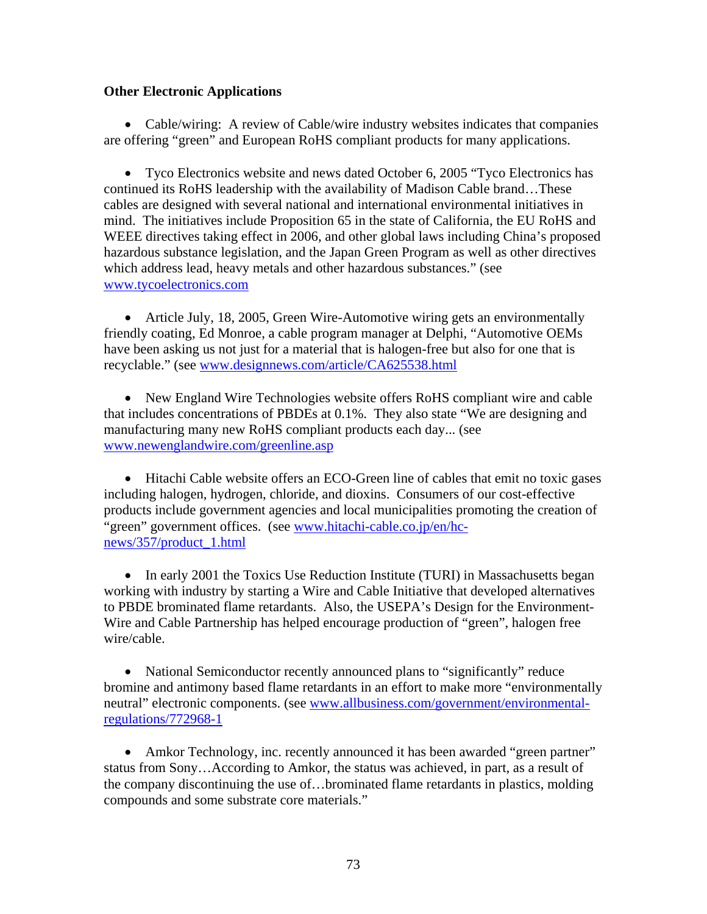**Other Electronic Applications**

- Cable/wiring: A review of Cable/wire industry websites indicates that companies are offering "green" and European RoHS compliant products for many applications.

- Tyco Electronics website and news dated October 6, 2005 "Tyco Electronics has continued its RoHS leadership with the availability of Madison Cable brand…These cables are designed with several national and international environmental initiatives in mind. The initiatives include Proposition 65 in the state of California, the EU RoHS and WEEE directives taking effect in 2006, and other global laws including China's proposed hazardous substance legislation, and the Japan Green Program as well as other directives which address lead, heavy metals and other hazardous substances." (see www.tycoelectronics.com

- Article July, 18, 2005, Green Wire-Automotive wiring gets an environmentally friendly coating, Ed Monroe, a cable program manager at Delphi, "Automotive OEMs have been asking us not just for a material that is halogen-free but also for one that is recyclable." (see www.designnews.com/article/CA625538.html

- New England Wire Technologies website offers RoHS compliant wire and cable that includes concentrations of PBDEs at 0.1%. They also state "We are designing and manufacturing many new RoHS compliant products each day... (see www.newenglandwire.com/greenline.asp

- Hitachi Cable website offers an ECO-Green line of cables that emit no toxic gases including halogen, hydrogen, chloride, and dioxins. Consumers of our cost-effective products include government agencies and local municipalities promoting the creation of "green" government offices. (see www.hitachi-cable.co.jp/en/hc-news/357/product_1.html

- In early 2001 the Toxics Use Reduction Institute (TURI) in Massachusetts began working with industry by starting a Wire and Cable Initiative that developed alternatives to PBDE brominated flame retardants. Also, the USEPA's Design for the Environment-Wire and Cable Partnership has helped encourage production of "green", halogen free wire/cable.

- National Semiconductor recently announced plans to "significantly" reduce bromine and antimony based flame retardants in an effort to make more "environmentally neutral" electronic components. (see www.allbusiness.com/government/environmental-regulations/772968-1

- Amkor Technology, inc. recently announced it has been awarded "green partner" status from Sony…According to Amkor, the status was achieved, in part, as a result of the company discontinuing the use of…brominated flame retardants in plastics, molding compounds and some substrate core materials."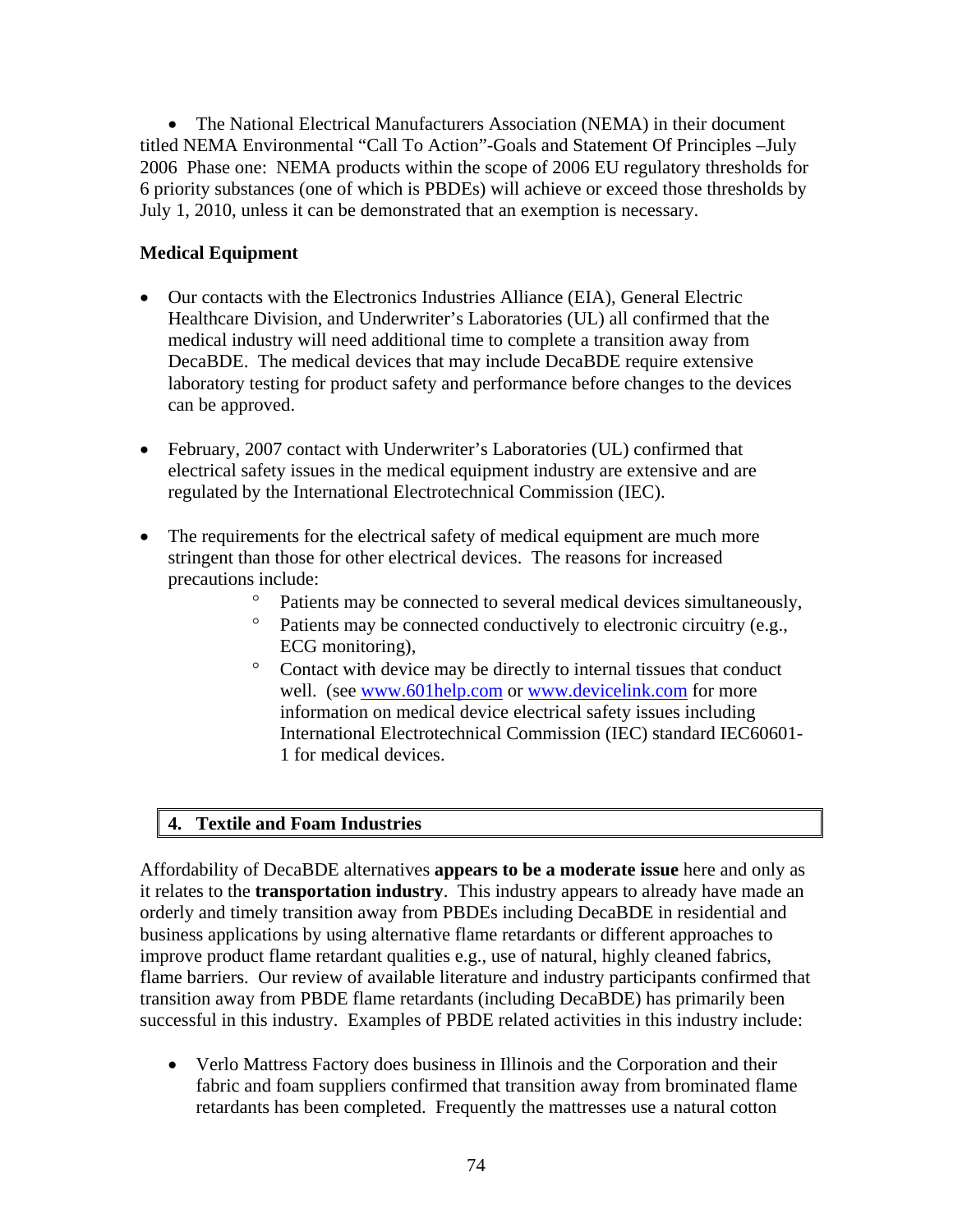- The National Electrical Manufacturers Association (NEMA) in their document titled NEMA Environmental "Call To Action"-Goals and Statement Of Principles –July 2006 Phase one: NEMA products within the scope of 2006 EU regulatory thresholds for 6 priority substances (one of which is PBDEs) will achieve or exceed those thresholds by July 1, 2010, unless it can be demonstrated that an exemption is necessary.

**Medical Equipment**

- Our contacts with the Electronics Industries Alliance (EIA), General Electric Healthcare Division, and Underwriter's Laboratories (UL) all confirmed that the medical industry will need additional time to complete a transition away from DecaBDE. The medical devices that may include DecaBDE require extensive laboratory testing for product safety and performance before changes to the devices can be approved.

- February, 2007 contact with Underwriter's Laboratories (UL) confirmed that electrical safety issues in the medical equipment industry are extensive and are regulated by the International Electrotechnical Commission (IEC).

- The requirements for the electrical safety of medical equipment are much more stringent than those for other electrical devices. The reasons for increased precautions include:
  - Patients may be connected to several medical devices simultaneously,
  - Patients may be connected conductively to electronic circuitry (e.g., ECG monitoring),
  - Contact with device may be directly to internal tissues that conduct well. (see www.601help.com or www.devicelink.com for more information on medical device electrical safety issues including International Electrotechnical Commission (IEC) standard IEC60601-1 for medical devices.

## 4. Textile and Foam Industries

Affordability of DecaBDE alternatives **appears to be a moderate issue** here and only as it relates to the **transportation industry**. This industry appears to already have made an orderly and timely transition away from PBDEs including DecaBDE in residential and business applications by using alternative flame retardants or different approaches to improve product flame retardant qualities e.g., use of natural, highly cleaned fabrics, flame barriers. Our review of available literature and industry participants confirmed that transition away from PBDE flame retardants (including DecaBDE) has primarily been successful in this industry. Examples of PBDE related activities in this industry include:

- Verlo Mattress Factory does business in Illinois and the Corporation and their fabric and foam suppliers confirmed that transition away from brominated flame retardants has been completed. Frequently the mattresses use a natural cotton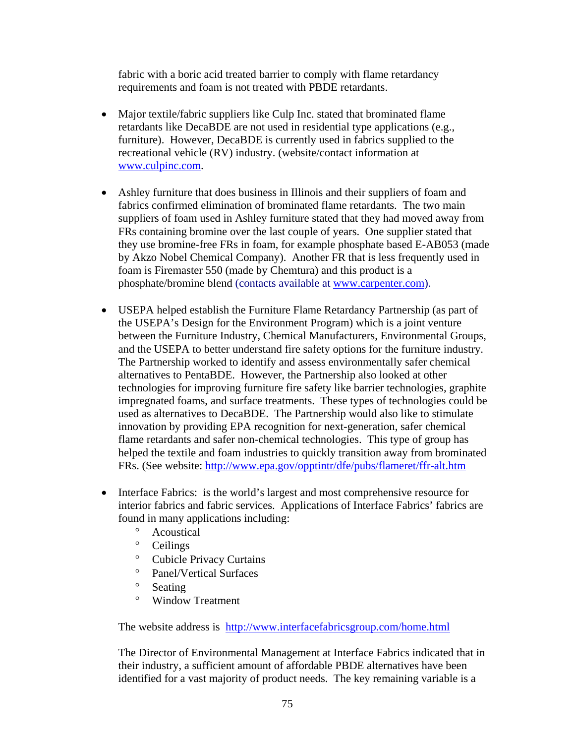fabric with a boric acid treated barrier to comply with flame retardancy requirements and foam is not treated with PBDE retardants.

- Major textile/fabric suppliers like Culp Inc. stated that brominated flame retardants like DecaBDE are not used in residential type applications (e.g., furniture). However, DecaBDE is currently used in fabrics supplied to the recreational vehicle (RV) industry. (website/contact information at www.culpinc.com.

- Ashley furniture that does business in Illinois and their suppliers of foam and fabrics confirmed elimination of brominated flame retardants. The two main suppliers of foam used in Ashley furniture stated that they had moved away from FRs containing bromine over the last couple of years. One supplier stated that they use bromine-free FRs in foam, for example phosphate based E-AB053 (made by Akzo Nobel Chemical Company). Another FR that is less frequently used in foam is Firemaster 550 (made by Chemtura) and this product is a phosphate/bromine blend (contacts available at www.carpenter.com).

- USEPA helped establish the Furniture Flame Retardancy Partnership (as part of the USEPA's Design for the Environment Program) which is a joint venture between the Furniture Industry, Chemical Manufacturers, Environmental Groups, and the USEPA to better understand fire safety options for the furniture industry. The Partnership worked to identify and assess environmentally safer chemical alternatives to PentaBDE. However, the Partnership also looked at other technologies for improving furniture fire safety like barrier technologies, graphite impregnated foams, and surface treatments. These types of technologies could be used as alternatives to DecaBDE. The Partnership would also like to stimulate innovation by providing EPA recognition for next-generation, safer chemical flame retardants and safer non-chemical technologies. This type of group has helped the textile and foam industries to quickly transition away from brominated FRs. (See website: http://www.epa.gov/opptintr/dfe/pubs/flameret/ffr-alt.htm

- Interface Fabrics: is the world's largest and most comprehensive resource for interior fabrics and fabric services. Applications of Interface Fabrics' fabrics are found in many applications including:
  - Acoustical
  - Ceilings
  - Cubicle Privacy Curtains
  - Panel/Vertical Surfaces
  - Seating
  - Window Treatment

  The website address is http://www.interfacefabricsgroup.com/home.html

  The Director of Environmental Management at Interface Fabrics indicated that in their industry, a sufficient amount of affordable PBDE alternatives have been identified for a vast majority of product needs. The key remaining variable is a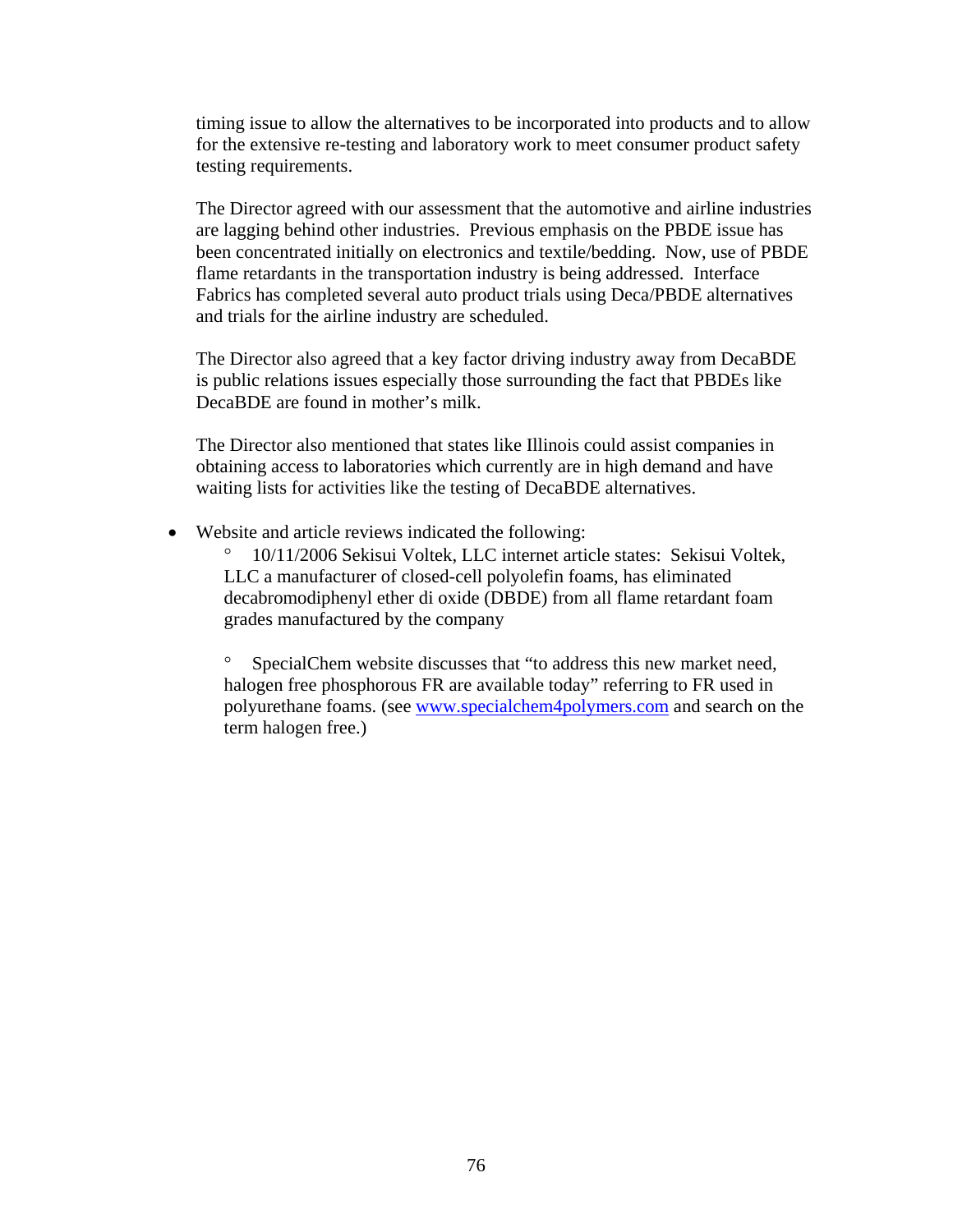timing issue to allow the alternatives to be incorporated into products and to allow for the extensive re-testing and laboratory work to meet consumer product safety testing requirements.

The Director agreed with our assessment that the automotive and airline industries are lagging behind other industries. Previous emphasis on the PBDE issue has been concentrated initially on electronics and textile/bedding. Now, use of PBDE flame retardants in the transportation industry is being addressed. Interface Fabrics has completed several auto product trials using Deca/PBDE alternatives and trials for the airline industry are scheduled.

The Director also agreed that a key factor driving industry away from DecaBDE is public relations issues especially those surrounding the fact that PBDEs like DecaBDE are found in mother's milk.

The Director also mentioned that states like Illinois could assist companies in obtaining access to laboratories which currently are in high demand and have waiting lists for activities like the testing of DecaBDE alternatives.

- Website and article reviews indicated the following:
  - 10/11/2006 Sekisui Voltek, LLC internet article states: Sekisui Voltek, LLC a manufacturer of closed-cell polyolefin foams, has eliminated decabromodiphenyl ether di oxide (DBDE) from all flame retardant foam grades manufactured by the company
  - SpecialChem website discusses that "to address this new market need, halogen free phosphorous FR are available today" referring to FR used in polyurethane foams. (see www.specialchem4polymers.com and search on the term halogen free.)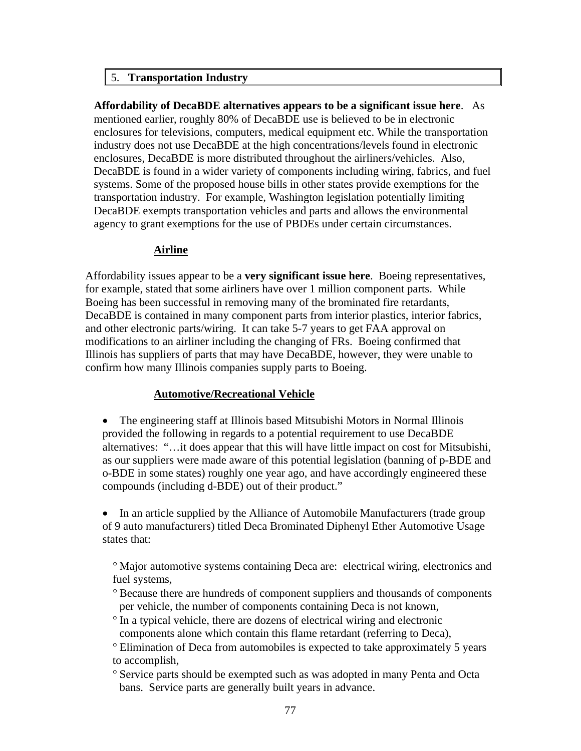## 5. **Transportation Industry**

**Affordability of DecaBDE alternatives appears to be a significant issue here**. As mentioned earlier, roughly 80% of DecaBDE use is believed to be in electronic enclosures for televisions, computers, medical equipment etc. While the transportation industry does not use DecaBDE at the high concentrations/levels found in electronic enclosures, DecaBDE is more distributed throughout the airliners/vehicles. Also, DecaBDE is found in a wider variety of components including wiring, fabrics, and fuel systems. Some of the proposed house bills in other states provide exemptions for the transportation industry. For example, Washington legislation potentially limiting DecaBDE exempts transportation vehicles and parts and allows the environmental agency to grant exemptions for the use of PBDEs under certain circumstances.

### Airline

Affordability issues appear to be a **very significant issue here**. Boeing representatives, for example, stated that some airliners have over 1 million component parts. While Boeing has been successful in removing many of the brominated fire retardants, DecaBDE is contained in many component parts from interior plastics, interior fabrics, and other electronic parts/wiring. It can take 5-7 years to get FAA approval on modifications to an airliner including the changing of FRs. Boeing confirmed that Illinois has suppliers of parts that may have DecaBDE, however, they were unable to confirm how many Illinois companies supply parts to Boeing.

### Automotive/Recreational Vehicle

- The engineering staff at Illinois based Mitsubishi Motors in Normal Illinois provided the following in regards to a potential requirement to use DecaBDE alternatives: "…it does appear that this will have little impact on cost for Mitsubishi, as our suppliers were made aware of this potential legislation (banning of p-BDE and o-BDE in some states) roughly one year ago, and have accordingly engineered these compounds (including d-BDE) out of their product."

- In an article supplied by the Alliance of Automobile Manufacturers (trade group of 9 auto manufacturers) titled Deca Brominated Diphenyl Ether Automotive Usage states that:
  - Major automotive systems containing Deca are: electrical wiring, electronics and fuel systems,
  - Because there are hundreds of component suppliers and thousands of components per vehicle, the number of components containing Deca is not known,
  - In a typical vehicle, there are dozens of electrical wiring and electronic components alone which contain this flame retardant (referring to Deca),
  - Elimination of Deca from automobiles is expected to take approximately 5 years to accomplish,
  - Service parts should be exempted such as was adopted in many Penta and Octa bans. Service parts are generally built years in advance.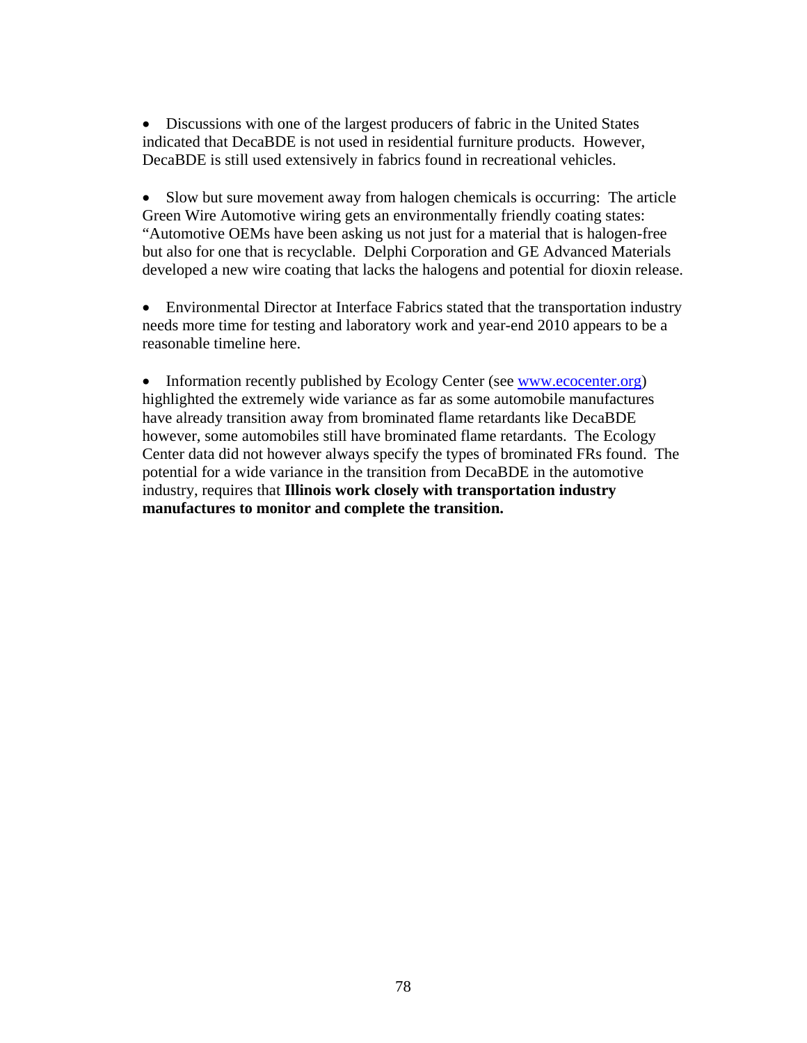- Discussions with one of the largest producers of fabric in the United States indicated that DecaBDE is not used in residential furniture products. However, DecaBDE is still used extensively in fabrics found in recreational vehicles.

- Slow but sure movement away from halogen chemicals is occurring: The article Green Wire Automotive wiring gets an environmentally friendly coating states: “Automotive OEMs have been asking us not just for a material that is halogen-free but also for one that is recyclable. Delphi Corporation and GE Advanced Materials developed a new wire coating that lacks the halogens and potential for dioxin release.

- Environmental Director at Interface Fabrics stated that the transportation industry needs more time for testing and laboratory work and year-end 2010 appears to be a reasonable timeline here.

- Information recently published by Ecology Center (see [www.ecocenter.org](http://www.ecocenter.org)) highlighted the extremely wide variance as far as some automobile manufactures have already transition away from brominated flame retardants like DecaBDE however, some automobiles still have brominated flame retardants. The Ecology Center data did not however always specify the types of brominated FRs found. The potential for a wide variance in the transition from DecaBDE in the automotive industry, requires that **Illinois work closely with transportation industry manufactures to monitor and complete the transition.**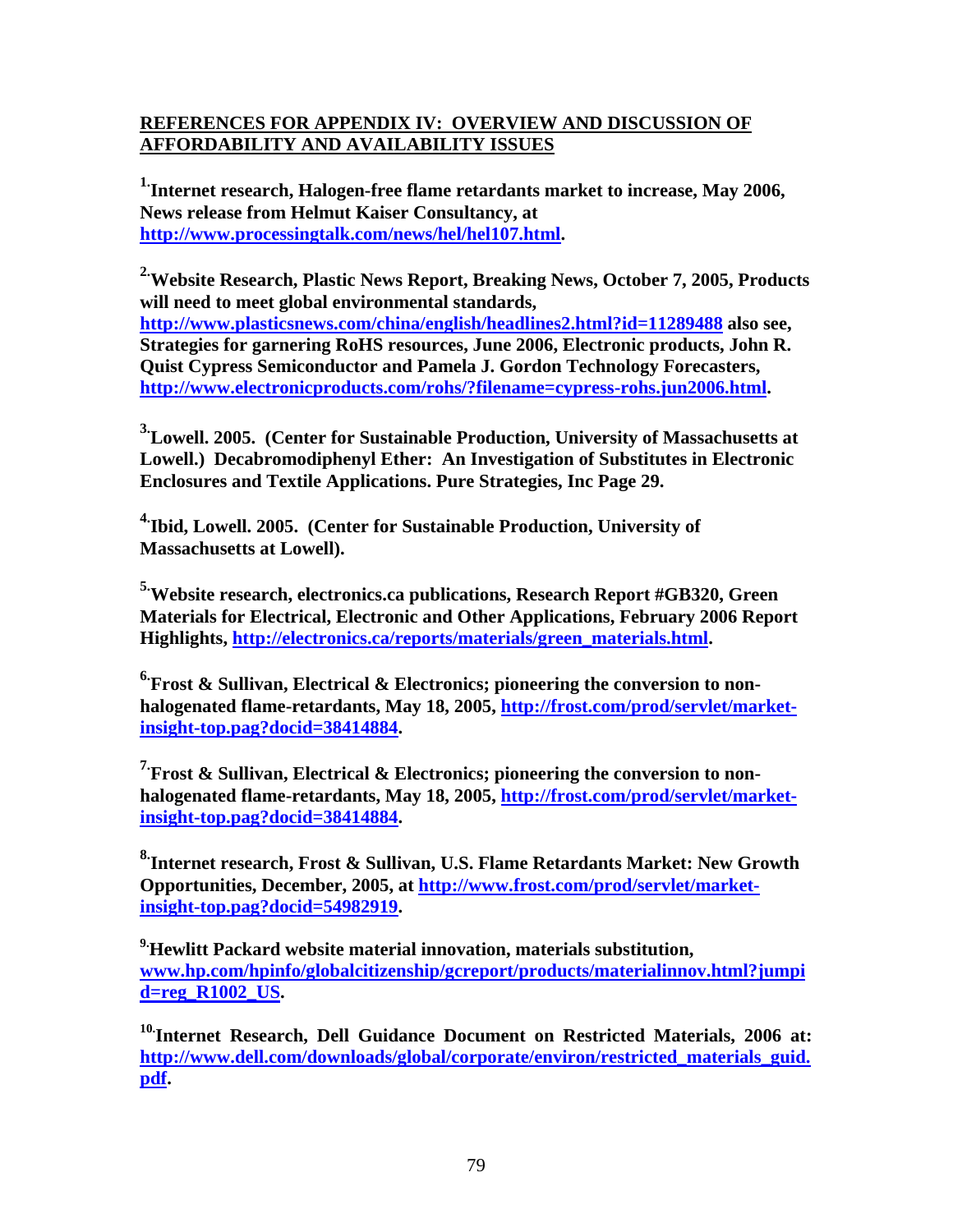**REFERENCES FOR APPENDIX IV: OVERVIEW AND DISCUSSION OF AFFORDABILITY AND AVAILABILITY ISSUES**

**[1.] Internet research, Halogen-free flame retardants market to increase, May 2006, News release from Helmut Kaiser Consultancy, at http://www.processingtalk.com/news/hel/hel107.html.**

**[2.] Website Research, Plastic News Report, Breaking News, October 7, 2005, Products will need to meet global environmental standards, http://www.plasticsnews.com/china/english/headlines2.html?id=11289488 also see, Strategies for garnering RoHS resources, June 2006, Electronic products, John R. Quist Cypress Semiconductor and Pamela J. Gordon Technology Forecasters, http://www.electronicproducts.com/rohs/?filename=cypress-rohs.jun2006.html.**

**[3.] Lowell. 2005. (Center for Sustainable Production, University of Massachusetts at Lowell.) Decabromodiphenyl Ether: An Investigation of Substitutes in Electronic Enclosures and Textile Applications. Pure Strategies, Inc Page 29.**

**[4.] Ibid, Lowell. 2005. (Center for Sustainable Production, University of Massachusetts at Lowell).**

**[5.] Website research, electronics.ca publications, Research Report #GB320, Green Materials for Electrical, Electronic and Other Applications, February 2006 Report Highlights, http://electronics.ca/reports/materials/green_materials.html.**

**[6.] Frost & Sullivan, Electrical & Electronics; pioneering the conversion to non-halogenated flame-retardants, May 18, 2005, http://frost.com/prod/servlet/market-insight-top.pag?docid=38414884.**

**[7.] Frost & Sullivan, Electrical & Electronics; pioneering the conversion to non-halogenated flame-retardants, May 18, 2005, http://frost.com/prod/servlet/market-insight-top.pag?docid=38414884.**

**[8.] Internet research, Frost & Sullivan, U.S. Flame Retardants Market: New Growth Opportunities, December, 2005, at http://www.frost.com/prod/servlet/market-insight-top.pag?docid=54982919.**

**[9.] Hewlitt Packard website material innovation, materials substitution, www.hp.com/hpinfo/globalcitizenship/gcreport/products/materialinnov.html?jumpid=reg_R1002_US.**

**[10.] Internet Research, Dell Guidance Document on Restricted Materials, 2006 at: http://www.dell.com/downloads/global/corporate/environ/restricted_materials_guid.pdf.**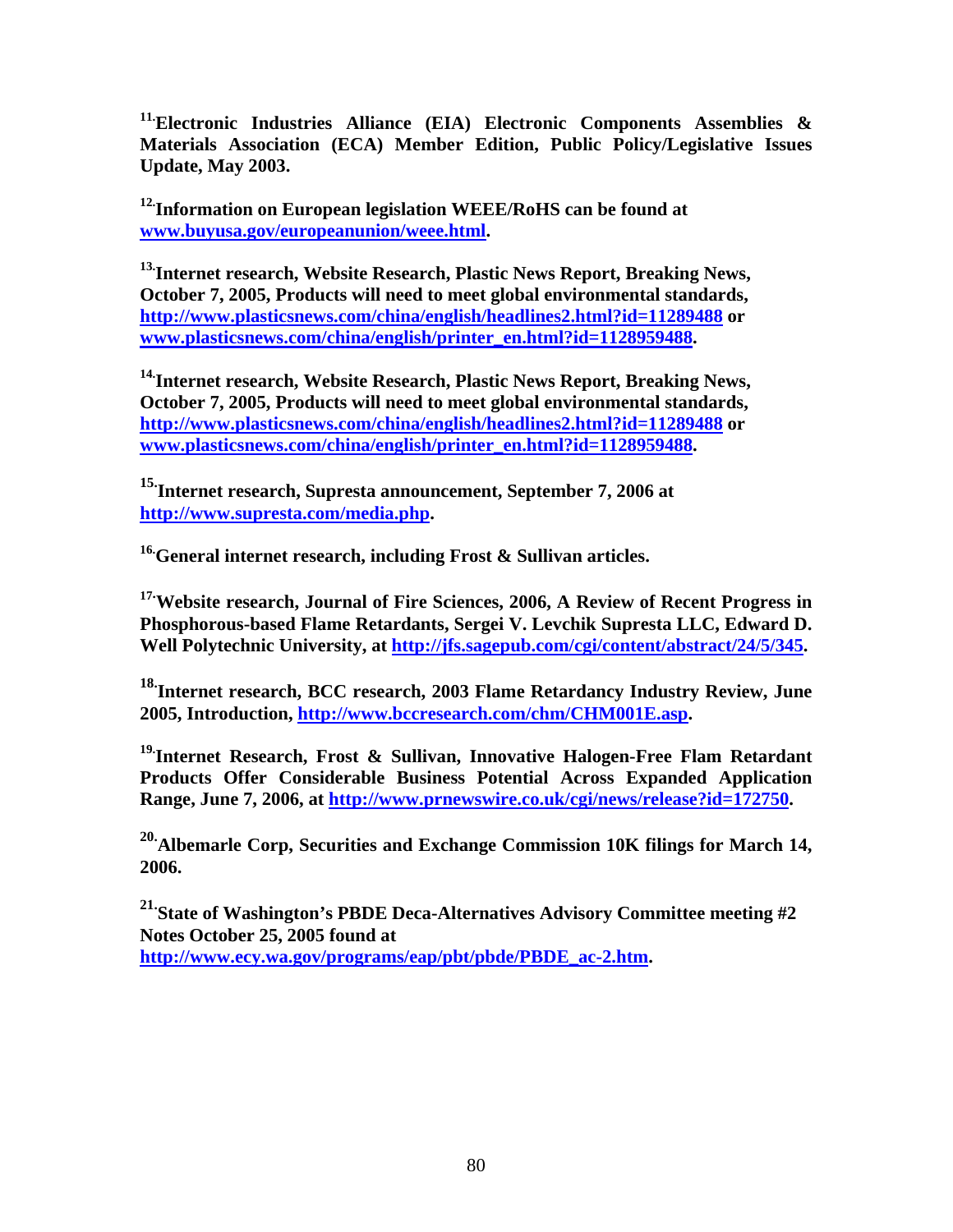**[11.]Electronic Industries Alliance (EIA) Electronic Components Assemblies & Materials Association (ECA) Member Edition, Public Policy/Legislative Issues Update, May 2003.**

**[12.]Information on European legislation WEEE/RoHS can be found at [www.buyusa.gov/europeanunion/weee.html](www.buyusa.gov/europeanunion/weee.html).**

**[13.]Internet research, Website Research, Plastic News Report, Breaking News, October 7, 2005, Products will need to meet global environmental standards, [http://www.plasticsnews.com/china/english/headlines2.html?id=11289488](http://www.plasticsnews.com/china/english/headlines2.html?id=11289488) or [www.plasticsnews.com/china/english/printer_en.html?id=1128959488](www.plasticsnews.com/china/english/printer_en.html?id=1128959488).**

**[14.]Internet research, Website Research, Plastic News Report, Breaking News, October 7, 2005, Products will need to meet global environmental standards, [http://www.plasticsnews.com/china/english/headlines2.html?id=11289488](http://www.plasticsnews.com/china/english/headlines2.html?id=11289488) or [www.plasticsnews.com/china/english/printer_en.html?id=1128959488](www.plasticsnews.com/china/english/printer_en.html?id=1128959488).**

**[15.]Internet research, Supresta announcement, September 7, 2006 at [http://www.supresta.com/media.php](http://www.supresta.com/media.php).**

**[16.]General internet research, including Frost & Sullivan articles.**

**[17.]Website research, Journal of Fire Sciences, 2006, A Review of Recent Progress in Phosphorous-based Flame Retardants, Sergei V. Levchik Supresta LLC, Edward D. Well Polytechnic University, at [http://jfs.sagepub.com/cgi/content/abstract/24/5/345](http://jfs.sagepub.com/cgi/content/abstract/24/5/345).**

**[18.]Internet research, BCC research, 2003 Flame Retardancy Industry Review, June 2005, Introduction, [http://www.bccresearch.com/chm/CHM001E.asp](http://www.bccresearch.com/chm/CHM001E.asp).**

**[19.]Internet Research, Frost & Sullivan, Innovative Halogen-Free Flam Retardant Products Offer Considerable Business Potential Across Expanded Application Range, June 7, 2006, at [http://www.prnewswire.co.uk/cgi/news/release?id=172750](http://www.prnewswire.co.uk/cgi/news/release?id=172750).**

**[20.]Albemarle Corp, Securities and Exchange Commission 10K filings for March 14, 2006.**

**[21.]State of Washington's PBDE Deca-Alternatives Advisory Committee meeting #2 Notes October 25, 2005 found at [http://www.ecy.wa.gov/programs/eap/pbt/pbde/PBDE_ac-2.htm](http://www.ecy.wa.gov/programs/eap/pbt/pbde/PBDE_ac-2.htm).**